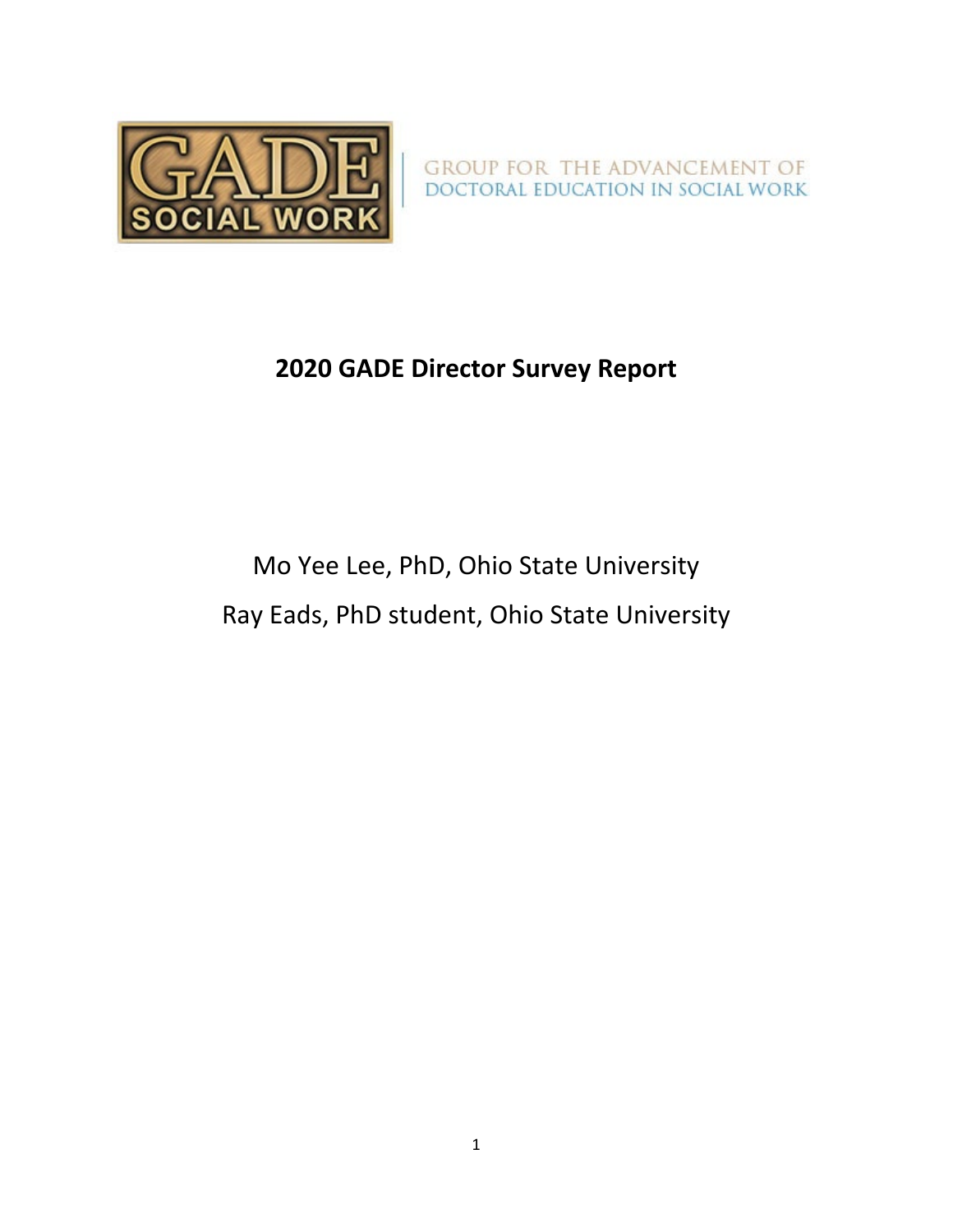GADE SOCIAL WORK

GROUP FOR THE ADVANCEMENT OF DOCTORAL EDUCATION IN SOCIAL WORK

# 2020 GADE Director Survey Report

Mo Yee Lee, PhD, Ohio State University

Ray Eads, PhD student, Ohio State University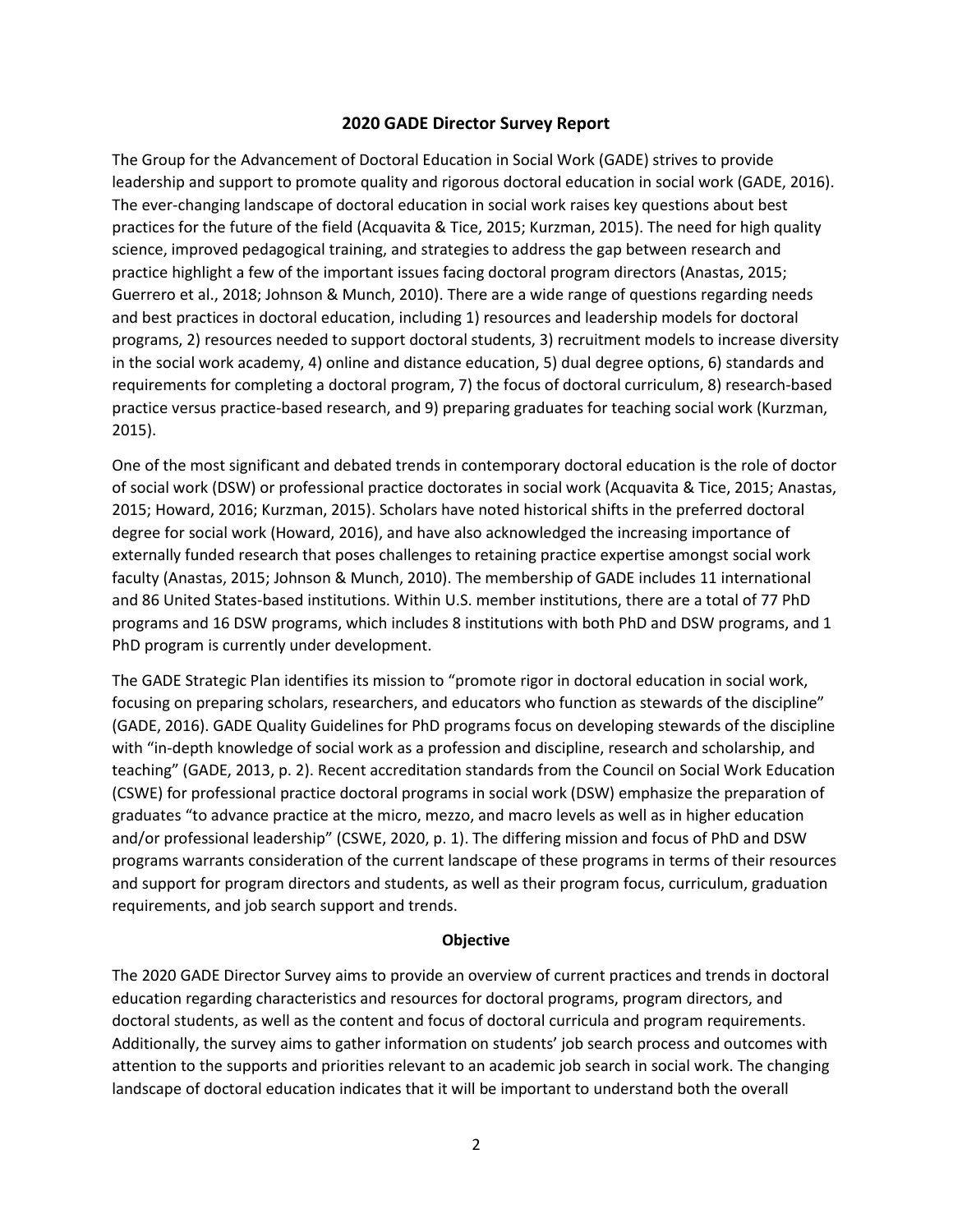# 2020 GADE Director Survey Report

The Group for the Advancement of Doctoral Education in Social Work (GADE) strives to provide leadership and support to promote quality and rigorous doctoral education in social work (GADE, 2016). The ever-changing landscape of doctoral education in social work raises key questions about best practices for the future of the field (Acquavita & Tice, 2015; Kurzman, 2015). The need for high quality science, improved pedagogical training, and strategies to address the gap between research and practice highlight a few of the important issues facing doctoral program directors (Anastas, 2015; Guerrero et al., 2018; Johnson & Munch, 2010). There are a wide range of questions regarding needs and best practices in doctoral education, including 1) resources and leadership models for doctoral programs, 2) resources needed to support doctoral students, 3) recruitment models to increase diversity in the social work academy, 4) online and distance education, 5) dual degree options, 6) standards and requirements for completing a doctoral program, 7) the focus of doctoral curriculum, 8) research-based practice versus practice-based research, and 9) preparing graduates for teaching social work (Kurzman, 2015).

One of the most significant and debated trends in contemporary doctoral education is the role of doctor of social work (DSW) or professional practice doctorates in social work (Acquavita & Tice, 2015; Anastas, 2015; Howard, 2016; Kurzman, 2015). Scholars have noted historical shifts in the preferred doctoral degree for social work (Howard, 2016), and have also acknowledged the increasing importance of externally funded research that poses challenges to retaining practice expertise amongst social work faculty (Anastas, 2015; Johnson & Munch, 2010). The membership of GADE includes 11 international and 86 United States-based institutions. Within U.S. member institutions, there are a total of 77 PhD programs and 16 DSW programs, which includes 8 institutions with both PhD and DSW programs, and 1 PhD program is currently under development.

The GADE Strategic Plan identifies its mission to "promote rigor in doctoral education in social work, focusing on preparing scholars, researchers, and educators who function as stewards of the discipline" (GADE, 2016). GADE Quality Guidelines for PhD programs focus on developing stewards of the discipline with "in-depth knowledge of social work as a profession and discipline, research and scholarship, and teaching" (GADE, 2013, p. 2). Recent accreditation standards from the Council on Social Work Education (CSWE) for professional practice doctoral programs in social work (DSW) emphasize the preparation of graduates "to advance practice at the micro, mezzo, and macro levels as well as in higher education and/or professional leadership" (CSWE, 2020, p. 1). The differing mission and focus of PhD and DSW programs warrants consideration of the current landscape of these programs in terms of their resources and support for program directors and students, as well as their program focus, curriculum, graduation requirements, and job search support and trends.

## Objective

The 2020 GADE Director Survey aims to provide an overview of current practices and trends in doctoral education regarding characteristics and resources for doctoral programs, program directors, and doctoral students, as well as the content and focus of doctoral curricula and program requirements. Additionally, the survey aims to gather information on students' job search process and outcomes with attention to the supports and priorities relevant to an academic job search in social work. The changing landscape of doctoral education indicates that it will be important to understand both the overall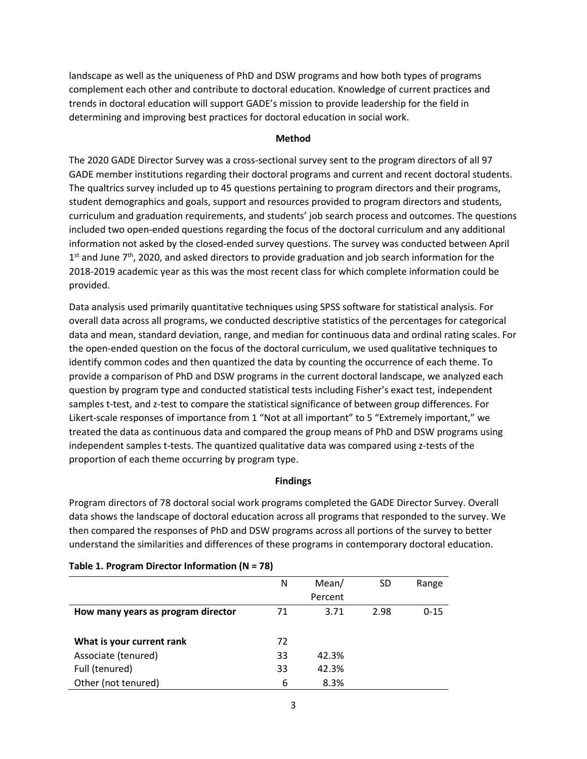landscape as well as the uniqueness of PhD and DSW programs and how both types of programs complement each other and contribute to doctoral education. Knowledge of current practices and trends in doctoral education will support GADE's mission to provide leadership for the field in determining and improving best practices for doctoral education in social work.

## Method

The 2020 GADE Director Survey was a cross-sectional survey sent to the program directors of all 97 GADE member institutions regarding their doctoral programs and current and recent doctoral students. The qualtrics survey included up to 45 questions pertaining to program directors and their programs, student demographics and goals, support and resources provided to program directors and students, curriculum and graduation requirements, and students' job search process and outcomes. The questions included two open-ended questions regarding the focus of the doctoral curriculum and any additional information not asked by the closed-ended survey questions. The survey was conducted between April 1st and June 7th, 2020, and asked directors to provide graduation and job search information for the 2018-2019 academic year as this was the most recent class for which complete information could be provided.

Data analysis used primarily quantitative techniques using SPSS software for statistical analysis. For overall data across all programs, we conducted descriptive statistics of the percentages for categorical data and mean, standard deviation, range, and median for continuous data and ordinal rating scales. For the open-ended question on the focus of the doctoral curriculum, we used qualitative techniques to identify common codes and then quantized the data by counting the occurrence of each theme. To provide a comparison of PhD and DSW programs in the current doctoral landscape, we analyzed each question by program type and conducted statistical tests including Fisher's exact test, independent samples t-test, and z-test to compare the statistical significance of between group differences. For Likert-scale responses of importance from 1 "Not at all important" to 5 "Extremely important," we treated the data as continuous data and compared the group means of PhD and DSW programs using independent samples t-tests. The quantized qualitative data was compared using z-tests of the proportion of each theme occurring by program type.

## Findings

Program directors of 78 doctoral social work programs completed the GADE Director Survey. Overall data shows the landscape of doctoral education across all programs that responded to the survey. We then compared the responses of PhD and DSW programs across all portions of the survey to better understand the similarities and differences of these programs in contemporary doctoral education.

**Table 1. Program Director Information (N = 78)**

| | N | Mean/ Percent | SD | Range |
|---|---|---|---|---|
| **How many years as program director** | 71 | 3.71 | 2.98 | 0-15 |
| | | | | |
| **What is your current rank** | 72 | | | |
| Associate (tenured) | 33 | 42.3% | | |
| Full (tenured) | 33 | 42.3% | | |
| Other (not tenured) | 6 | 8.3% | | |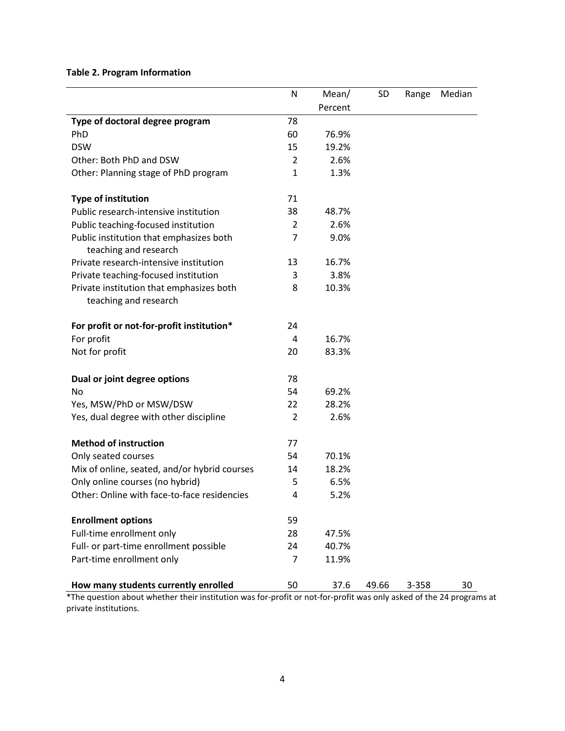**Table 2. Program Information**

| | N | Mean/ Percent | SD | Range | Median |
|---|---|---|---|---|---|
| **Type of doctoral degree program** | 78 | | | | |
| PhD | 60 | 76.9% | | | |
| DSW | 15 | 19.2% | | | |
| Other: Both PhD and DSW | 2 | 2.6% | | | |
| Other: Planning stage of PhD program | 1 | 1.3% | | | |
| | | | | | |
| **Type of institution** | 71 | | | | |
| Public research-intensive institution | 38 | 48.7% | | | |
| Public teaching-focused institution | 2 | 2.6% | | | |
| Public institution that emphasizes both teaching and research | 7 | 9.0% | | | |
| Private research-intensive institution | 13 | 16.7% | | | |
| Private teaching-focused institution | 3 | 3.8% | | | |
| Private institution that emphasizes both teaching and research | 8 | 10.3% | | | |
| | | | | | |
| **For profit or not-for-profit institution*** | 24 | | | | |
| For profit | 4 | 16.7% | | | |
| Not for profit | 20 | 83.3% | | | |
| | | | | | |
| **Dual or joint degree options** | 78 | | | | |
| No | 54 | 69.2% | | | |
| Yes, MSW/PhD or MSW/DSW | 22 | 28.2% | | | |
| Yes, dual degree with other discipline | 2 | 2.6% | | | |
| | | | | | |
| **Method of instruction** | 77 | | | | |
| Only seated courses | 54 | 70.1% | | | |
| Mix of online, seated, and/or hybrid courses | 14 | 18.2% | | | |
| Only online courses (no hybrid) | 5 | 6.5% | | | |
| Other: Online with face-to-face residencies | 4 | 5.2% | | | |
| | | | | | |
| **Enrollment options** | 59 | | | | |
| Full-time enrollment only | 28 | 47.5% | | | |
| Full- or part-time enrollment possible | 24 | 40.7% | | | |
| Part-time enrollment only | 7 | 11.9% | | | |
| | | | | | |
| **How many students currently enrolled** | 50 | 37.6 | 49.66 | 3-358 | 30 |

*The question about whether their institution was for-profit or not-for-profit was only asked of the 24 programs at private institutions.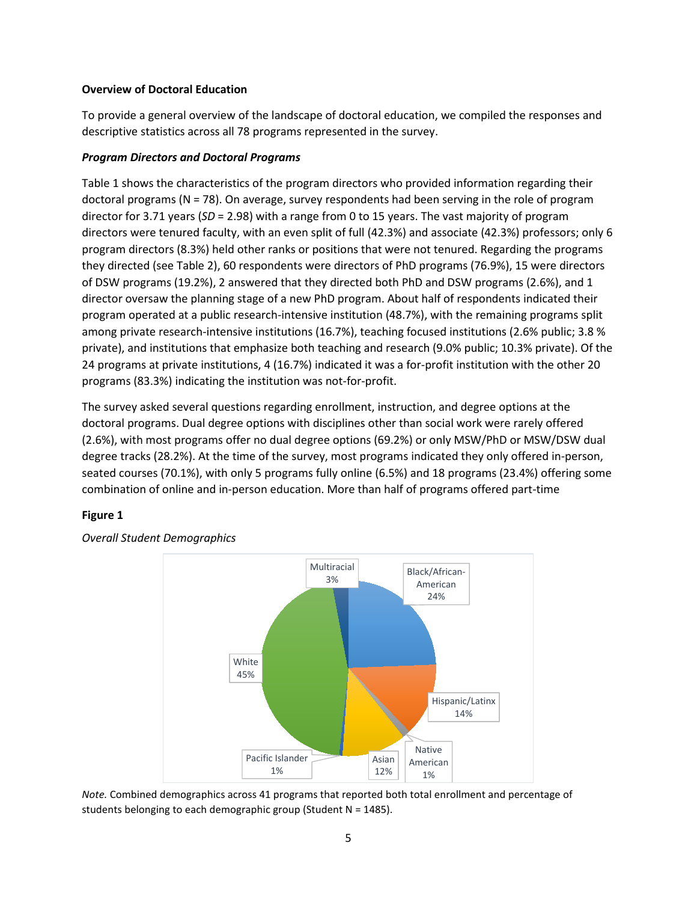**Overview of Doctoral Education**

To provide a general overview of the landscape of doctoral education, we compiled the responses and descriptive statistics across all 78 programs represented in the survey.

***Program Directors and Doctoral Programs***

Table 1 shows the characteristics of the program directors who provided information regarding their doctoral programs (N = 78). On average, survey respondents had been serving in the role of program director for 3.71 years (*SD* = 2.98) with a range from 0 to 15 years. The vast majority of program directors were tenured faculty, with an even split of full (42.3%) and associate (42.3%) professors; only 6 program directors (8.3%) held other ranks or positions that were not tenured. Regarding the programs they directed (see Table 2), 60 respondents were directors of PhD programs (76.9%), 15 were directors of DSW programs (19.2%), 2 answered that they directed both PhD and DSW programs (2.6%), and 1 director oversaw the planning stage of a new PhD program. About half of respondents indicated their program operated at a public research-intensive institution (48.7%), with the remaining programs split among private research-intensive institutions (16.7%), teaching focused institutions (2.6% public; 3.8 % private), and institutions that emphasize both teaching and research (9.0% public; 10.3% private). Of the 24 programs at private institutions, 4 (16.7%) indicated it was a for-profit institution with the other 20 programs (83.3%) indicating the institution was not-for-profit.

The survey asked several questions regarding enrollment, instruction, and degree options at the doctoral programs. Dual degree options with disciplines other than social work were rarely offered (2.6%), with most programs offer no dual degree options (69.2%) or only MSW/PhD or MSW/DSW dual degree tracks (28.2%). At the time of the survey, most programs indicated they only offered in-person, seated courses (70.1%), with only 5 programs fully online (6.5%) and 18 programs (23.4%) offering some combination of online and in-person education. More than half of programs offered part-time

**Figure 1**

*Overall Student Demographics*

| Group | Percentage |
|---|---|
| Black/African-American | 24% |
| Hispanic/Latinx | 14% |
| Native American | 1% |
| Asian | 12% |
| Pacific Islander | 1% |
| White | 45% |
| Multiracial | 3% |

*Note.* Combined demographics across 41 programs that reported both total enrollment and percentage of students belonging to each demographic group (Student N = 1485).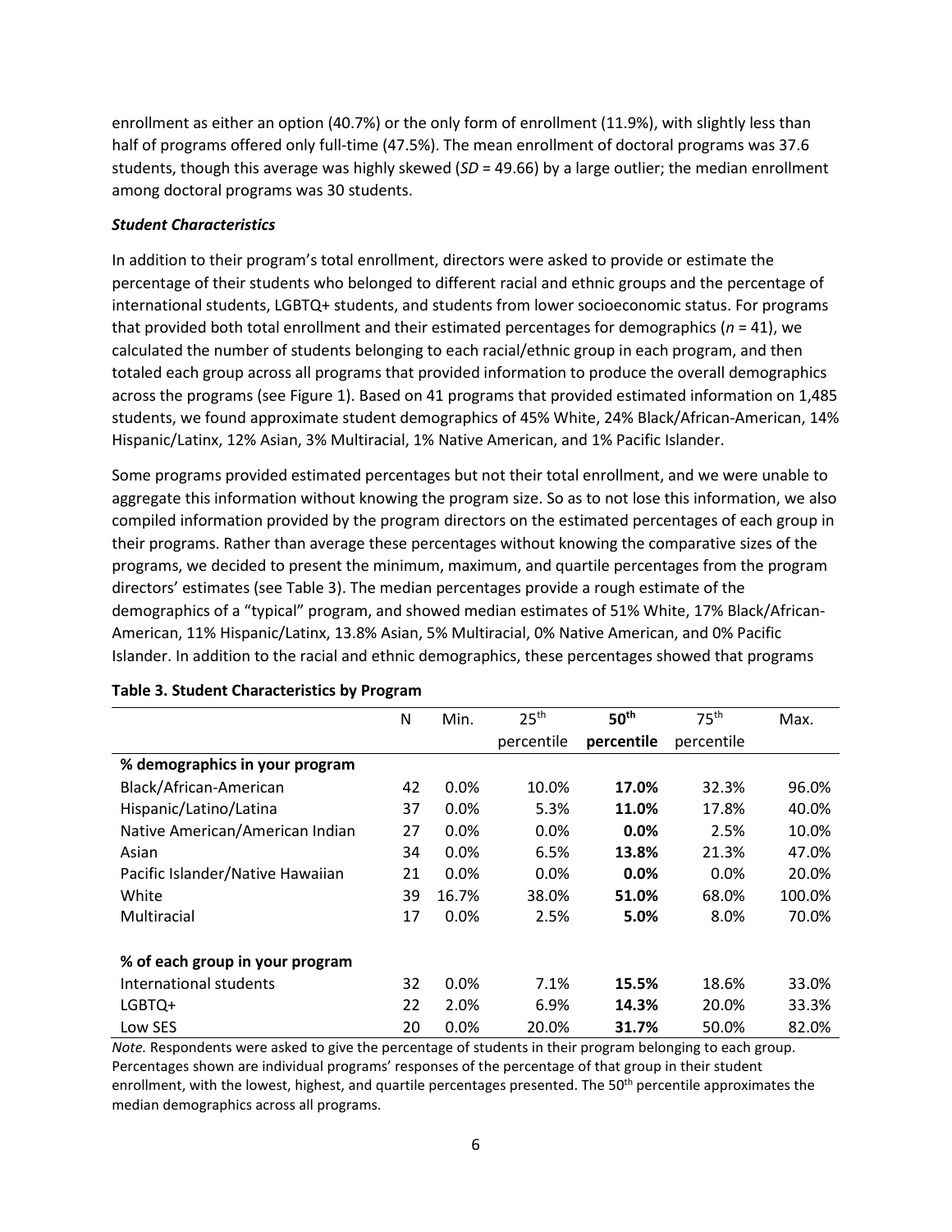enrollment as either an option (40.7%) or the only form of enrollment (11.9%), with slightly less than half of programs offered only full-time (47.5%). The mean enrollment of doctoral programs was 37.6 students, though this average was highly skewed (*SD* = 49.66) by a large outlier; the median enrollment among doctoral programs was 30 students.

### *Student Characteristics*

In addition to their program's total enrollment, directors were asked to provide or estimate the percentage of their students who belonged to different racial and ethnic groups and the percentage of international students, LGBTQ+ students, and students from lower socioeconomic status. For programs that provided both total enrollment and their estimated percentages for demographics (*n* = 41), we calculated the number of students belonging to each racial/ethnic group in each program, and then totaled each group across all programs that provided information to produce the overall demographics across the programs (see Figure 1). Based on 41 programs that provided estimated information on 1,485 students, we found approximate student demographics of 45% White, 24% Black/African-American, 14% Hispanic/Latinx, 12% Asian, 3% Multiracial, 1% Native American, and 1% Pacific Islander.

Some programs provided estimated percentages but not their total enrollment, and we were unable to aggregate this information without knowing the program size. So as to not lose this information, we also compiled information provided by the program directors on the estimated percentages of each group in their programs. Rather than average these percentages without knowing the comparative sizes of the programs, we decided to present the minimum, maximum, and quartile percentages from the program directors' estimates (see Table 3). The median percentages provide a rough estimate of the demographics of a "typical" program, and showed median estimates of 51% White, 17% Black/African-American, 11% Hispanic/Latinx, 13.8% Asian, 5% Multiracial, 0% Native American, and 0% Pacific Islander. In addition to the racial and ethnic demographics, these percentages showed that programs

**Table 3. Student Characteristics by Program**

| | N | Min. | 25th percentile | **50th percentile** | 75th percentile | Max. |
|---|---|---|---|---|---|---|
| **% demographics in your program** | | | | | | |
| Black/African-American | 42 | 0.0% | 10.0% | **17.0%** | 32.3% | 96.0% |
| Hispanic/Latino/Latina | 37 | 0.0% | 5.3% | **11.0%** | 17.8% | 40.0% |
| Native American/American Indian | 27 | 0.0% | 0.0% | **0.0%** | 2.5% | 10.0% |
| Asian | 34 | 0.0% | 6.5% | **13.8%** | 21.3% | 47.0% |
| Pacific Islander/Native Hawaiian | 21 | 0.0% | 0.0% | **0.0%** | 0.0% | 20.0% |
| White | 39 | 16.7% | 38.0% | **51.0%** | 68.0% | 100.0% |
| Multiracial | 17 | 0.0% | 2.5% | **5.0%** | 8.0% | 70.0% |
| **% of each group in your program** | | | | | | |
| International students | 32 | 0.0% | 7.1% | **15.5%** | 18.6% | 33.0% |
| LGBTQ+ | 22 | 2.0% | 6.9% | **14.3%** | 20.0% | 33.3% |
| Low SES | 20 | 0.0% | 20.0% | **31.7%** | 50.0% | 82.0% |

*Note.* Respondents were asked to give the percentage of students in their program belonging to each group. Percentages shown are individual programs' responses of the percentage of that group in their student enrollment, with the lowest, highest, and quartile percentages presented. The 50th percentile approximates the median demographics across all programs.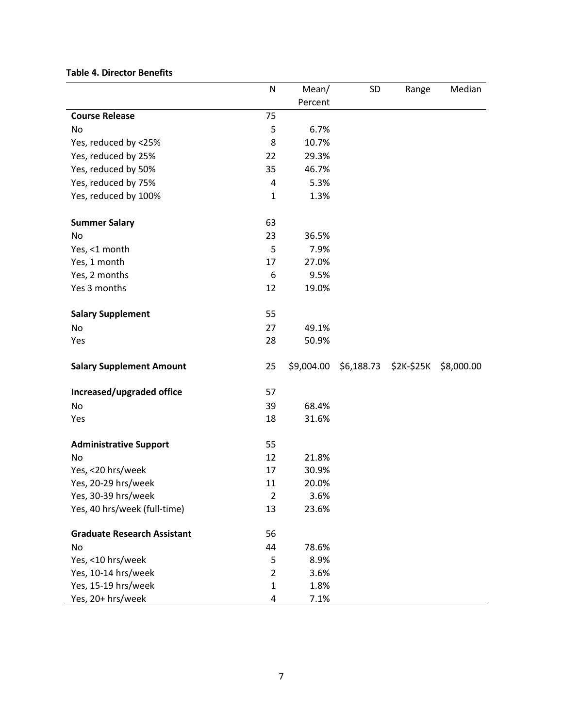**Table 4. Director Benefits**

| | N | Mean/ Percent | SD | Range | Median |
|---|---|---|---|---|---|
| **Course Release** | 75 | | | | |
| No | 5 | 6.7% | | | |
| Yes, reduced by <25% | 8 | 10.7% | | | |
| Yes, reduced by 25% | 22 | 29.3% | | | |
| Yes, reduced by 50% | 35 | 46.7% | | | |
| Yes, reduced by 75% | 4 | 5.3% | | | |
| Yes, reduced by 100% | 1 | 1.3% | | | |
| | | | | | |
| **Summer Salary** | 63 | | | | |
| No | 23 | 36.5% | | | |
| Yes, <1 month | 5 | 7.9% | | | |
| Yes, 1 month | 17 | 27.0% | | | |
| Yes, 2 months | 6 | 9.5% | | | |
| Yes 3 months | 12 | 19.0% | | | |
| | | | | | |
| **Salary Supplement** | 55 | | | | |
| No | 27 | 49.1% | | | |
| Yes | 28 | 50.9% | | | |
| | | | | | |
| **Salary Supplement Amount** | 25 | $9,004.00 | $6,188.73 | $2K-$25K | $8,000.00 |
| | | | | | |
| **Increased/upgraded office** | 57 | | | | |
| No | 39 | 68.4% | | | |
| Yes | 18 | 31.6% | | | |
| | | | | | |
| **Administrative Support** | 55 | | | | |
| No | 12 | 21.8% | | | |
| Yes, <20 hrs/week | 17 | 30.9% | | | |
| Yes, 20-29 hrs/week | 11 | 20.0% | | | |
| Yes, 30-39 hrs/week | 2 | 3.6% | | | |
| Yes, 40 hrs/week (full-time) | 13 | 23.6% | | | |
| | | | | | |
| **Graduate Research Assistant** | 56 | | | | |
| No | 44 | 78.6% | | | |
| Yes, <10 hrs/week | 5 | 8.9% | | | |
| Yes, 10-14 hrs/week | 2 | 3.6% | | | |
| Yes, 15-19 hrs/week | 1 | 1.8% | | | |
| Yes, 20+ hrs/week | 4 | 7.1% | | | |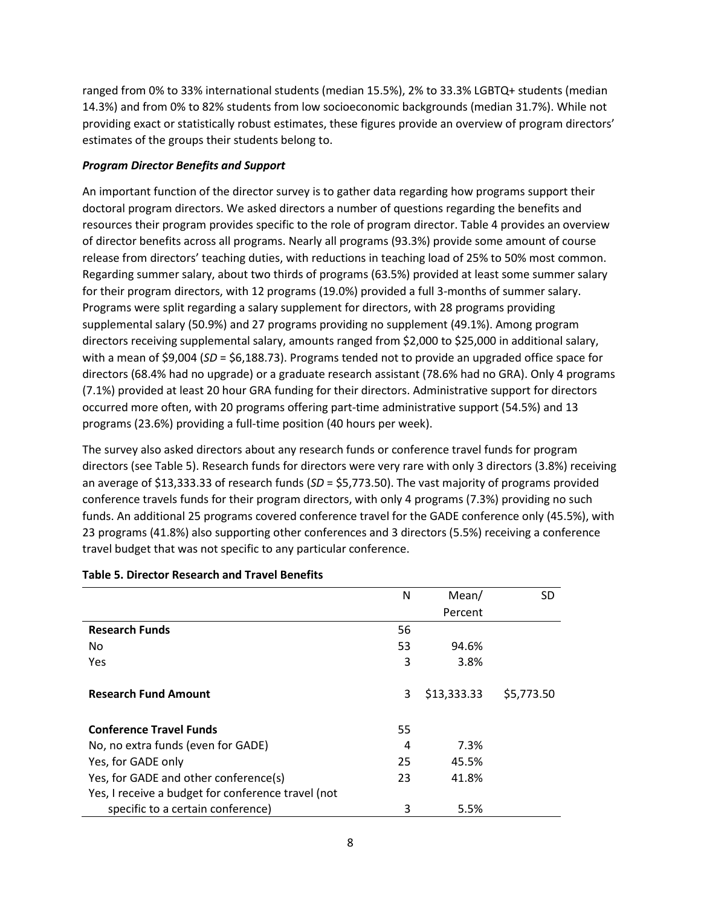ranged from 0% to 33% international students (median 15.5%), 2% to 33.3% LGBTQ+ students (median 14.3%) and from 0% to 82% students from low socioeconomic backgrounds (median 31.7%). While not providing exact or statistically robust estimates, these figures provide an overview of program directors' estimates of the groups their students belong to.

### *Program Director Benefits and Support*

An important function of the director survey is to gather data regarding how programs support their doctoral program directors. We asked directors a number of questions regarding the benefits and resources their program provides specific to the role of program director. Table 4 provides an overview of director benefits across all programs. Nearly all programs (93.3%) provide some amount of course release from directors' teaching duties, with reductions in teaching load of 25% to 50% most common. Regarding summer salary, about two thirds of programs (63.5%) provided at least some summer salary for their program directors, with 12 programs (19.0%) provided a full 3-months of summer salary. Programs were split regarding a salary supplement for directors, with 28 programs providing supplemental salary (50.9%) and 27 programs providing no supplement (49.1%). Among program directors receiving supplemental salary, amounts ranged from $2,000 to $25,000 in additional salary, with a mean of $9,004 (*SD* = $6,188.73). Programs tended not to provide an upgraded office space for directors (68.4% had no upgrade) or a graduate research assistant (78.6% had no GRA). Only 4 programs (7.1%) provided at least 20 hour GRA funding for their directors. Administrative support for directors occurred more often, with 20 programs offering part-time administrative support (54.5%) and 13 programs (23.6%) providing a full-time position (40 hours per week).

The survey also asked directors about any research funds or conference travel funds for program directors (see Table 5). Research funds for directors were very rare with only 3 directors (3.8%) receiving an average of $13,333.33 of research funds (*SD* = $5,773.50). The vast majority of programs provided conference travels funds for their program directors, with only 4 programs (7.3%) providing no such funds. An additional 25 programs covered conference travel for the GADE conference only (45.5%), with 23 programs (41.8%) also supporting other conferences and 3 directors (5.5%) receiving a conference travel budget that was not specific to any particular conference.

**Table 5. Director Research and Travel Benefits**

| | N | Mean/ Percent | SD |
|---|---|---|---|
| **Research Funds** | 56 | | |
| No | 53 | 94.6% | |
| Yes | 3 | 3.8% | |
| **Research Fund Amount** | 3 | $13,333.33 | $5,773.50 |
| **Conference Travel Funds** | 55 | | |
| No, no extra funds (even for GADE) | 4 | 7.3% | |
| Yes, for GADE only | 25 | 45.5% | |
| Yes, for GADE and other conference(s) | 23 | 41.8% | |
| Yes, I receive a budget for conference travel (not specific to a certain conference) | 3 | 5.5% | |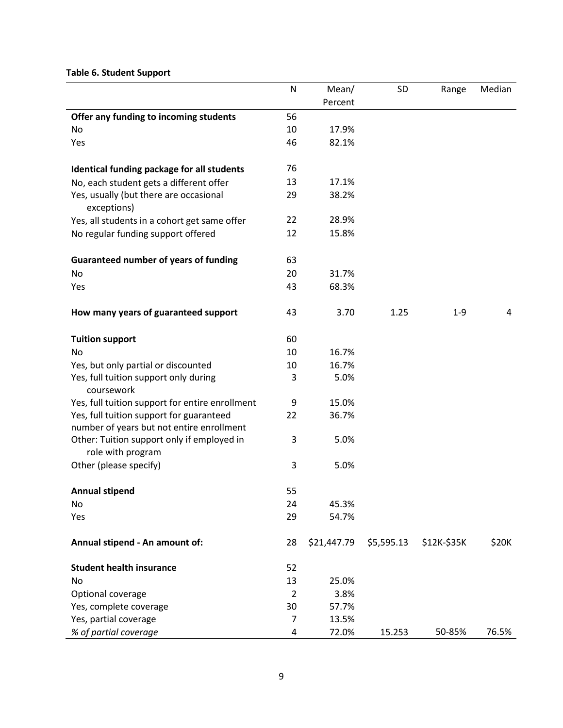**Table 6. Student Support**

| | N | Mean/ Percent | SD | Range | Median |
|---|---|---|---|---|---|
| **Offer any funding to incoming students** | 56 | | | | |
| No | 10 | 17.9% | | | |
| Yes | 46 | 82.1% | | | |
| | | | | | |
| **Identical funding package for all students** | 76 | | | | |
| No, each student gets a different offer | 13 | 17.1% | | | |
| Yes, usually (but there are occasional exceptions) | 29 | 38.2% | | | |
| Yes, all students in a cohort get same offer | 22 | 28.9% | | | |
| No regular funding support offered | 12 | 15.8% | | | |
| | | | | | |
| **Guaranteed number of years of funding** | 63 | | | | |
| No | 20 | 31.7% | | | |
| Yes | 43 | 68.3% | | | |
| | | | | | |
| **How many years of guaranteed support** | 43 | 3.70 | 1.25 | 1-9 | 4 |
| | | | | | |
| **Tuition support** | 60 | | | | |
| No | 10 | 16.7% | | | |
| Yes, but only partial or discounted | 10 | 16.7% | | | |
| Yes, full tuition support only during coursework | 3 | 5.0% | | | |
| Yes, full tuition support for entire enrollment | 9 | 15.0% | | | |
| Yes, full tuition support for guaranteed number of years but not entire enrollment | 22 | 36.7% | | | |
| Other: Tuition support only if employed in role with program | 3 | 5.0% | | | |
| Other (please specify) | 3 | 5.0% | | | |
| | | | | | |
| **Annual stipend** | 55 | | | | |
| No | 24 | 45.3% | | | |
| Yes | 29 | 54.7% | | | |
| | | | | | |
| **Annual stipend - An amount of:** | 28 | $21,447.79 | $5,595.13 | $12K-$35K | $20K |
| | | | | | |
| **Student health insurance** | 52 | | | | |
| No | 13 | 25.0% | | | |
| Optional coverage | 2 | 3.8% | | | |
| Yes, complete coverage | 30 | 57.7% | | | |
| Yes, partial coverage | 7 | 13.5% | | | |
| *% of partial coverage* | 4 | 72.0% | 15.253 | 50-85% | 76.5% |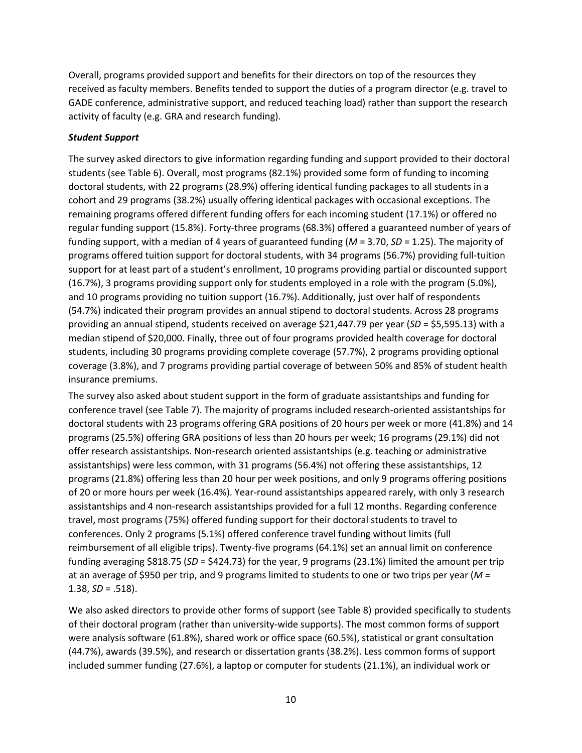Overall, programs provided support and benefits for their directors on top of the resources they received as faculty members. Benefits tended to support the duties of a program director (e.g. travel to GADE conference, administrative support, and reduced teaching load) rather than support the research activity of faculty (e.g. GRA and research funding).

### *Student Support*

The survey asked directors to give information regarding funding and support provided to their doctoral students (see Table 6). Overall, most programs (82.1%) provided some form of funding to incoming doctoral students, with 22 programs (28.9%) offering identical funding packages to all students in a cohort and 29 programs (38.2%) usually offering identical packages with occasional exceptions. The remaining programs offered different funding offers for each incoming student (17.1%) or offered no regular funding support (15.8%). Forty-three programs (68.3%) offered a guaranteed number of years of funding support, with a median of 4 years of guaranteed funding ($M$ = 3.70, $SD$ = 1.25). The majority of programs offered tuition support for doctoral students, with 34 programs (56.7%) providing full-tuition support for at least part of a student's enrollment, 10 programs providing partial or discounted support (16.7%), 3 programs providing support only for students employed in a role with the program (5.0%), and 10 programs providing no tuition support (16.7%). Additionally, just over half of respondents (54.7%) indicated their program provides an annual stipend to doctoral students. Across 28 programs providing an annual stipend, students received on average $21,447.79 per year ($SD$ = $5,595.13) with a median stipend of $20,000. Finally, three out of four programs provided health coverage for doctoral students, including 30 programs providing complete coverage (57.7%), 2 programs providing optional coverage (3.8%), and 7 programs providing partial coverage of between 50% and 85% of student health insurance premiums.

The survey also asked about student support in the form of graduate assistantships and funding for conference travel (see Table 7). The majority of programs included research-oriented assistantships for doctoral students with 23 programs offering GRA positions of 20 hours per week or more (41.8%) and 14 programs (25.5%) offering GRA positions of less than 20 hours per week; 16 programs (29.1%) did not offer research assistantships. Non-research oriented assistantships (e.g. teaching or administrative assistantships) were less common, with 31 programs (56.4%) not offering these assistantships, 12 programs (21.8%) offering less than 20 hour per week positions, and only 9 programs offering positions of 20 or more hours per week (16.4%). Year-round assistantships appeared rarely, with only 3 research assistantships and 4 non-research assistantships provided for a full 12 months. Regarding conference travel, most programs (75%) offered funding support for their doctoral students to travel to conferences. Only 2 programs (5.1%) offered conference travel funding without limits (full reimbursement of all eligible trips). Twenty-five programs (64.1%) set an annual limit on conference funding averaging $818.75 ($SD$ = $424.73) for the year, 9 programs (23.1%) limited the amount per trip at an average of $950 per trip, and 9 programs limited to students to one or two trips per year ($M$ = 1.38, $SD$ = .518).

We also asked directors to provide other forms of support (see Table 8) provided specifically to students of their doctoral program (rather than university-wide supports). The most common forms of support were analysis software (61.8%), shared work or office space (60.5%), statistical or grant consultation (44.7%), awards (39.5%), and research or dissertation grants (38.2%). Less common forms of support included summer funding (27.6%), a laptop or computer for students (21.1%), an individual work or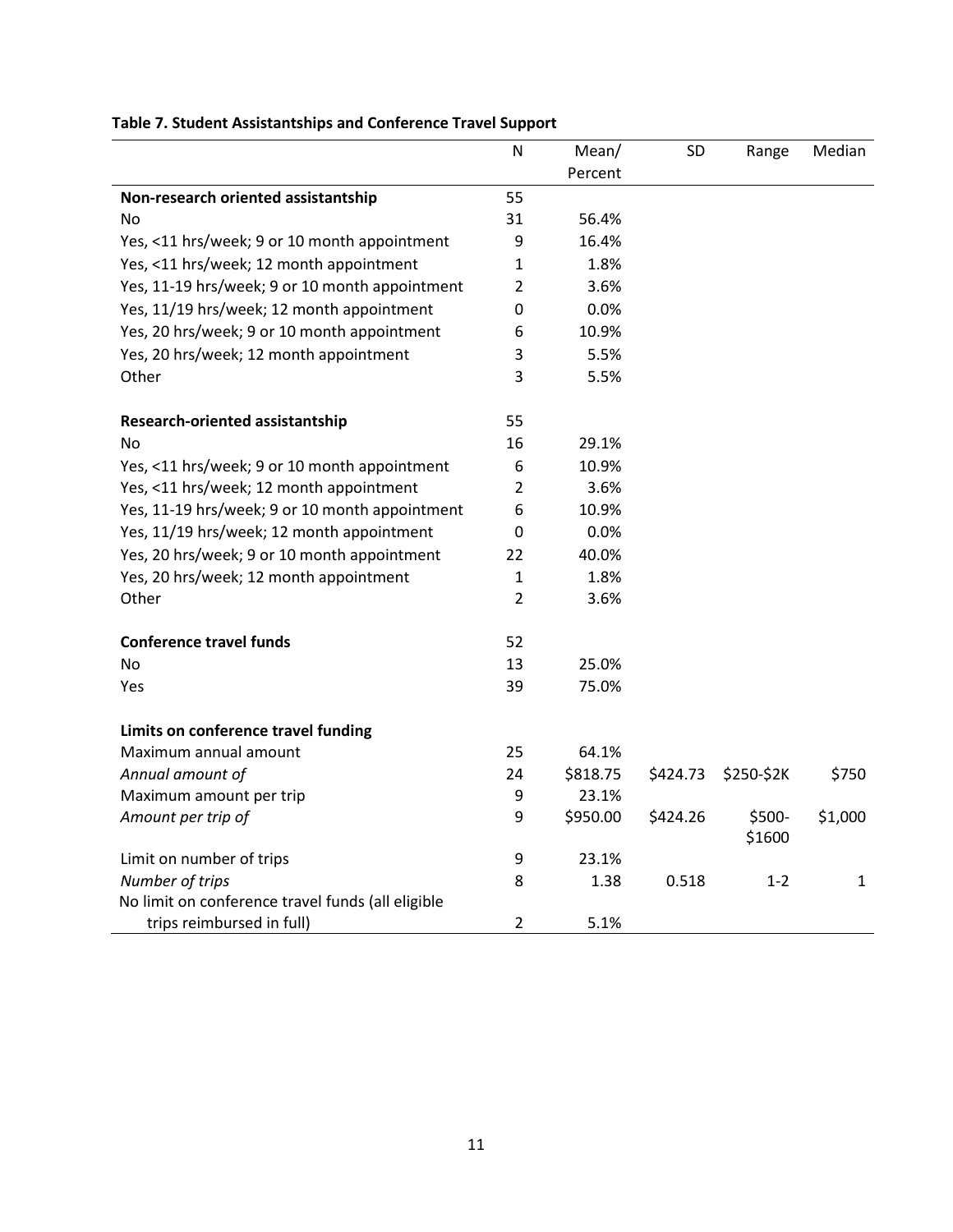**Table 7. Student Assistantships and Conference Travel Support**

| | N | Mean/ Percent | SD | Range | Median |
|---|---|---|---|---|---|
| **Non-research oriented assistantship** | 55 | | | | |
| No | 31 | 56.4% | | | |
| Yes, <11 hrs/week; 9 or 10 month appointment | 9 | 16.4% | | | |
| Yes, <11 hrs/week; 12 month appointment | 1 | 1.8% | | | |
| Yes, 11-19 hrs/week; 9 or 10 month appointment | 2 | 3.6% | | | |
| Yes, 11/19 hrs/week; 12 month appointment | 0 | 0.0% | | | |
| Yes, 20 hrs/week; 9 or 10 month appointment | 6 | 10.9% | | | |
| Yes, 20 hrs/week; 12 month appointment | 3 | 5.5% | | | |
| Other | 3 | 5.5% | | | |
| | | | | | |
| **Research-oriented assistantship** | 55 | | | | |
| No | 16 | 29.1% | | | |
| Yes, <11 hrs/week; 9 or 10 month appointment | 6 | 10.9% | | | |
| Yes, <11 hrs/week; 12 month appointment | 2 | 3.6% | | | |
| Yes, 11-19 hrs/week; 9 or 10 month appointment | 6 | 10.9% | | | |
| Yes, 11/19 hrs/week; 12 month appointment | 0 | 0.0% | | | |
| Yes, 20 hrs/week; 9 or 10 month appointment | 22 | 40.0% | | | |
| Yes, 20 hrs/week; 12 month appointment | 1 | 1.8% | | | |
| Other | 2 | 3.6% | | | |
| | | | | | |
| **Conference travel funds** | 52 | | | | |
| No | 13 | 25.0% | | | |
| Yes | 39 | 75.0% | | | |
| | | | | | |
| **Limits on conference travel funding** | | | | | |
| Maximum annual amount | 25 | 64.1% | | | |
| *Annual amount of* | 24 | $818.75 | $424.73 | $250-$2K | $750 |
| Maximum amount per trip | 9 | 23.1% | | | |
| *Amount per trip of* | 9 | $950.00 | $424.26 | $500-$1600 | $1,000 |
| Limit on number of trips | 9 | 23.1% | | | |
| *Number of trips* | 8 | 1.38 | 0.518 | 1-2 | 1 |
| No limit on conference travel funds (all eligible trips reimbursed in full) | 2 | 5.1% | | | |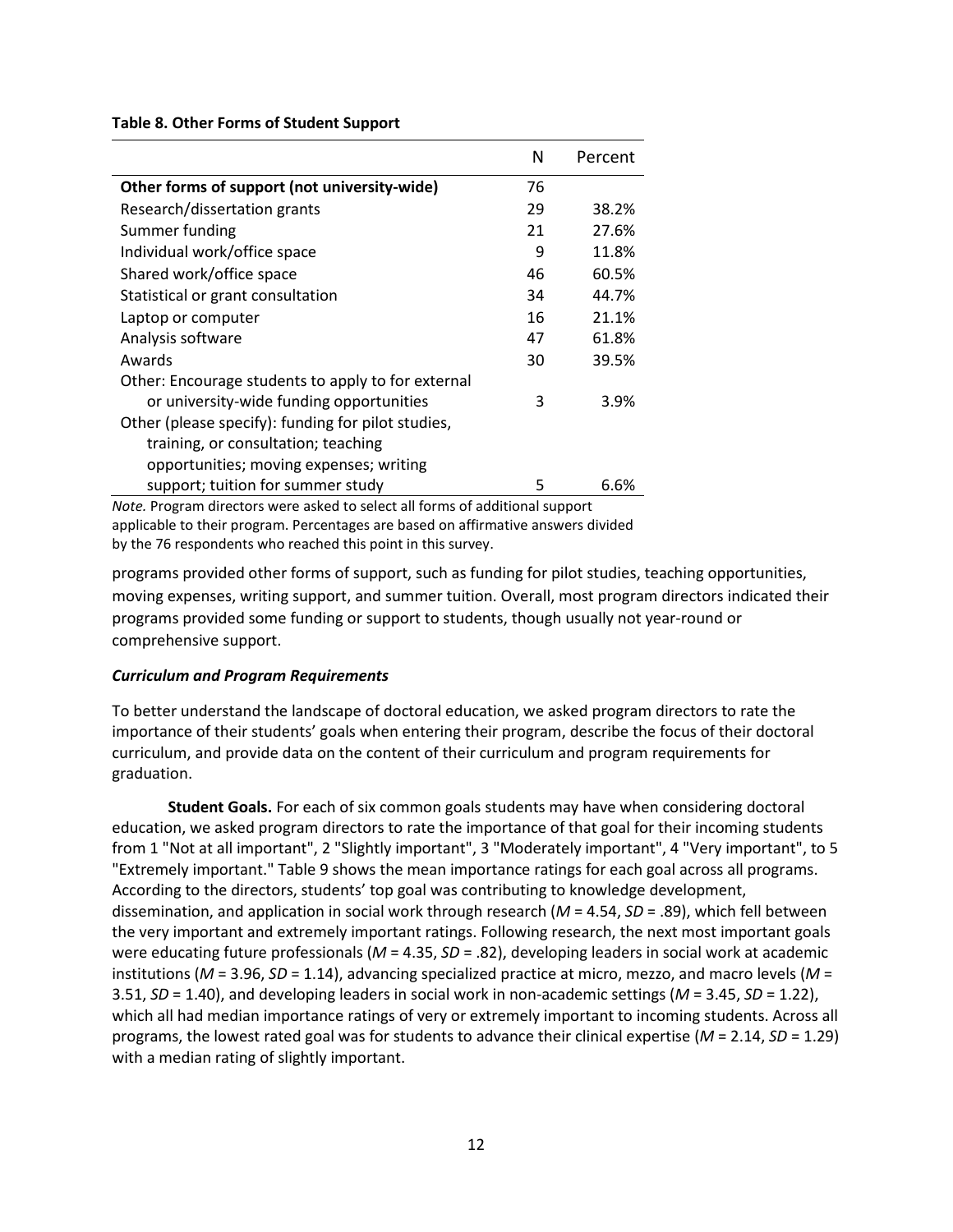**Table 8. Other Forms of Student Support**

| | N | Percent |
|---|---|---|
| **Other forms of support (not university-wide)** | 76 | |
| Research/dissertation grants | 29 | 38.2% |
| Summer funding | 21 | 27.6% |
| Individual work/office space | 9 | 11.8% |
| Shared work/office space | 46 | 60.5% |
| Statistical or grant consultation | 34 | 44.7% |
| Laptop or computer | 16 | 21.1% |
| Analysis software | 47 | 61.8% |
| Awards | 30 | 39.5% |
| Other: Encourage students to apply to for external or university-wide funding opportunities | 3 | 3.9% |
| Other (please specify): funding for pilot studies, training, or consultation; teaching opportunities; moving expenses; writing support; tuition for summer study | 5 | 6.6% |

*Note.* Program directors were asked to select all forms of additional support applicable to their program. Percentages are based on affirmative answers divided by the 76 respondents who reached this point in this survey.

programs provided other forms of support, such as funding for pilot studies, teaching opportunities, moving expenses, writing support, and summer tuition. Overall, most program directors indicated their programs provided some funding or support to students, though usually not year-round or comprehensive support.

### *Curriculum and Program Requirements*

To better understand the landscape of doctoral education, we asked program directors to rate the importance of their students' goals when entering their program, describe the focus of their doctoral curriculum, and provide data on the content of their curriculum and program requirements for graduation.

**Student Goals.** For each of six common goals students may have when considering doctoral education, we asked program directors to rate the importance of that goal for their incoming students from 1 "Not at all important", 2 "Slightly important", 3 "Moderately important", 4 "Very important", to 5 "Extremely important." Table 9 shows the mean importance ratings for each goal across all programs. According to the directors, students' top goal was contributing to knowledge development, dissemination, and application in social work through research ($M$ = 4.54, $SD$ = .89), which fell between the very important and extremely important ratings. Following research, the next most important goals were educating future professionals ($M$ = 4.35, $SD$ = .82), developing leaders in social work at academic institutions ($M$ = 3.96, $SD$ = 1.14), advancing specialized practice at micro, mezzo, and macro levels ($M$ = 3.51, $SD$ = 1.40), and developing leaders in social work in non-academic settings ($M$ = 3.45, $SD$ = 1.22), which all had median importance ratings of very or extremely important to incoming students. Across all programs, the lowest rated goal was for students to advance their clinical expertise ($M$ = 2.14, $SD$ = 1.29) with a median rating of slightly important.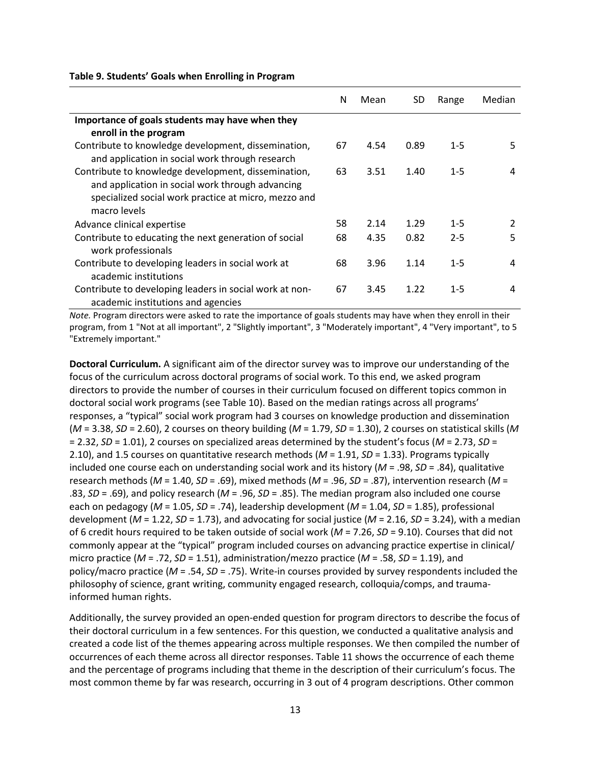**Table 9. Students' Goals when Enrolling in Program**

| | N | Mean | SD | Range | Median |
|---|---|---|---|---|---|
| **Importance of goals students may have when they enroll in the program** | | | | | |
| Contribute to knowledge development, dissemination, and application in social work through research | 67 | 4.54 | 0.89 | 1-5 | 5 |
| Contribute to knowledge development, dissemination, and application in social work through advancing specialized social work practice at micro, mezzo and macro levels | 63 | 3.51 | 1.40 | 1-5 | 4 |
| Advance clinical expertise | 58 | 2.14 | 1.29 | 1-5 | 2 |
| Contribute to educating the next generation of social work professionals | 68 | 4.35 | 0.82 | 2-5 | 5 |
| Contribute to developing leaders in social work at academic institutions | 68 | 3.96 | 1.14 | 1-5 | 4 |
| Contribute to developing leaders in social work at non-academic institutions and agencies | 67 | 3.45 | 1.22 | 1-5 | 4 |

*Note.* Program directors were asked to rate the importance of goals students may have when they enroll in their program, from 1 "Not at all important", 2 "Slightly important", 3 "Moderately important", 4 "Very important", to 5 "Extremely important."

**Doctoral Curriculum.** A significant aim of the director survey was to improve our understanding of the focus of the curriculum across doctoral programs of social work. To this end, we asked program directors to provide the number of courses in their curriculum focused on different topics common in doctoral social work programs (see Table 10). Based on the median ratings across all programs' responses, a "typical" social work program had 3 courses on knowledge production and dissemination ($M$ = 3.38, $SD$ = 2.60), 2 courses on theory building ($M$ = 1.79, $SD$ = 1.30), 2 courses on statistical skills ($M$ = 2.32, $SD$ = 1.01), 2 courses on specialized areas determined by the student's focus ($M$ = 2.73, $SD$ = 2.10), and 1.5 courses on quantitative research methods ($M$ = 1.91, $SD$ = 1.33). Programs typically included one course each on understanding social work and its history ($M$ = .98, $SD$ = .84), qualitative research methods ($M$ = 1.40, $SD$ = .69), mixed methods ($M$ = .96, $SD$ = .87), intervention research ($M$ = .83, $SD$ = .69), and policy research ($M$ = .96, $SD$ = .85). The median program also included one course each on pedagogy ($M$ = 1.05, $SD$ = .74), leadership development ($M$ = 1.04, $SD$ = 1.85), professional development ($M$ = 1.22, $SD$ = 1.73), and advocating for social justice ($M$ = 2.16, $SD$ = 3.24), with a median of 6 credit hours required to be taken outside of social work ($M$ = 7.26, $SD$ = 9.10). Courses that did not commonly appear at the "typical" program included courses on advancing practice expertise in clinical/ micro practice ($M$ = .72, $SD$ = 1.51), administration/mezzo practice ($M$ = .58, $SD$ = 1.19), and policy/macro practice ($M$ = .54, $SD$ = .75). Write-in courses provided by survey respondents included the philosophy of science, grant writing, community engaged research, colloquia/comps, and trauma-informed human rights.

Additionally, the survey provided an open-ended question for program directors to describe the focus of their doctoral curriculum in a few sentences. For this question, we conducted a qualitative analysis and created a code list of the themes appearing across multiple responses. We then compiled the number of occurrences of each theme across all director responses. Table 11 shows the occurrence of each theme and the percentage of programs including that theme in the description of their curriculum's focus. The most common theme by far was research, occurring in 3 out of 4 program descriptions. Other common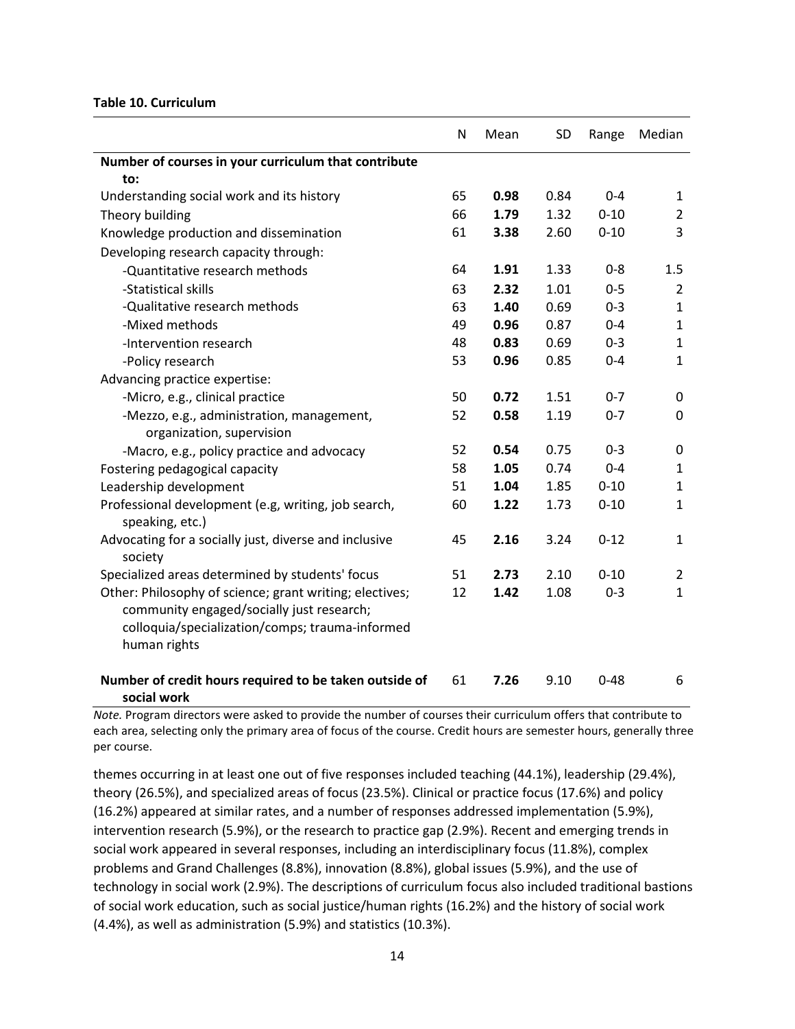**Table 10. Curriculum**

| | N | Mean | SD | Range | Median |
|---|---|---|---|---|---|
| **Number of courses in your curriculum that contribute to:** | | | | | |
| Understanding social work and its history | 65 | **0.98** | 0.84 | 0-4 | 1 |
| Theory building | 66 | **1.79** | 1.32 | 0-10 | 2 |
| Knowledge production and dissemination | 61 | **3.38** | 2.60 | 0-10 | 3 |
| Developing research capacity through: | | | | | |
| -Quantitative research methods | 64 | **1.91** | 1.33 | 0-8 | 1.5 |
| -Statistical skills | 63 | **2.32** | 1.01 | 0-5 | 2 |
| -Qualitative research methods | 63 | **1.40** | 0.69 | 0-3 | 1 |
| -Mixed methods | 49 | **0.96** | 0.87 | 0-4 | 1 |
| -Intervention research | 48 | **0.83** | 0.69 | 0-3 | 1 |
| -Policy research | 53 | **0.96** | 0.85 | 0-4 | 1 |
| Advancing practice expertise: | | | | | |
| -Micro, e.g., clinical practice | 50 | **0.72** | 1.51 | 0-7 | 0 |
| -Mezzo, e.g., administration, management, organization, supervision | 52 | **0.58** | 1.19 | 0-7 | 0 |
| -Macro, e.g., policy practice and advocacy | 52 | **0.54** | 0.75 | 0-3 | 0 |
| Fostering pedagogical capacity | 58 | **1.05** | 0.74 | 0-4 | 1 |
| Leadership development | 51 | **1.04** | 1.85 | 0-10 | 1 |
| Professional development (e.g, writing, job search, speaking, etc.) | 60 | **1.22** | 1.73 | 0-10 | 1 |
| Advocating for a socially just, diverse and inclusive society | 45 | **2.16** | 3.24 | 0-12 | 1 |
| Specialized areas determined by students' focus | 51 | **2.73** | 2.10 | 0-10 | 2 |
| Other: Philosophy of science; grant writing; electives; community engaged/socially just research; colloquia/specialization/comps; trauma-informed human rights | 12 | **1.42** | 1.08 | 0-3 | 1 |
| **Number of credit hours required to be taken outside of social work** | 61 | **7.26** | 9.10 | 0-48 | 6 |

*Note.* Program directors were asked to provide the number of courses their curriculum offers that contribute to each area, selecting only the primary area of focus of the course. Credit hours are semester hours, generally three per course.

themes occurring in at least one out of five responses included teaching (44.1%), leadership (29.4%), theory (26.5%), and specialized areas of focus (23.5%). Clinical or practice focus (17.6%) and policy (16.2%) appeared at similar rates, and a number of responses addressed implementation (5.9%), intervention research (5.9%), or the research to practice gap (2.9%). Recent and emerging trends in social work appeared in several responses, including an interdisciplinary focus (11.8%), complex problems and Grand Challenges (8.8%), innovation (8.8%), global issues (5.9%), and the use of technology in social work (2.9%). The descriptions of curriculum focus also included traditional bastions of social work education, such as social justice/human rights (16.2%) and the history of social work (4.4%), as well as administration (5.9%) and statistics (10.3%).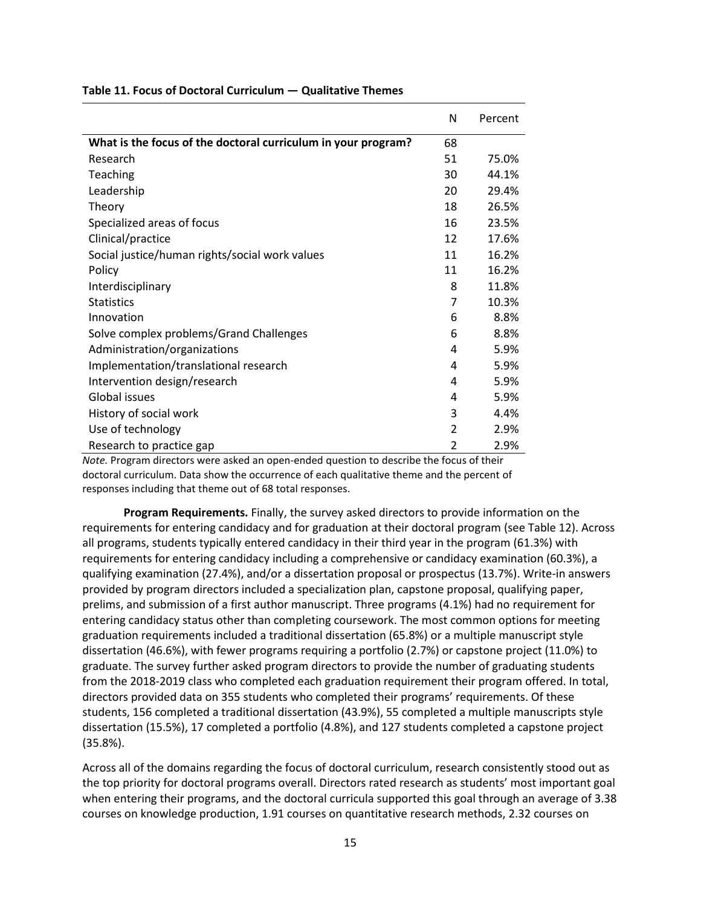**Table 11. Focus of Doctoral Curriculum — Qualitative Themes**

| | N | Percent |
|---|---|---|
| **What is the focus of the doctoral curriculum in your program?** | 68 | |
| Research | 51 | 75.0% |
| Teaching | 30 | 44.1% |
| Leadership | 20 | 29.4% |
| Theory | 18 | 26.5% |
| Specialized areas of focus | 16 | 23.5% |
| Clinical/practice | 12 | 17.6% |
| Social justice/human rights/social work values | 11 | 16.2% |
| Policy | 11 | 16.2% |
| Interdisciplinary | 8 | 11.8% |
| Statistics | 7 | 10.3% |
| Innovation | 6 | 8.8% |
| Solve complex problems/Grand Challenges | 6 | 8.8% |
| Administration/organizations | 4 | 5.9% |
| Implementation/translational research | 4 | 5.9% |
| Intervention design/research | 4 | 5.9% |
| Global issues | 4 | 5.9% |
| History of social work | 3 | 4.4% |
| Use of technology | 2 | 2.9% |
| Research to practice gap | 2 | 2.9% |

*Note.* Program directors were asked an open-ended question to describe the focus of their doctoral curriculum. Data show the occurrence of each qualitative theme and the percent of responses including that theme out of 68 total responses.

**Program Requirements.** Finally, the survey asked directors to provide information on the requirements for entering candidacy and for graduation at their doctoral program (see Table 12). Across all programs, students typically entered candidacy in their third year in the program (61.3%) with requirements for entering candidacy including a comprehensive or candidacy examination (60.3%), a qualifying examination (27.4%), and/or a dissertation proposal or prospectus (13.7%). Write-in answers provided by program directors included a specialization plan, capstone proposal, qualifying paper, prelims, and submission of a first author manuscript. Three programs (4.1%) had no requirement for entering candidacy status other than completing coursework. The most common options for meeting graduation requirements included a traditional dissertation (65.8%) or a multiple manuscript style dissertation (46.6%), with fewer programs requiring a portfolio (2.7%) or capstone project (11.0%) to graduate. The survey further asked program directors to provide the number of graduating students from the 2018-2019 class who completed each graduation requirement their program offered. In total, directors provided data on 355 students who completed their programs' requirements. Of these students, 156 completed a traditional dissertation (43.9%), 55 completed a multiple manuscripts style dissertation (15.5%), 17 completed a portfolio (4.8%), and 127 students completed a capstone project (35.8%).

Across all of the domains regarding the focus of doctoral curriculum, research consistently stood out as the top priority for doctoral programs overall. Directors rated research as students' most important goal when entering their programs, and the doctoral curricula supported this goal through an average of 3.38 courses on knowledge production, 1.91 courses on quantitative research methods, 2.32 courses on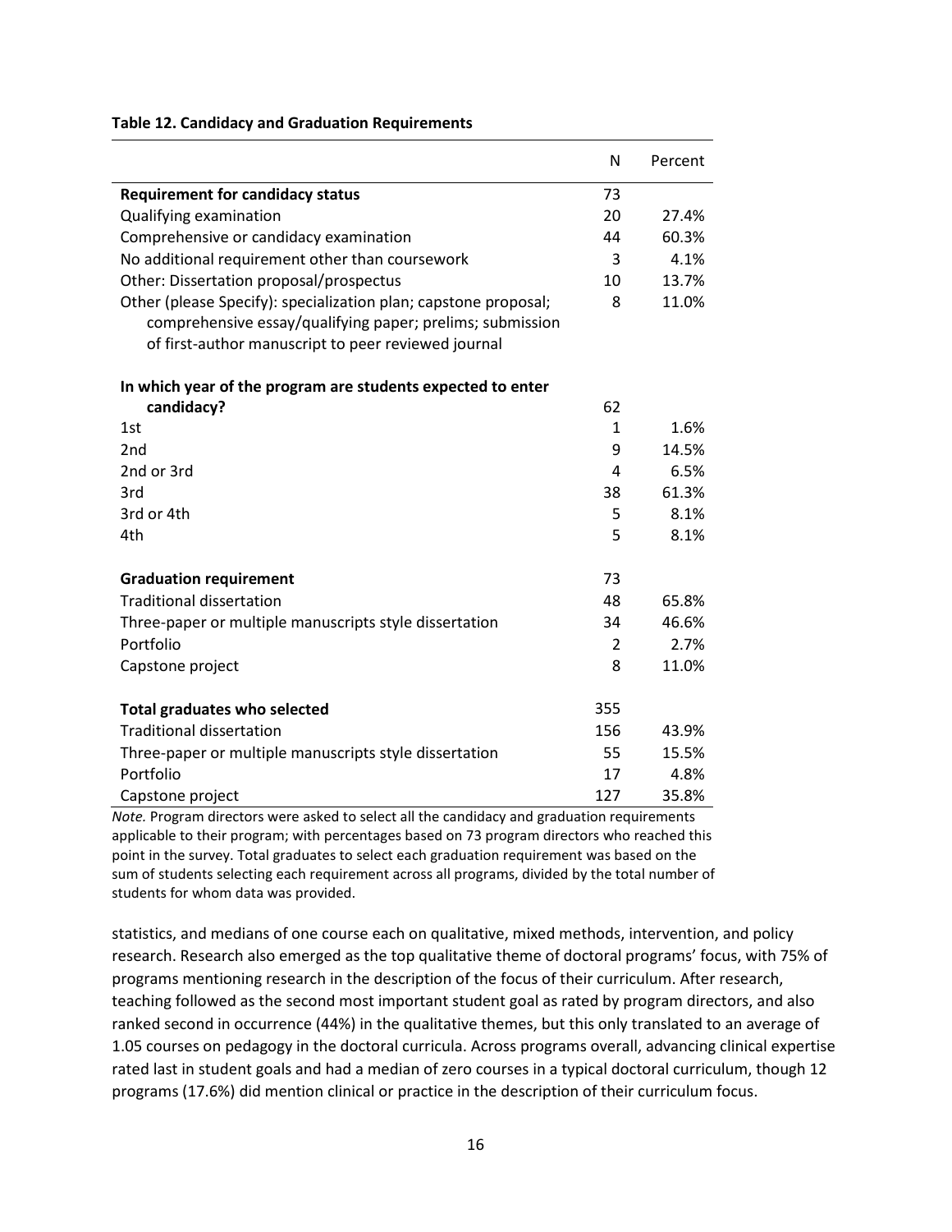**Table 12. Candidacy and Graduation Requirements**

| | N | Percent |
|---|---|---|
| **Requirement for candidacy status** | 73 | |
| Qualifying examination | 20 | 27.4% |
| Comprehensive or candidacy examination | 44 | 60.3% |
| No additional requirement other than coursework | 3 | 4.1% |
| Other: Dissertation proposal/prospectus | 10 | 13.7% |
| Other (please Specify): specialization plan; capstone proposal; comprehensive essay/qualifying paper; prelims; submission of first-author manuscript to peer reviewed journal | 8 | 11.0% |
| **In which year of the program are students expected to enter candidacy?** | 62 | |
| 1st | 1 | 1.6% |
| 2nd | 9 | 14.5% |
| 2nd or 3rd | 4 | 6.5% |
| 3rd | 38 | 61.3% |
| 3rd or 4th | 5 | 8.1% |
| 4th | 5 | 8.1% |
| **Graduation requirement** | 73 | |
| Traditional dissertation | 48 | 65.8% |
| Three-paper or multiple manuscripts style dissertation | 34 | 46.6% |
| Portfolio | 2 | 2.7% |
| Capstone project | 8 | 11.0% |
| **Total graduates who selected** | 355 | |
| Traditional dissertation | 156 | 43.9% |
| Three-paper or multiple manuscripts style dissertation | 55 | 15.5% |
| Portfolio | 17 | 4.8% |
| Capstone project | 127 | 35.8% |

*Note.* Program directors were asked to select all the candidacy and graduation requirements applicable to their program; with percentages based on 73 program directors who reached this point in the survey. Total graduates to select each graduation requirement was based on the sum of students selecting each requirement across all programs, divided by the total number of students for whom data was provided.

statistics, and medians of one course each on qualitative, mixed methods, intervention, and policy research. Research also emerged as the top qualitative theme of doctoral programs' focus, with 75% of programs mentioning research in the description of the focus of their curriculum. After research, teaching followed as the second most important student goal as rated by program directors, and also ranked second in occurrence (44%) in the qualitative themes, but this only translated to an average of 1.05 courses on pedagogy in the doctoral curricula. Across programs overall, advancing clinical expertise rated last in student goals and had a median of zero courses in a typical doctoral curriculum, though 12 programs (17.6%) did mention clinical or practice in the description of their curriculum focus.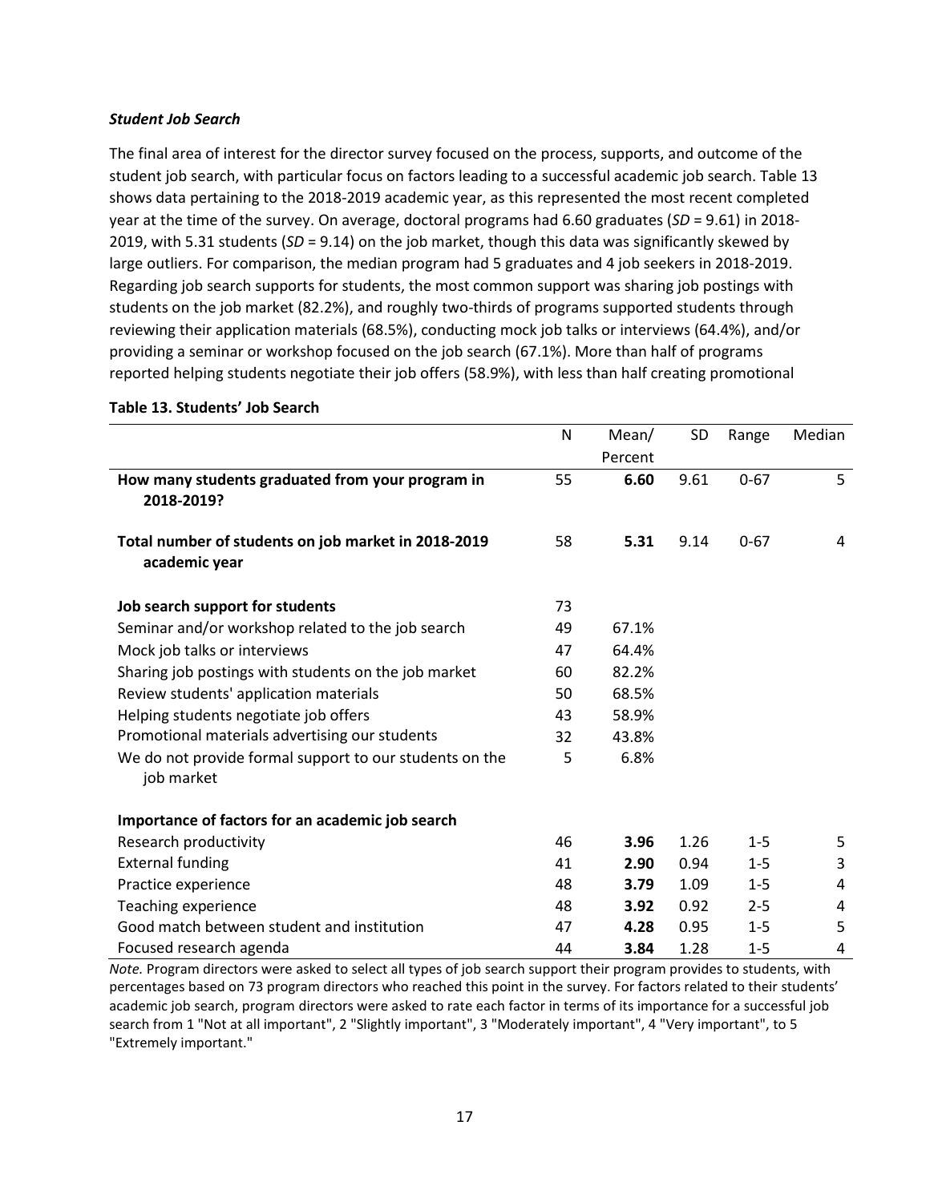***Student Job Search***

The final area of interest for the director survey focused on the process, supports, and outcome of the student job search, with particular focus on factors leading to a successful academic job search. Table 13 shows data pertaining to the 2018-2019 academic year, as this represented the most recent completed year at the time of the survey. On average, doctoral programs had 6.60 graduates (*SD* = 9.61) in 2018-2019, with 5.31 students (*SD* = 9.14) on the job market, though this data was significantly skewed by large outliers. For comparison, the median program had 5 graduates and 4 job seekers in 2018-2019. Regarding job search supports for students, the most common support was sharing job postings with students on the job market (82.2%), and roughly two-thirds of programs supported students through reviewing their application materials (68.5%), conducting mock job talks or interviews (64.4%), and/or providing a seminar or workshop focused on the job search (67.1%). More than half of programs reported helping students negotiate their job offers (58.9%), with less than half creating promotional

**Table 13. Students' Job Search**

| | N | Mean/ Percent | SD | Range | Median |
|---|---|---|---|---|---|
| **How many students graduated from your program in 2018-2019?** | 55 | **6.60** | 9.61 | 0-67 | 5 |
| **Total number of students on job market in 2018-2019 academic year** | 58 | **5.31** | 9.14 | 0-67 | 4 |
| **Job search support for students** | 73 | | | | |
| Seminar and/or workshop related to the job search | 49 | 67.1% | | | |
| Mock job talks or interviews | 47 | 64.4% | | | |
| Sharing job postings with students on the job market | 60 | 82.2% | | | |
| Review students' application materials | 50 | 68.5% | | | |
| Helping students negotiate job offers | 43 | 58.9% | | | |
| Promotional materials advertising our students | 32 | 43.8% | | | |
| We do not provide formal support to our students on the job market | 5 | 6.8% | | | |
| **Importance of factors for an academic job search** | | | | | |
| Research productivity | 46 | **3.96** | 1.26 | 1-5 | 5 |
| External funding | 41 | **2.90** | 0.94 | 1-5 | 3 |
| Practice experience | 48 | **3.79** | 1.09 | 1-5 | 4 |
| Teaching experience | 48 | **3.92** | 0.92 | 2-5 | 4 |
| Good match between student and institution | 47 | **4.28** | 0.95 | 1-5 | 5 |
| Focused research agenda | 44 | **3.84** | 1.28 | 1-5 | 4 |

*Note.* Program directors were asked to select all types of job search support their program provides to students, with percentages based on 73 program directors who reached this point in the survey. For factors related to their students' academic job search, program directors were asked to rate each factor in terms of its importance for a successful job search from 1 "Not at all important", 2 "Slightly important", 3 "Moderately important", 4 "Very important", to 5 "Extremely important."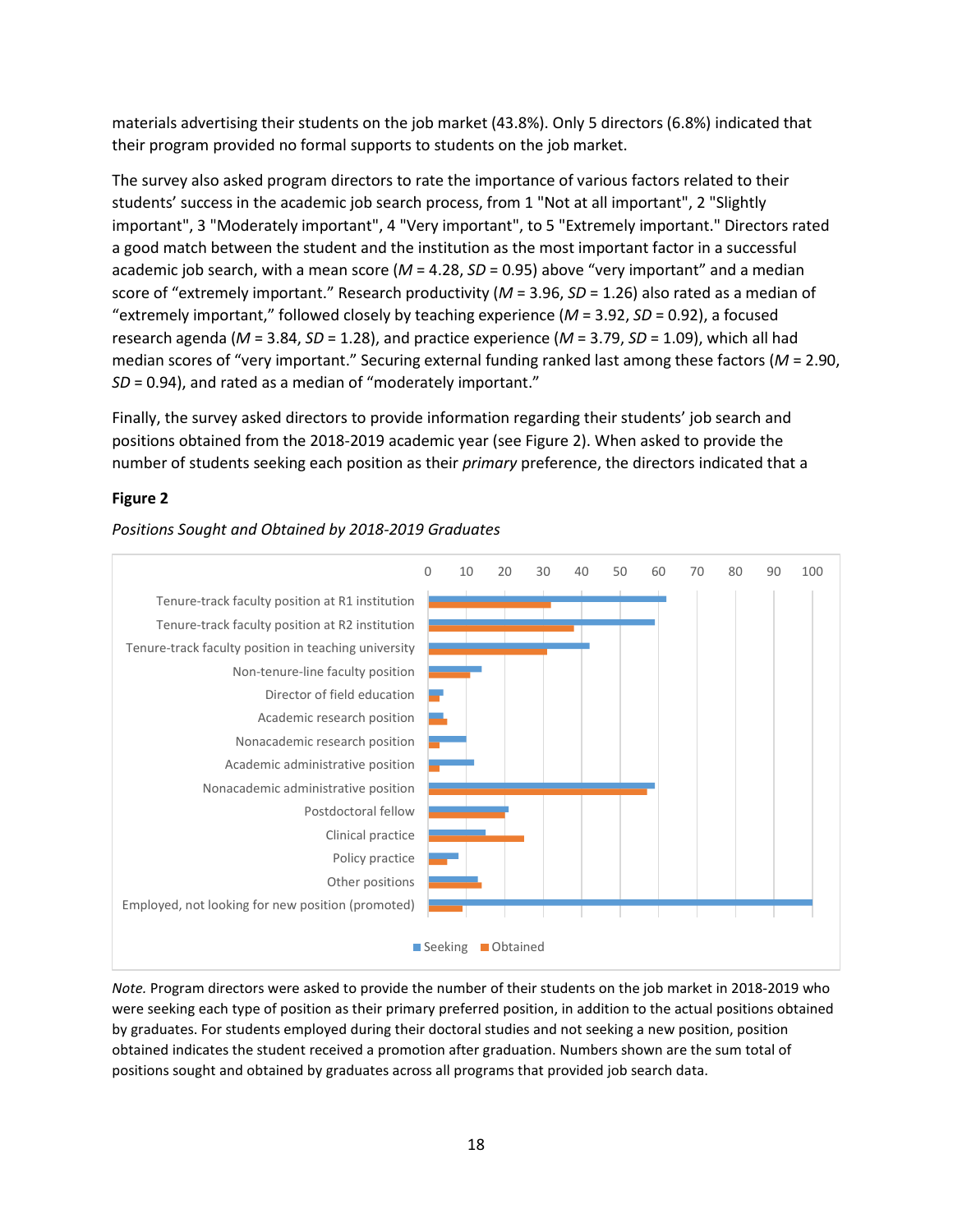materials advertising their students on the job market (43.8%). Only 5 directors (6.8%) indicated that their program provided no formal supports to students on the job market.

The survey also asked program directors to rate the importance of various factors related to their students' success in the academic job search process, from 1 "Not at all important", 2 "Slightly important", 3 "Moderately important", 4 "Very important", to 5 "Extremely important." Directors rated a good match between the student and the institution as the most important factor in a successful academic job search, with a mean score ($M$ = 4.28, $SD$ = 0.95) above "very important" and a median score of "extremely important." Research productivity ($M$ = 3.96, $SD$ = 1.26) also rated as a median of "extremely important," followed closely by teaching experience ($M$ = 3.92, $SD$ = 0.92), a focused research agenda ($M$ = 3.84, $SD$ = 1.28), and practice experience ($M$ = 3.79, $SD$ = 1.09), which all had median scores of "very important." Securing external funding ranked last among these factors ($M$ = 2.90, $SD$ = 0.94), and rated as a median of "moderately important."

Finally, the survey asked directors to provide information regarding their students' job search and positions obtained from the 2018-2019 academic year (see Figure 2). When asked to provide the number of students seeking each position as their *primary* preference, the directors indicated that a

**Figure 2**

*Positions Sought and Obtained by 2018-2019 Graduates*

*Note.* Program directors were asked to provide the number of their students on the job market in 2018-2019 who were seeking each type of position as their primary preferred position, in addition to the actual positions obtained by graduates. For students employed during their doctoral studies and not seeking a new position, position obtained indicates the student received a promotion after graduation. Numbers shown are the sum total of positions sought and obtained by graduates across all programs that provided job search data.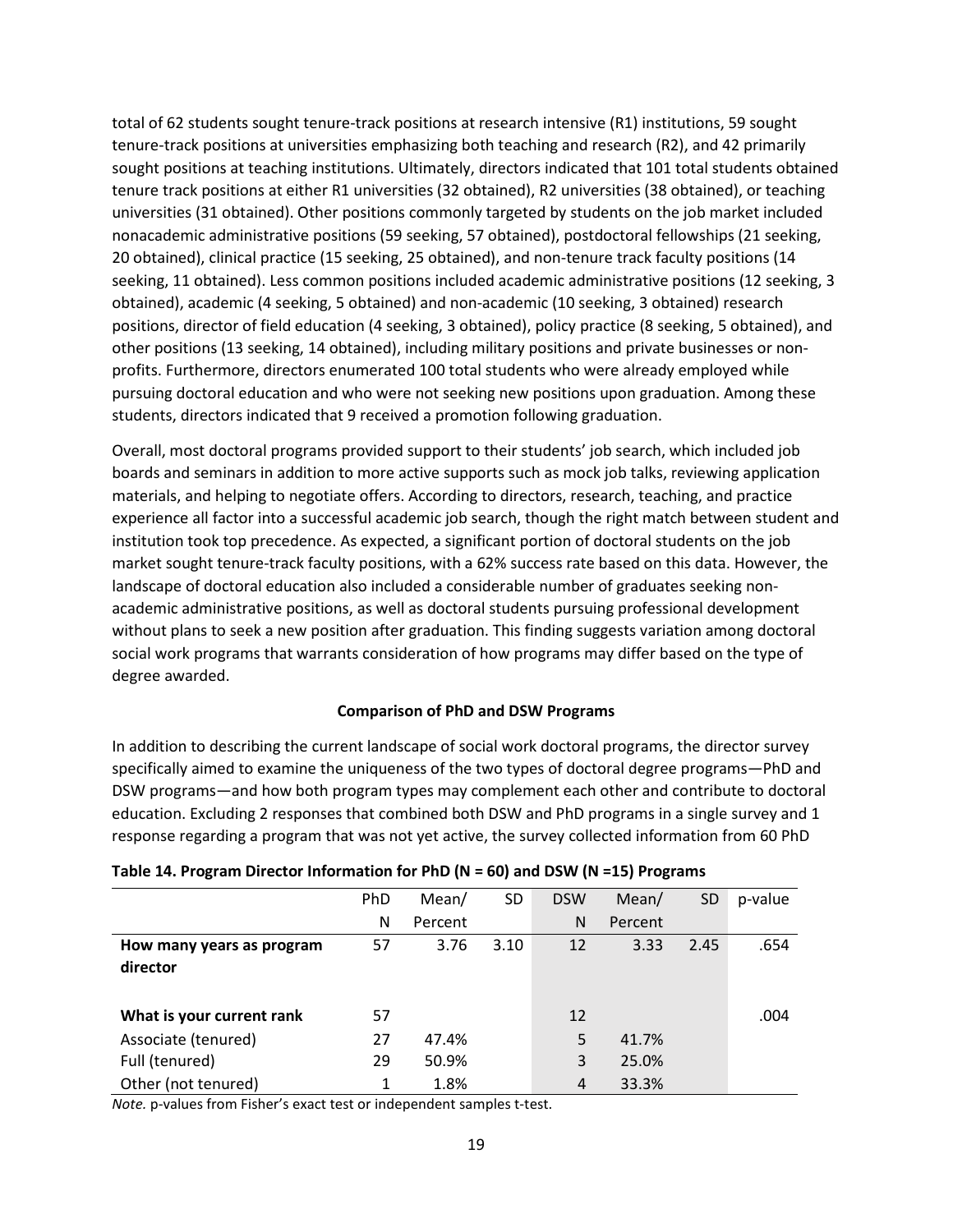total of 62 students sought tenure-track positions at research intensive (R1) institutions, 59 sought tenure-track positions at universities emphasizing both teaching and research (R2), and 42 primarily sought positions at teaching institutions. Ultimately, directors indicated that 101 total students obtained tenure track positions at either R1 universities (32 obtained), R2 universities (38 obtained), or teaching universities (31 obtained). Other positions commonly targeted by students on the job market included nonacademic administrative positions (59 seeking, 57 obtained), postdoctoral fellowships (21 seeking, 20 obtained), clinical practice (15 seeking, 25 obtained), and non-tenure track faculty positions (14 seeking, 11 obtained). Less common positions included academic administrative positions (12 seeking, 3 obtained), academic (4 seeking, 5 obtained) and non-academic (10 seeking, 3 obtained) research positions, director of field education (4 seeking, 3 obtained), policy practice (8 seeking, 5 obtained), and other positions (13 seeking, 14 obtained), including military positions and private businesses or non-profits. Furthermore, directors enumerated 100 total students who were already employed while pursuing doctoral education and who were not seeking new positions upon graduation. Among these students, directors indicated that 9 received a promotion following graduation.

Overall, most doctoral programs provided support to their students' job search, which included job boards and seminars in addition to more active supports such as mock job talks, reviewing application materials, and helping to negotiate offers. According to directors, research, teaching, and practice experience all factor into a successful academic job search, though the right match between student and institution took top precedence. As expected, a significant portion of doctoral students on the job market sought tenure-track faculty positions, with a 62% success rate based on this data. However, the landscape of doctoral education also included a considerable number of graduates seeking non-academic administrative positions, as well as doctoral students pursuing professional development without plans to seek a new position after graduation. This finding suggests variation among doctoral social work programs that warrants consideration of how programs may differ based on the type of degree awarded.

### Comparison of PhD and DSW Programs

In addition to describing the current landscape of social work doctoral programs, the director survey specifically aimed to examine the uniqueness of the two types of doctoral degree programs—PhD and DSW programs—and how both program types may complement each other and contribute to doctoral education. Excluding 2 responses that combined both DSW and PhD programs in a single survey and 1 response regarding a program that was not yet active, the survey collected information from 60 PhD

**Table 14. Program Director Information for PhD (N = 60) and DSW (N =15) Programs**

| | PhD N | Mean/ Percent | SD | DSW N | Mean/ Percent | SD | p-value |
|---|---|---|---|---|---|---|---|
| **How many years as program director** | 57 | 3.76 | 3.10 | 12 | 3.33 | 2.45 | .654 |
| **What is your current rank** | 57 | | | 12 | | | .004 |
| Associate (tenured) | 27 | 47.4% | | 5 | 41.7% | | |
| Full (tenured) | 29 | 50.9% | | 3 | 25.0% | | |
| Other (not tenured) | 1 | 1.8% | | 4 | 33.3% | | |

*Note.* p-values from Fisher's exact test or independent samples t-test.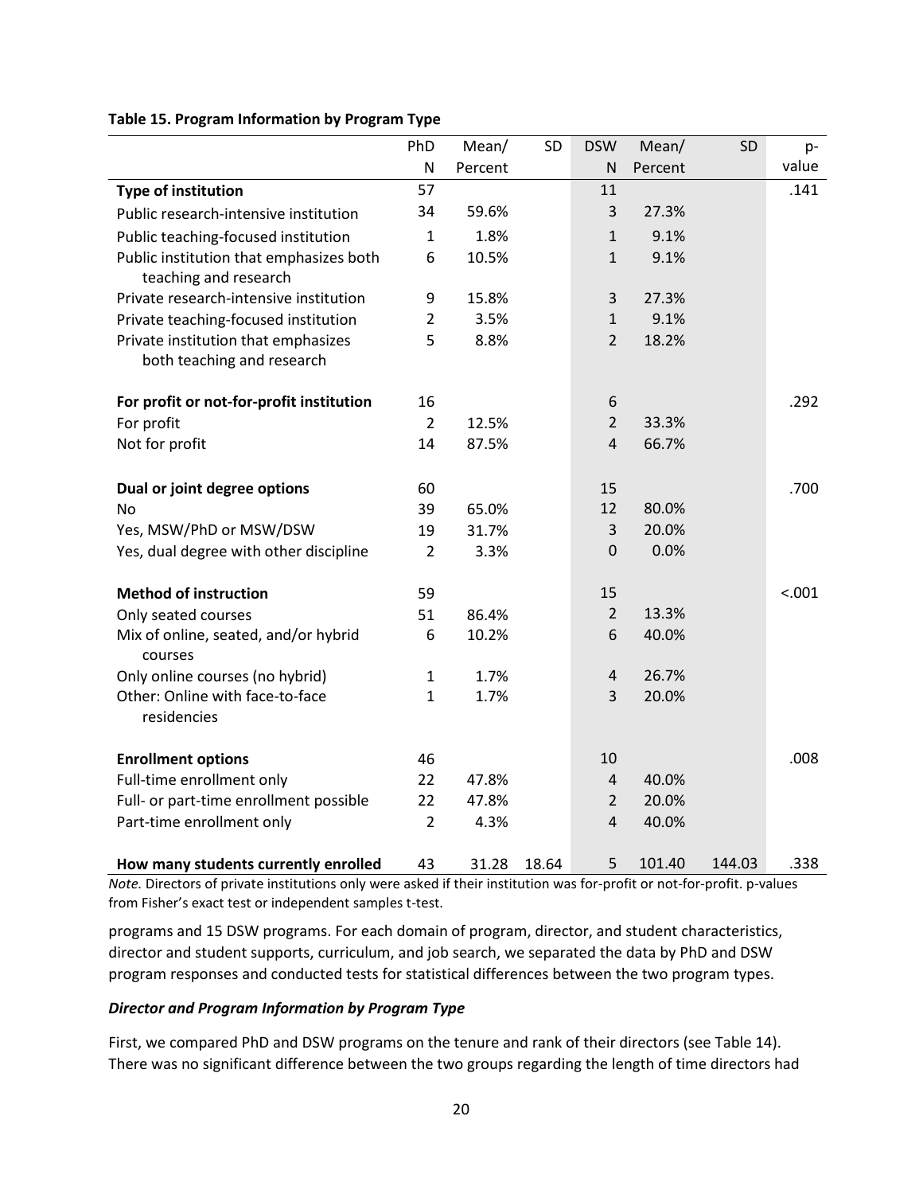**Table 15. Program Information by Program Type**

| | PhD N | Mean/ Percent | SD | DSW N | Mean/ Percent | SD | p-value |
|---|---|---|---|---|---|---|---|
| **Type of institution** | 57 | | | 11 | | | .141 |
| Public research-intensive institution | 34 | 59.6% | | 3 | 27.3% | | |
| Public teaching-focused institution | 1 | 1.8% | | 1 | 9.1% | | |
| Public institution that emphasizes both teaching and research | 6 | 10.5% | | 1 | 9.1% | | |
| Private research-intensive institution | 9 | 15.8% | | 3 | 27.3% | | |
| Private teaching-focused institution | 2 | 3.5% | | 1 | 9.1% | | |
| Private institution that emphasizes both teaching and research | 5 | 8.8% | | 2 | 18.2% | | |
| **For profit or not-for-profit institution** | 16 | | | 6 | | | .292 |
| For profit | 2 | 12.5% | | 2 | 33.3% | | |
| Not for profit | 14 | 87.5% | | 4 | 66.7% | | |
| **Dual or joint degree options** | 60 | | | 15 | | | .700 |
| No | 39 | 65.0% | | 12 | 80.0% | | |
| Yes, MSW/PhD or MSW/DSW | 19 | 31.7% | | 3 | 20.0% | | |
| Yes, dual degree with other discipline | 2 | 3.3% | | 0 | 0.0% | | |
| **Method of instruction** | 59 | | | 15 | | | <.001 |
| Only seated courses | 51 | 86.4% | | 2 | 13.3% | | |
| Mix of online, seated, and/or hybrid courses | 6 | 10.2% | | 6 | 40.0% | | |
| Only online courses (no hybrid) | 1 | 1.7% | | 4 | 26.7% | | |
| Other: Online with face-to-face residencies | 1 | 1.7% | | 3 | 20.0% | | |
| **Enrollment options** | 46 | | | 10 | | | .008 |
| Full-time enrollment only | 22 | 47.8% | | 4 | 40.0% | | |
| Full- or part-time enrollment possible | 22 | 47.8% | | 2 | 20.0% | | |
| Part-time enrollment only | 2 | 4.3% | | 4 | 40.0% | | |
| **How many students currently enrolled** | 43 | 31.28 | 18.64 | 5 | 101.40 | 144.03 | .338 |

*Note.* Directors of private institutions only were asked if their institution was for-profit or not-for-profit. p-values from Fisher's exact test or independent samples t-test.

programs and 15 DSW programs. For each domain of program, director, and student characteristics, director and student supports, curriculum, and job search, we separated the data by PhD and DSW program responses and conducted tests for statistical differences between the two program types.

***Director and Program Information by Program Type***

First, we compared PhD and DSW programs on the tenure and rank of their directors (see Table 14). There was no significant difference between the two groups regarding the length of time directors had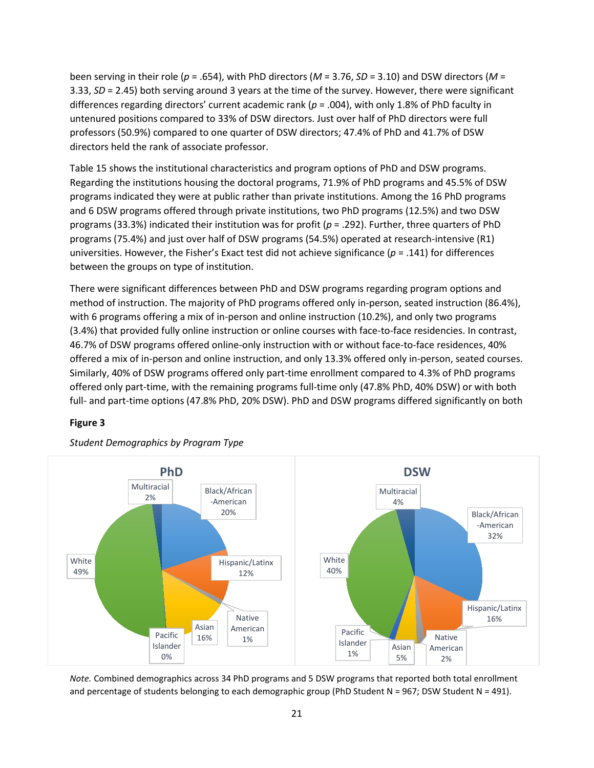been serving in their role ($p$ = .654), with PhD directors ($M$ = 3.76, $SD$ = 3.10) and DSW directors ($M$ = 3.33, $SD$ = 2.45) both serving around 3 years at the time of the survey. However, there were significant differences regarding directors' current academic rank ($p$ = .004), with only 1.8% of PhD faculty in untenured positions compared to 33% of DSW directors. Just over half of PhD directors were full professors (50.9%) compared to one quarter of DSW directors; 47.4% of PhD and 41.7% of DSW directors held the rank of associate professor.

Table 15 shows the institutional characteristics and program options of PhD and DSW programs. Regarding the institutions housing the doctoral programs, 71.9% of PhD programs and 45.5% of DSW programs indicated they were at public rather than private institutions. Among the 16 PhD programs and 6 DSW programs offered through private institutions, two PhD programs (12.5%) and two DSW programs (33.3%) indicated their institution was for profit ($p$ = .292). Further, three quarters of PhD programs (75.4%) and just over half of DSW programs (54.5%) operated at research-intensive (R1) universities. However, the Fisher's Exact test did not achieve significance ($p$ = .141) for differences between the groups on type of institution.

There were significant differences between PhD and DSW programs regarding program options and method of instruction. The majority of PhD programs offered only in-person, seated instruction (86.4%), with 6 programs offering a mix of in-person and online instruction (10.2%), and only two programs (3.4%) that provided fully online instruction or online courses with face-to-face residencies. In contrast, 46.7% of DSW programs offered online-only instruction with or without face-to-face residences, 40% offered a mix of in-person and online instruction, and only 13.3% offered only in-person, seated courses. Similarly, 40% of DSW programs offered only part-time enrollment compared to 4.3% of PhD programs offered only part-time, with the remaining programs full-time only (47.8% PhD, 40% DSW) or with both full- and part-time options (47.8% PhD, 20% DSW). PhD and DSW programs differed significantly on both

**Figure 3**

*Student Demographics by Program Type*

*Note.* Combined demographics across 34 PhD programs and 5 DSW programs that reported both total enrollment and percentage of students belonging to each demographic group (PhD Student N = 967; DSW Student N = 491).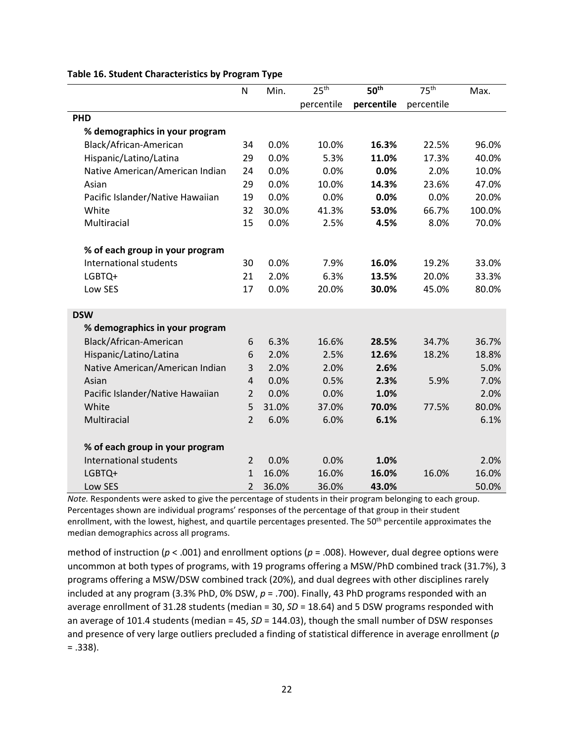**Table 16. Student Characteristics by Program Type**

| | N | Min. | 25th percentile | **50th percentile** | 75th percentile | Max. |
|---|---|---|---|---|---|---|
| **PHD** | | | | | | |
| **% demographics in your program** | | | | | | |
| Black/African-American | 34 | 0.0% | 10.0% | **16.3%** | 22.5% | 96.0% |
| Hispanic/Latino/Latina | 29 | 0.0% | 5.3% | **11.0%** | 17.3% | 40.0% |
| Native American/American Indian | 24 | 0.0% | 0.0% | **0.0%** | 2.0% | 10.0% |
| Asian | 29 | 0.0% | 10.0% | **14.3%** | 23.6% | 47.0% |
| Pacific Islander/Native Hawaiian | 19 | 0.0% | 0.0% | **0.0%** | 0.0% | 20.0% |
| White | 32 | 30.0% | 41.3% | **53.0%** | 66.7% | 100.0% |
| Multiracial | 15 | 0.0% | 2.5% | **4.5%** | 8.0% | 70.0% |
| **% of each group in your program** | | | | | | |
| International students | 30 | 0.0% | 7.9% | **16.0%** | 19.2% | 33.0% |
| LGBTQ+ | 21 | 2.0% | 6.3% | **13.5%** | 20.0% | 33.3% |
| Low SES | 17 | 0.0% | 20.0% | **30.0%** | 45.0% | 80.0% |
| **DSW** | | | | | | |
| **% demographics in your program** | | | | | | |
| Black/African-American | 6 | 6.3% | 16.6% | **28.5%** | 34.7% | 36.7% |
| Hispanic/Latino/Latina | 6 | 2.0% | 2.5% | **12.6%** | 18.2% | 18.8% |
| Native American/American Indian | 3 | 2.0% | 2.0% | **2.6%** | | 5.0% |
| Asian | 4 | 0.0% | 0.5% | **2.3%** | 5.9% | 7.0% |
| Pacific Islander/Native Hawaiian | 2 | 0.0% | 0.0% | **1.0%** | | 2.0% |
| White | 5 | 31.0% | 37.0% | **70.0%** | 77.5% | 80.0% |
| Multiracial | 2 | 6.0% | 6.0% | **6.1%** | | 6.1% |
| **% of each group in your program** | | | | | | |
| International students | 2 | 0.0% | 0.0% | **1.0%** | | 2.0% |
| LGBTQ+ | 1 | 16.0% | 16.0% | **16.0%** | 16.0% | 16.0% |
| Low SES | 2 | 36.0% | 36.0% | **43.0%** | | 50.0% |

*Note.* Respondents were asked to give the percentage of students in their program belonging to each group. Percentages shown are individual programs' responses of the percentage of that group in their student enrollment, with the lowest, highest, and quartile percentages presented. The 50th percentile approximates the median demographics across all programs.

method of instruction ($p < .001$) and enrollment options ($p = .008$). However, dual degree options were uncommon at both types of programs, with 19 programs offering a MSW/PhD combined track (31.7%), 3 programs offering a MSW/DSW combined track (20%), and dual degrees with other disciplines rarely included at any program (3.3% PhD, 0% DSW, $p = .700$). Finally, 43 PhD programs responded with an average enrollment of 31.28 students (median = 30, $SD = 18.64$) and 5 DSW programs responded with an average of 101.4 students (median = 45, $SD = 144.03$), though the small number of DSW responses and presence of very large outliers precluded a finding of statistical difference in average enrollment ($p = .338$).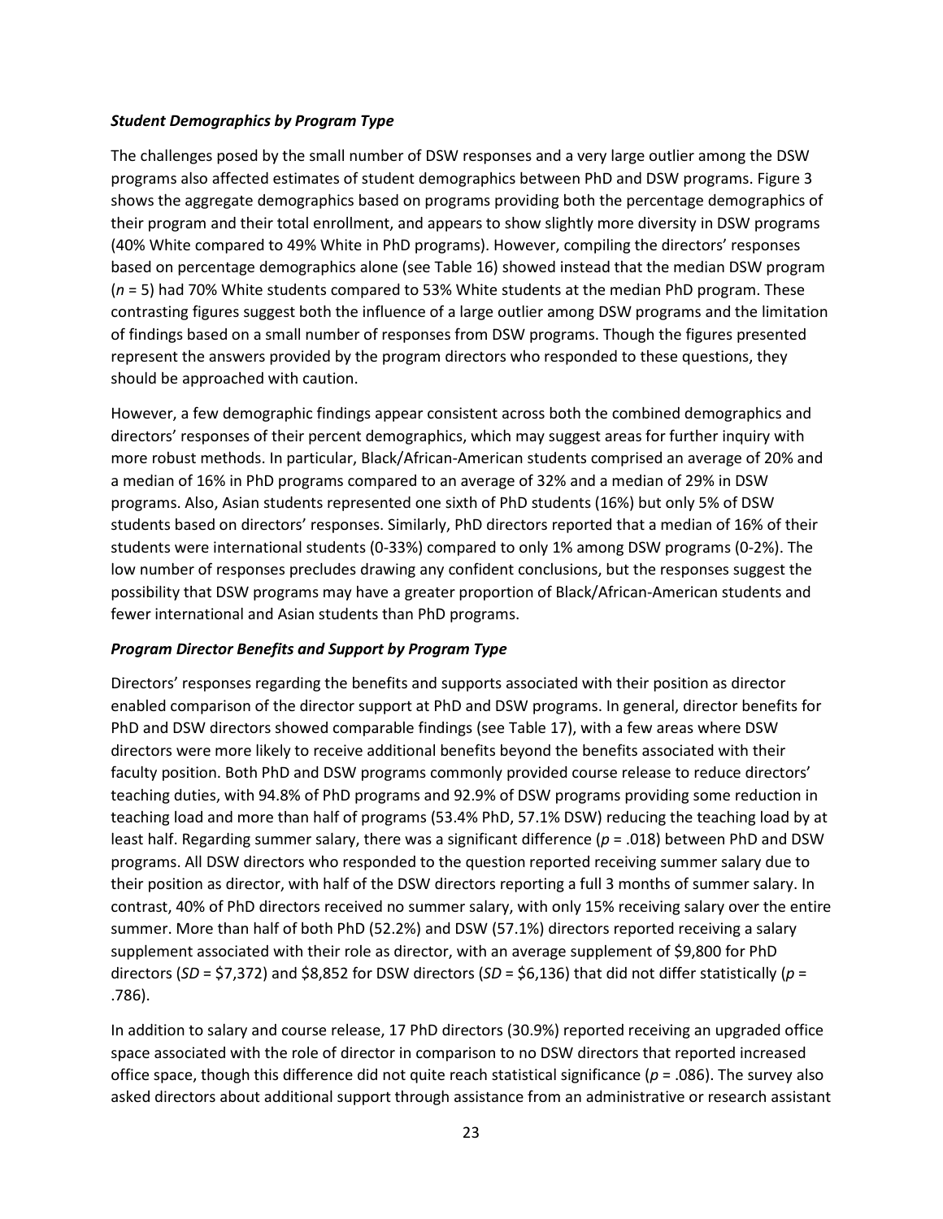### *Student Demographics by Program Type*

The challenges posed by the small number of DSW responses and a very large outlier among the DSW programs also affected estimates of student demographics between PhD and DSW programs. Figure 3 shows the aggregate demographics based on programs providing both the percentage demographics of their program and their total enrollment, and appears to show slightly more diversity in DSW programs (40% White compared to 49% White in PhD programs). However, compiling the directors' responses based on percentage demographics alone (see Table 16) showed instead that the median DSW program ($n$ = 5) had 70% White students compared to 53% White students at the median PhD program. These contrasting figures suggest both the influence of a large outlier among DSW programs and the limitation of findings based on a small number of responses from DSW programs. Though the figures presented represent the answers provided by the program directors who responded to these questions, they should be approached with caution.

However, a few demographic findings appear consistent across both the combined demographics and directors' responses of their percent demographics, which may suggest areas for further inquiry with more robust methods. In particular, Black/African-American students comprised an average of 20% and a median of 16% in PhD programs compared to an average of 32% and a median of 29% in DSW programs. Also, Asian students represented one sixth of PhD students (16%) but only 5% of DSW students based on directors' responses. Similarly, PhD directors reported that a median of 16% of their students were international students (0-33%) compared to only 1% among DSW programs (0-2%). The low number of responses precludes drawing any confident conclusions, but the responses suggest the possibility that DSW programs may have a greater proportion of Black/African-American students and fewer international and Asian students than PhD programs.

### *Program Director Benefits and Support by Program Type*

Directors' responses regarding the benefits and supports associated with their position as director enabled comparison of the director support at PhD and DSW programs. In general, director benefits for PhD and DSW directors showed comparable findings (see Table 17), with a few areas where DSW directors were more likely to receive additional benefits beyond the benefits associated with their faculty position. Both PhD and DSW programs commonly provided course release to reduce directors' teaching duties, with 94.8% of PhD programs and 92.9% of DSW programs providing some reduction in teaching load and more than half of programs (53.4% PhD, 57.1% DSW) reducing the teaching load by at least half. Regarding summer salary, there was a significant difference ($p$ = .018) between PhD and DSW programs. All DSW directors who responded to the question reported receiving summer salary due to their position as director, with half of the DSW directors reporting a full 3 months of summer salary. In contrast, 40% of PhD directors received no summer salary, with only 15% receiving salary over the entire summer. More than half of both PhD (52.2%) and DSW (57.1%) directors reported receiving a salary supplement associated with their role as director, with an average supplement of $9,800 for PhD directors ($SD$ = $7,372) and $8,852 for DSW directors ($SD$ = $6,136) that did not differ statistically ($p$ = .786).

In addition to salary and course release, 17 PhD directors (30.9%) reported receiving an upgraded office space associated with the role of director in comparison to no DSW directors that reported increased office space, though this difference did not quite reach statistical significance ($p$ = .086). The survey also asked directors about additional support through assistance from an administrative or research assistant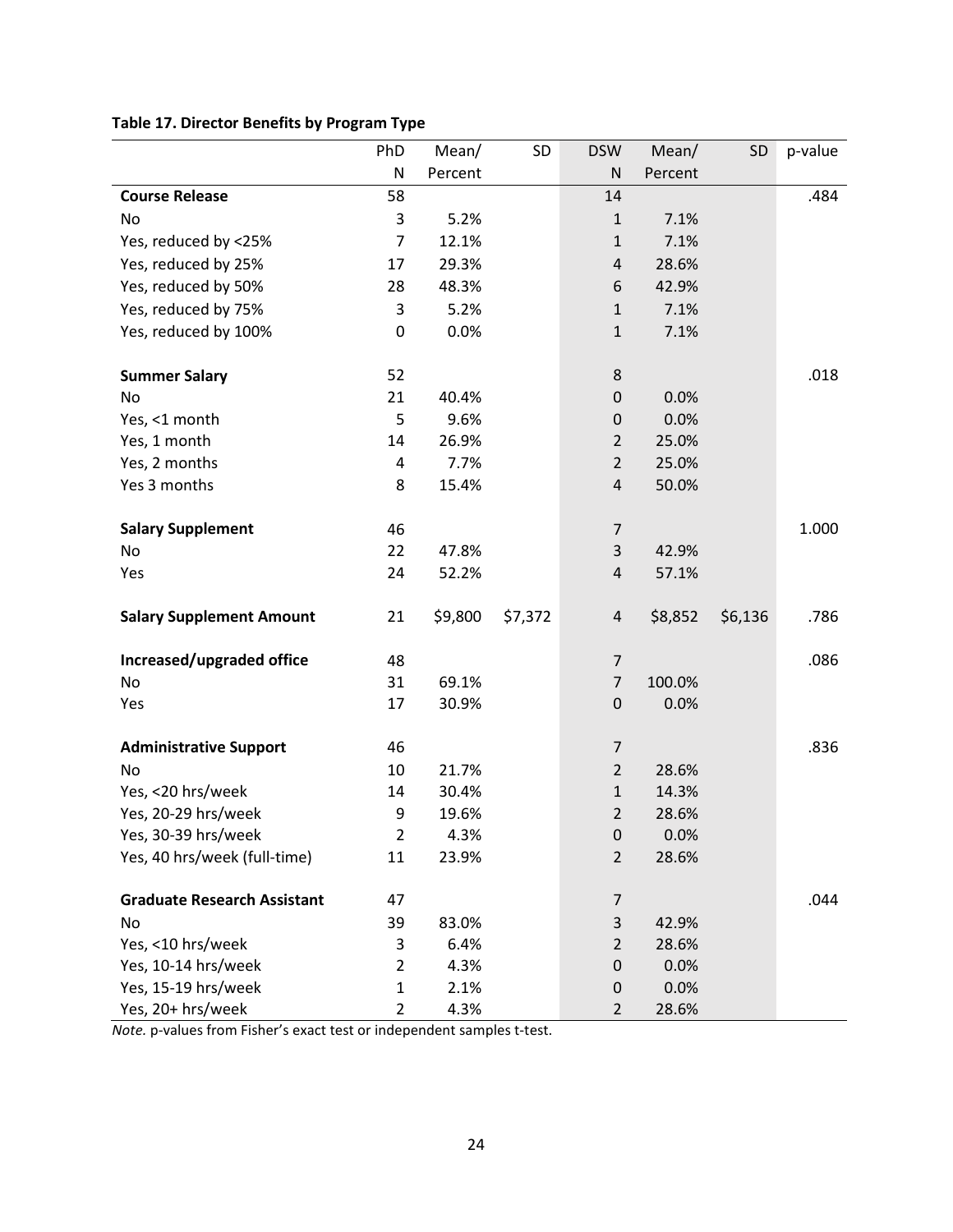**Table 17. Director Benefits by Program Type**

| | PhD N | Mean/ Percent | SD | DSW N | Mean/ Percent | SD | p-value |
|---|---|---|---|---|---|---|---|
| **Course Release** | 58 | | | 14 | | | .484 |
| No | 3 | 5.2% | | 1 | 7.1% | | |
| Yes, reduced by <25% | 7 | 12.1% | | 1 | 7.1% | | |
| Yes, reduced by 25% | 17 | 29.3% | | 4 | 28.6% | | |
| Yes, reduced by 50% | 28 | 48.3% | | 6 | 42.9% | | |
| Yes, reduced by 75% | 3 | 5.2% | | 1 | 7.1% | | |
| Yes, reduced by 100% | 0 | 0.0% | | 1 | 7.1% | | |
| **Summer Salary** | 52 | | | 8 | | | .018 |
| No | 21 | 40.4% | | 0 | 0.0% | | |
| Yes, <1 month | 5 | 9.6% | | 0 | 0.0% | | |
| Yes, 1 month | 14 | 26.9% | | 2 | 25.0% | | |
| Yes, 2 months | 4 | 7.7% | | 2 | 25.0% | | |
| Yes 3 months | 8 | 15.4% | | 4 | 50.0% | | |
| **Salary Supplement** | 46 | | | 7 | | | 1.000 |
| No | 22 | 47.8% | | 3 | 42.9% | | |
| Yes | 24 | 52.2% | | 4 | 57.1% | | |
| **Salary Supplement Amount** | 21 | $9,800 | $7,372 | 4 | $8,852 | $6,136 | .786 |
| **Increased/upgraded office** | 48 | | | 7 | | | .086 |
| No | 31 | 69.1% | | 7 | 100.0% | | |
| Yes | 17 | 30.9% | | 0 | 0.0% | | |
| **Administrative Support** | 46 | | | 7 | | | .836 |
| No | 10 | 21.7% | | 2 | 28.6% | | |
| Yes, <20 hrs/week | 14 | 30.4% | | 1 | 14.3% | | |
| Yes, 20-29 hrs/week | 9 | 19.6% | | 2 | 28.6% | | |
| Yes, 30-39 hrs/week | 2 | 4.3% | | 0 | 0.0% | | |
| Yes, 40 hrs/week (full-time) | 11 | 23.9% | | 2 | 28.6% | | |
| **Graduate Research Assistant** | 47 | | | 7 | | | .044 |
| No | 39 | 83.0% | | 3 | 42.9% | | |
| Yes, <10 hrs/week | 3 | 6.4% | | 2 | 28.6% | | |
| Yes, 10-14 hrs/week | 2 | 4.3% | | 0 | 0.0% | | |
| Yes, 15-19 hrs/week | 1 | 2.1% | | 0 | 0.0% | | |
| Yes, 20+ hrs/week | 2 | 4.3% | | 2 | 28.6% | | |

*Note.* p-values from Fisher's exact test or independent samples t-test.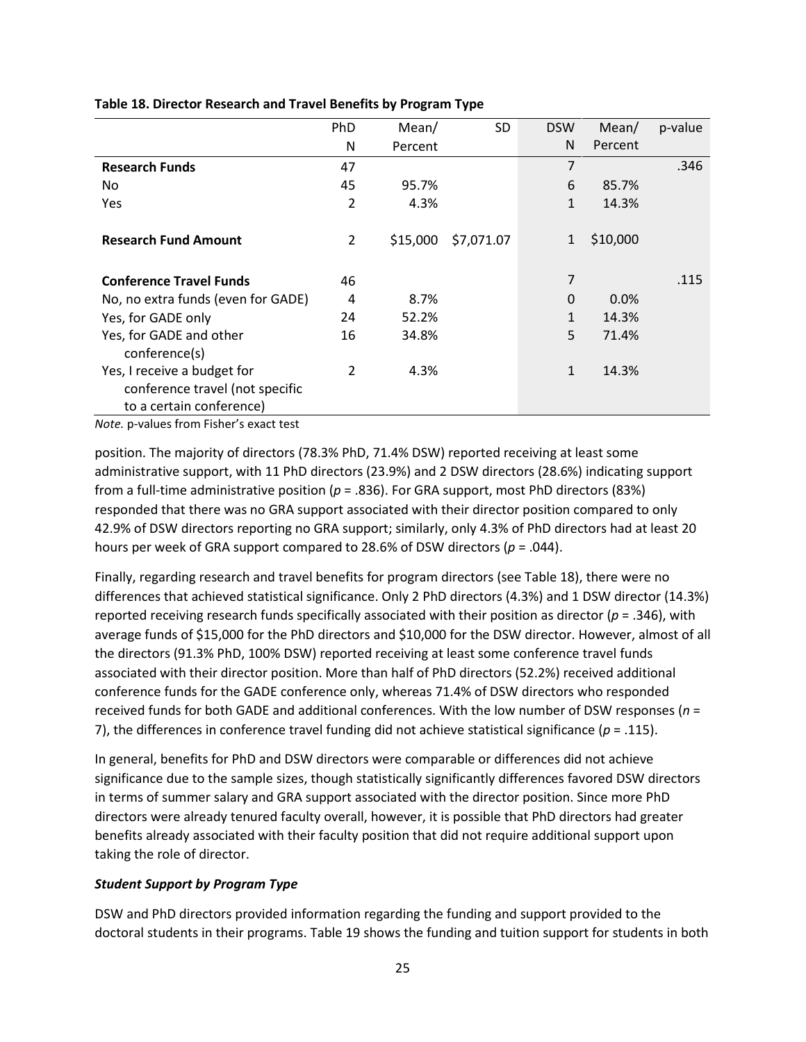**Table 18. Director Research and Travel Benefits by Program Type**

| | PhD N | Mean/ Percent | SD | DSW N | Mean/ Percent | p-value |
|---|---|---|---|---|---|---|
| **Research Funds** | 47 | | | 7 | | .346 |
| No | 45 | 95.7% | | 6 | 85.7% | |
| Yes | 2 | 4.3% | | 1 | 14.3% | |
| **Research Fund Amount** | 2 | $15,000 | $7,071.07 | 1 | $10,000 | |
| **Conference Travel Funds** | 46 | | | 7 | | .115 |
| No, no extra funds (even for GADE) | 4 | 8.7% | | 0 | 0.0% | |
| Yes, for GADE only | 24 | 52.2% | | 1 | 14.3% | |
| Yes, for GADE and other conference(s) | 16 | 34.8% | | 5 | 71.4% | |
| Yes, I receive a budget for conference travel (not specific to a certain conference) | 2 | 4.3% | | 1 | 14.3% | |

*Note.* p-values from Fisher's exact test

position. The majority of directors (78.3% PhD, 71.4% DSW) reported receiving at least some administrative support, with 11 PhD directors (23.9%) and 2 DSW directors (28.6%) indicating support from a full-time administrative position ($p$ = .836). For GRA support, most PhD directors (83%) responded that there was no GRA support associated with their director position compared to only 42.9% of DSW directors reporting no GRA support; similarly, only 4.3% of PhD directors had at least 20 hours per week of GRA support compared to 28.6% of DSW directors ($p$ = .044).

Finally, regarding research and travel benefits for program directors (see Table 18), there were no differences that achieved statistical significance. Only 2 PhD directors (4.3%) and 1 DSW director (14.3%) reported receiving research funds specifically associated with their position as director ($p$ = .346), with average funds of $15,000 for the PhD directors and $10,000 for the DSW director. However, almost of all the directors (91.3% PhD, 100% DSW) reported receiving at least some conference travel funds associated with their director position. More than half of PhD directors (52.2%) received additional conference funds for the GADE conference only, whereas 71.4% of DSW directors who responded received funds for both GADE and additional conferences. With the low number of DSW responses ($n$ = 7), the differences in conference travel funding did not achieve statistical significance ($p$ = .115).

In general, benefits for PhD and DSW directors were comparable or differences did not achieve significance due to the sample sizes, though statistically significantly differences favored DSW directors in terms of summer salary and GRA support associated with the director position. Since more PhD directors were already tenured faculty overall, however, it is possible that PhD directors had greater benefits already associated with their faculty position that did not require additional support upon taking the role of director.

### *Student Support by Program Type*

DSW and PhD directors provided information regarding the funding and support provided to the doctoral students in their programs. Table 19 shows the funding and tuition support for students in both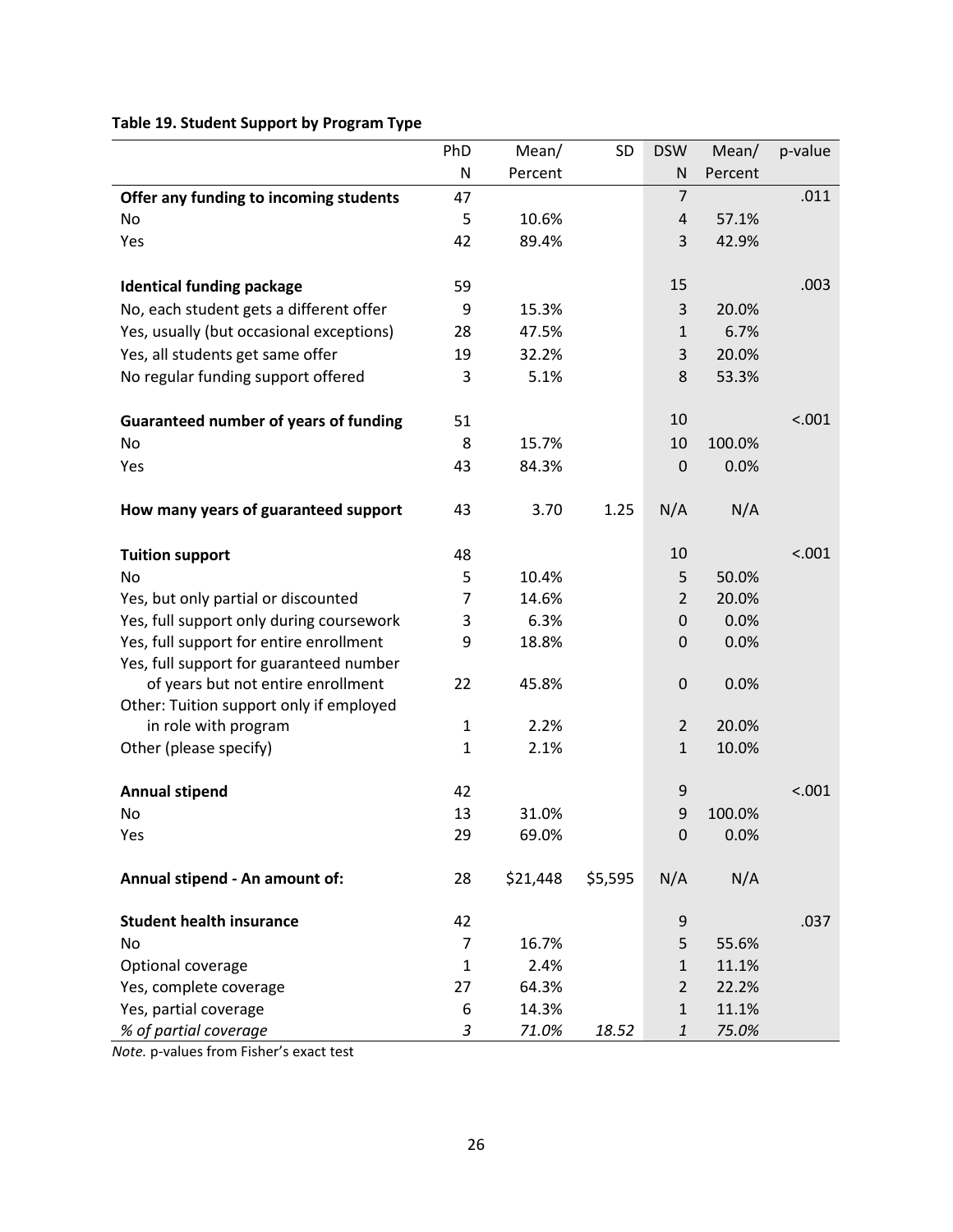**Table 19. Student Support by Program Type**

| | PhD N | Mean/ Percent | SD | DSW N | Mean/ Percent | p-value |
|---|---|---|---|---|---|---|
| **Offer any funding to incoming students** | 47 | | | 7 | | .011 |
| No | 5 | 10.6% | | 4 | 57.1% | |
| Yes | 42 | 89.4% | | 3 | 42.9% | |
| | | | | | | |
| **Identical funding package** | 59 | | | 15 | | .003 |
| No, each student gets a different offer | 9 | 15.3% | | 3 | 20.0% | |
| Yes, usually (but occasional exceptions) | 28 | 47.5% | | 1 | 6.7% | |
| Yes, all students get same offer | 19 | 32.2% | | 3 | 20.0% | |
| No regular funding support offered | 3 | 5.1% | | 8 | 53.3% | |
| | | | | | | |
| **Guaranteed number of years of funding** | 51 | | | 10 | | <.001 |
| No | 8 | 15.7% | | 10 | 100.0% | |
| Yes | 43 | 84.3% | | 0 | 0.0% | |
| | | | | | | |
| **How many years of guaranteed support** | 43 | 3.70 | 1.25 | N/A | N/A | |
| | | | | | | |
| **Tuition support** | 48 | | | 10 | | <.001 |
| No | 5 | 10.4% | | 5 | 50.0% | |
| Yes, but only partial or discounted | 7 | 14.6% | | 2 | 20.0% | |
| Yes, full support only during coursework | 3 | 6.3% | | 0 | 0.0% | |
| Yes, full support for entire enrollment | 9 | 18.8% | | 0 | 0.0% | |
| Yes, full support for guaranteed number of years but not entire enrollment | 22 | 45.8% | | 0 | 0.0% | |
| Other: Tuition support only if employed in role with program | 1 | 2.2% | | 2 | 20.0% | |
| Other (please specify) | 1 | 2.1% | | 1 | 10.0% | |
| | | | | | | |
| **Annual stipend** | 42 | | | 9 | | <.001 |
| No | 13 | 31.0% | | 9 | 100.0% | |
| Yes | 29 | 69.0% | | 0 | 0.0% | |
| | | | | | | |
| **Annual stipend - An amount of:** | 28 | $21,448 | $5,595 | N/A | N/A | |
| | | | | | | |
| **Student health insurance** | 42 | | | 9 | | .037 |
| No | 7 | 16.7% | | 5 | 55.6% | |
| Optional coverage | 1 | 2.4% | | 1 | 11.1% | |
| Yes, complete coverage | 27 | 64.3% | | 2 | 22.2% | |
| Yes, partial coverage | 6 | 14.3% | | 1 | 11.1% | |
| *% of partial coverage* | *3* | *71.0%* | *18.52* | *1* | *75.0%* | |

*Note.* p-values from Fisher's exact test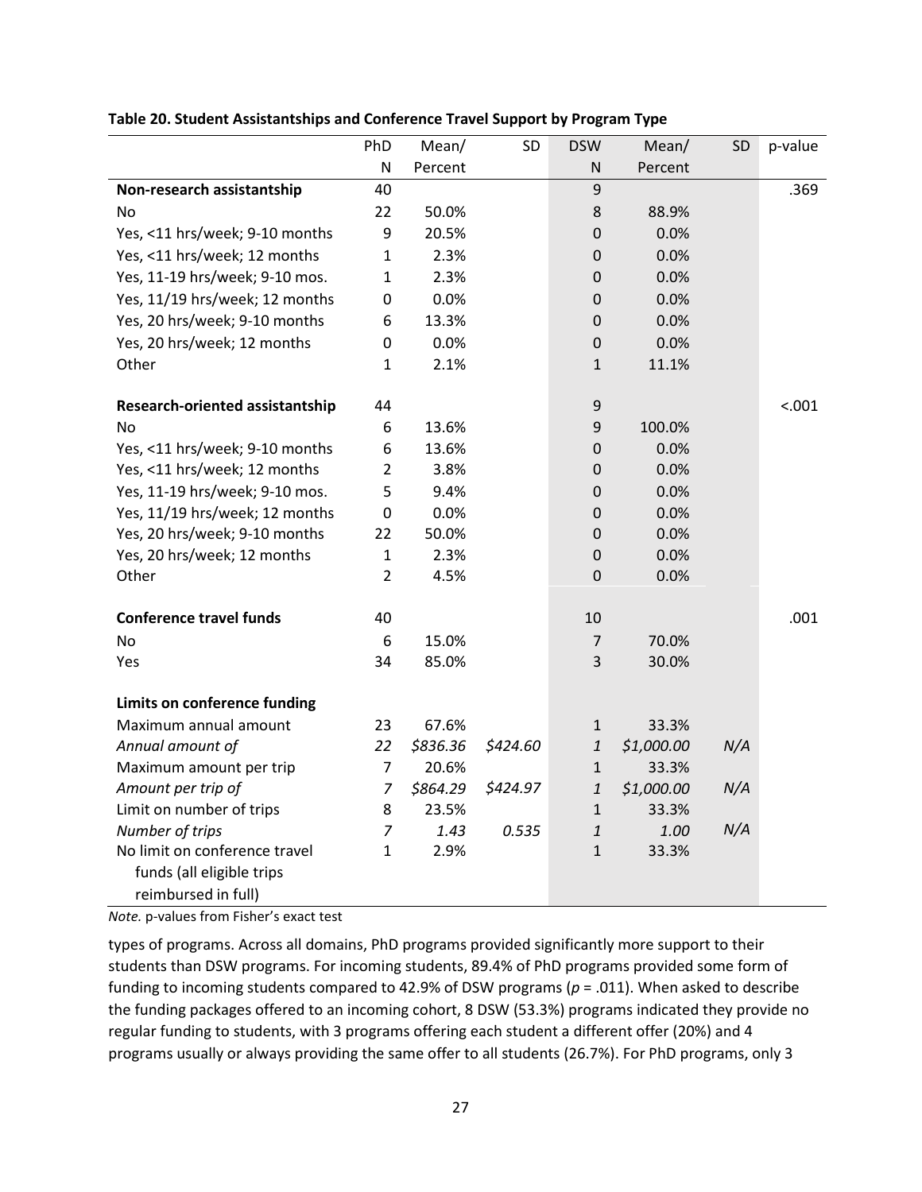**Table 20. Student Assistantships and Conference Travel Support by Program Type**

| | PhD N | Mean/ Percent | SD | DSW N | Mean/ Percent | SD | p-value |
|---|---|---|---|---|---|---|---|
| **Non-research assistantship** | 40 | | | 9 | | | .369 |
| No | 22 | 50.0% | | 8 | 88.9% | | |
| Yes, <11 hrs/week; 9-10 months | 9 | 20.5% | | 0 | 0.0% | | |
| Yes, <11 hrs/week; 12 months | 1 | 2.3% | | 0 | 0.0% | | |
| Yes, 11-19 hrs/week; 9-10 mos. | 1 | 2.3% | | 0 | 0.0% | | |
| Yes, 11/19 hrs/week; 12 months | 0 | 0.0% | | 0 | 0.0% | | |
| Yes, 20 hrs/week; 9-10 months | 6 | 13.3% | | 0 | 0.0% | | |
| Yes, 20 hrs/week; 12 months | 0 | 0.0% | | 0 | 0.0% | | |
| Other | 1 | 2.1% | | 1 | 11.1% | | |
| **Research-oriented assistantship** | 44 | | | 9 | | | <.001 |
| No | 6 | 13.6% | | 9 | 100.0% | | |
| Yes, <11 hrs/week; 9-10 months | 6 | 13.6% | | 0 | 0.0% | | |
| Yes, <11 hrs/week; 12 months | 2 | 3.8% | | 0 | 0.0% | | |
| Yes, 11-19 hrs/week; 9-10 mos. | 5 | 9.4% | | 0 | 0.0% | | |
| Yes, 11/19 hrs/week; 12 months | 0 | 0.0% | | 0 | 0.0% | | |
| Yes, 20 hrs/week; 9-10 months | 22 | 50.0% | | 0 | 0.0% | | |
| Yes, 20 hrs/week; 12 months | 1 | 2.3% | | 0 | 0.0% | | |
| Other | 2 | 4.5% | | 0 | 0.0% | | |
| **Conference travel funds** | 40 | | | 10 | | | .001 |
| No | 6 | 15.0% | | 7 | 70.0% | | |
| Yes | 34 | 85.0% | | 3 | 30.0% | | |
| **Limits on conference funding** | | | | | | | |
| Maximum annual amount | 23 | 67.6% | | 1 | 33.3% | | |
| *Annual amount of* | *22* | *$836.36* | *$424.60* | *1* | *$1,000.00* | *N/A* | |
| Maximum amount per trip | 7 | 20.6% | | 1 | 33.3% | | |
| *Amount per trip of* | *7* | *$864.29* | *$424.97* | *1* | *$1,000.00* | *N/A* | |
| Limit on number of trips | 8 | 23.5% | | 1 | 33.3% | | |
| *Number of trips* | *7* | *1.43* | *0.535* | *1* | *1.00* | *N/A* | |
| No limit on conference travel funds (all eligible trips reimbursed in full) | 1 | 2.9% | | 1 | 33.3% | | |

*Note.* p-values from Fisher's exact test

types of programs. Across all domains, PhD programs provided significantly more support to their students than DSW programs. For incoming students, 89.4% of PhD programs provided some form of funding to incoming students compared to 42.9% of DSW programs ($p$ = .011). When asked to describe the funding packages offered to an incoming cohort, 8 DSW (53.3%) programs indicated they provide no regular funding to students, with 3 programs offering each student a different offer (20%) and 4 programs usually or always providing the same offer to all students (26.7%). For PhD programs, only 3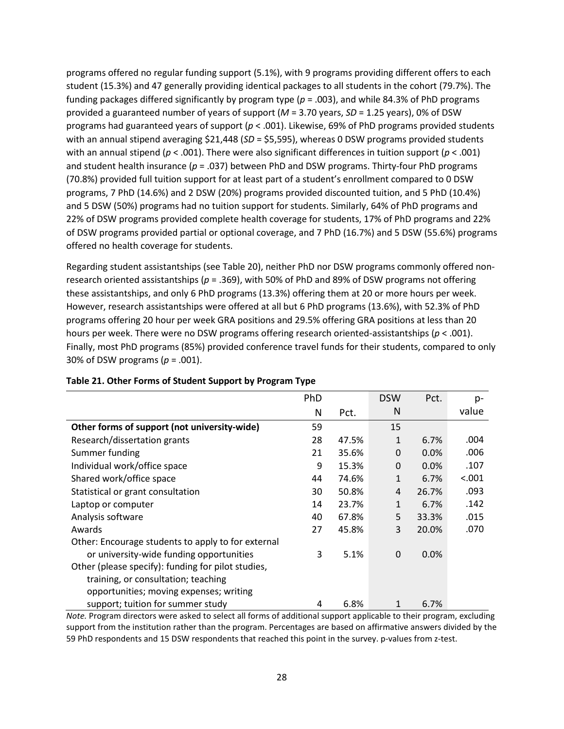programs offered no regular funding support (5.1%), with 9 programs providing different offers to each student (15.3%) and 47 generally providing identical packages to all students in the cohort (79.7%). The funding packages differed significantly by program type ($p$ = .003), and while 84.3% of PhD programs provided a guaranteed number of years of support ($M$ = 3.70 years, $SD$ = 1.25 years), 0% of DSW programs had guaranteed years of support ($p$ < .001). Likewise, 69% of PhD programs provided students with an annual stipend averaging $21,448 ($SD$ = $5,595), whereas 0 DSW programs provided students with an annual stipend ($p$ < .001). There were also significant differences in tuition support ($p$ < .001) and student health insurance ($p$ = .037) between PhD and DSW programs. Thirty-four PhD programs (70.8%) provided full tuition support for at least part of a student's enrollment compared to 0 DSW programs, 7 PhD (14.6%) and 2 DSW (20%) programs provided discounted tuition, and 5 PhD (10.4%) and 5 DSW (50%) programs had no tuition support for students. Similarly, 64% of PhD programs and 22% of DSW programs provided complete health coverage for students, 17% of PhD programs and 22% of DSW programs provided partial or optional coverage, and 7 PhD (16.7%) and 5 DSW (55.6%) programs offered no health coverage for students.

Regarding student assistantships (see Table 20), neither PhD nor DSW programs commonly offered non-research oriented assistantships ($p$ = .369), with 50% of PhD and 89% of DSW programs not offering these assistantships, and only 6 PhD programs (13.3%) offering them at 20 or more hours per week. However, research assistantships were offered at all but 6 PhD programs (13.6%), with 52.3% of PhD programs offering 20 hour per week GRA positions and 29.5% offering GRA positions at less than 20 hours per week. There were no DSW programs offering research oriented-assistantships ($p$ < .001). Finally, most PhD programs (85%) provided conference travel funds for their students, compared to only 30% of DSW programs ($p$ = .001).

**Table 21. Other Forms of Student Support by Program Type**

| | PhD N | Pct. | DSW N | Pct. | p-value |
|---|---|---|---|---|---|
| **Other forms of support (not university-wide)** | 59 | | 15 | | |
| Research/dissertation grants | 28 | 47.5% | 1 | 6.7% | .004 |
| Summer funding | 21 | 35.6% | 0 | 0.0% | .006 |
| Individual work/office space | 9 | 15.3% | 0 | 0.0% | .107 |
| Shared work/office space | 44 | 74.6% | 1 | 6.7% | <.001 |
| Statistical or grant consultation | 30 | 50.8% | 4 | 26.7% | .093 |
| Laptop or computer | 14 | 23.7% | 1 | 6.7% | .142 |
| Analysis software | 40 | 67.8% | 5 | 33.3% | .015 |
| Awards | 27 | 45.8% | 3 | 20.0% | .070 |
| Other: Encourage students to apply to for external or university-wide funding opportunities | 3 | 5.1% | 0 | 0.0% | |
| Other (please specify): funding for pilot studies, training, or consultation; teaching opportunities; moving expenses; writing support; tuition for summer study | 4 | 6.8% | 1 | 6.7% | |

*Note.* Program directors were asked to select all forms of additional support applicable to their program, excluding support from the institution rather than the program. Percentages are based on affirmative answers divided by the 59 PhD respondents and 15 DSW respondents that reached this point in the survey. p-values from z-test.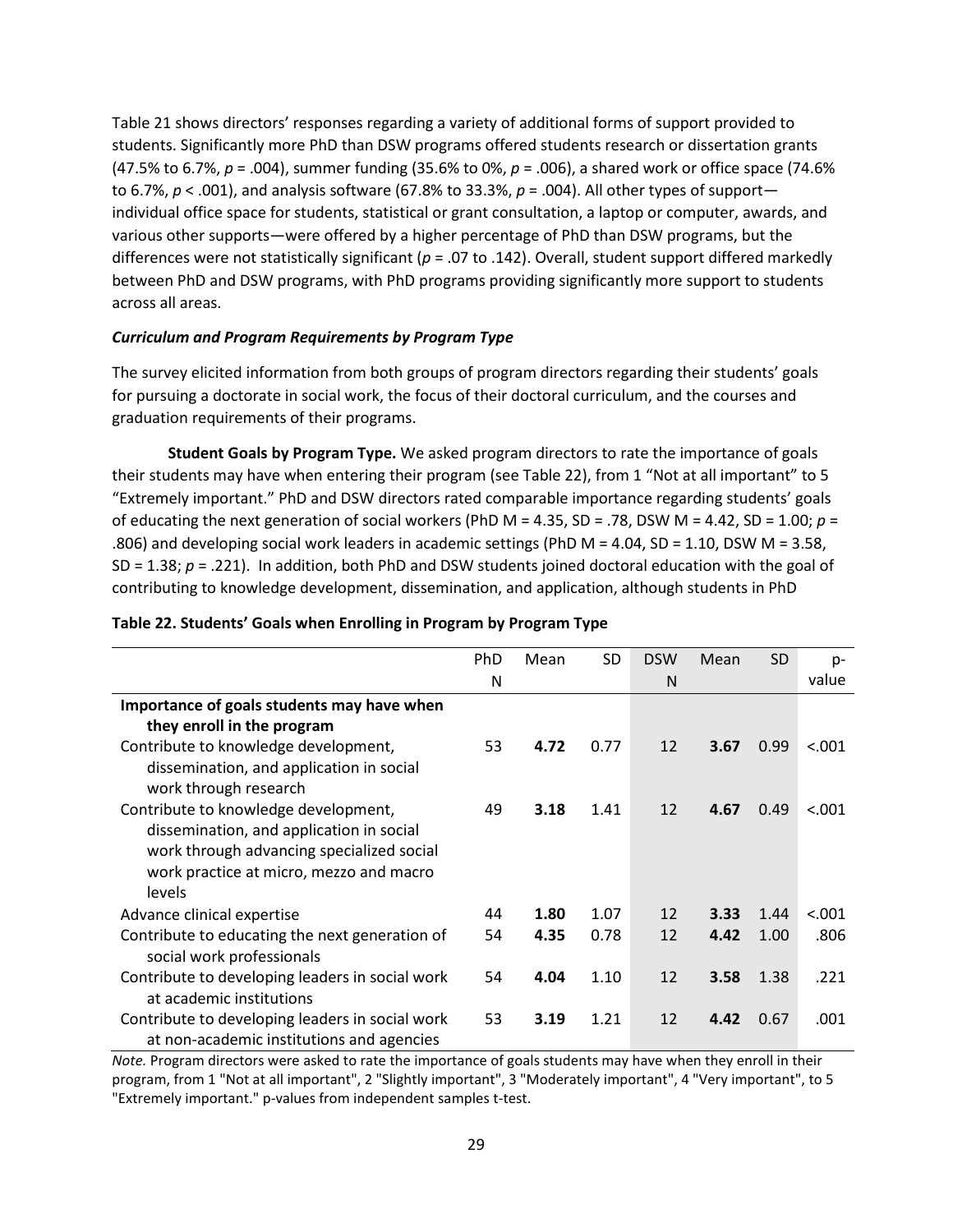Table 21 shows directors' responses regarding a variety of additional forms of support provided to students. Significantly more PhD than DSW programs offered students research or dissertation grants (47.5% to 6.7%, $p = .004$), summer funding (35.6% to 0%, $p = .006$), a shared work or office space (74.6% to 6.7%, $p < .001$), and analysis software (67.8% to 33.3%, $p = .004$). All other types of support—individual office space for students, statistical or grant consultation, a laptop or computer, awards, and various other supports—were offered by a higher percentage of PhD than DSW programs, but the differences were not statistically significant ($p = .07$ to $.142$). Overall, student support differed markedly between PhD and DSW programs, with PhD programs providing significantly more support to students across all areas.

### *Curriculum and Program Requirements by Program Type*

The survey elicited information from both groups of program directors regarding their students' goals for pursuing a doctorate in social work, the focus of their doctoral curriculum, and the courses and graduation requirements of their programs.

**Student Goals by Program Type.** We asked program directors to rate the importance of goals their students may have when entering their program (see Table 22), from 1 "Not at all important" to 5 "Extremely important." PhD and DSW directors rated comparable importance regarding students' goals of educating the next generation of social workers (PhD M = 4.35, SD = .78, DSW M = 4.42, SD = 1.00; $p = .806$) and developing social work leaders in academic settings (PhD M = 4.04, SD = 1.10, DSW M = 3.58, SD = 1.38; $p = .221$). In addition, both PhD and DSW students joined doctoral education with the goal of contributing to knowledge development, dissemination, and application, although students in PhD

**Table 22. Students' Goals when Enrolling in Program by Program Type**

| | PhD N | Mean | SD | DSW N | Mean | SD | p-value |
|---|---|---|---|---|---|---|---|
| **Importance of goals students may have when they enroll in the program** | | | | | | | |
| Contribute to knowledge development, dissemination, and application in social work through research | 53 | **4.72** | 0.77 | 12 | **3.67** | 0.99 | <.001 |
| Contribute to knowledge development, dissemination, and application in social work through advancing specialized social work practice at micro, mezzo and macro levels | 49 | **3.18** | 1.41 | 12 | **4.67** | 0.49 | <.001 |
| Advance clinical expertise | 44 | **1.80** | 1.07 | 12 | **3.33** | 1.44 | <.001 |
| Contribute to educating the next generation of social work professionals | 54 | **4.35** | 0.78 | 12 | **4.42** | 1.00 | .806 |
| Contribute to developing leaders in social work at academic institutions | 54 | **4.04** | 1.10 | 12 | **3.58** | 1.38 | .221 |
| Contribute to developing leaders in social work at non-academic institutions and agencies | 53 | **3.19** | 1.21 | 12 | **4.42** | 0.67 | .001 |

*Note.* Program directors were asked to rate the importance of goals students may have when they enroll in their program, from 1 "Not at all important", 2 "Slightly important", 3 "Moderately important", 4 "Very important", to 5 "Extremely important." p-values from independent samples t-test.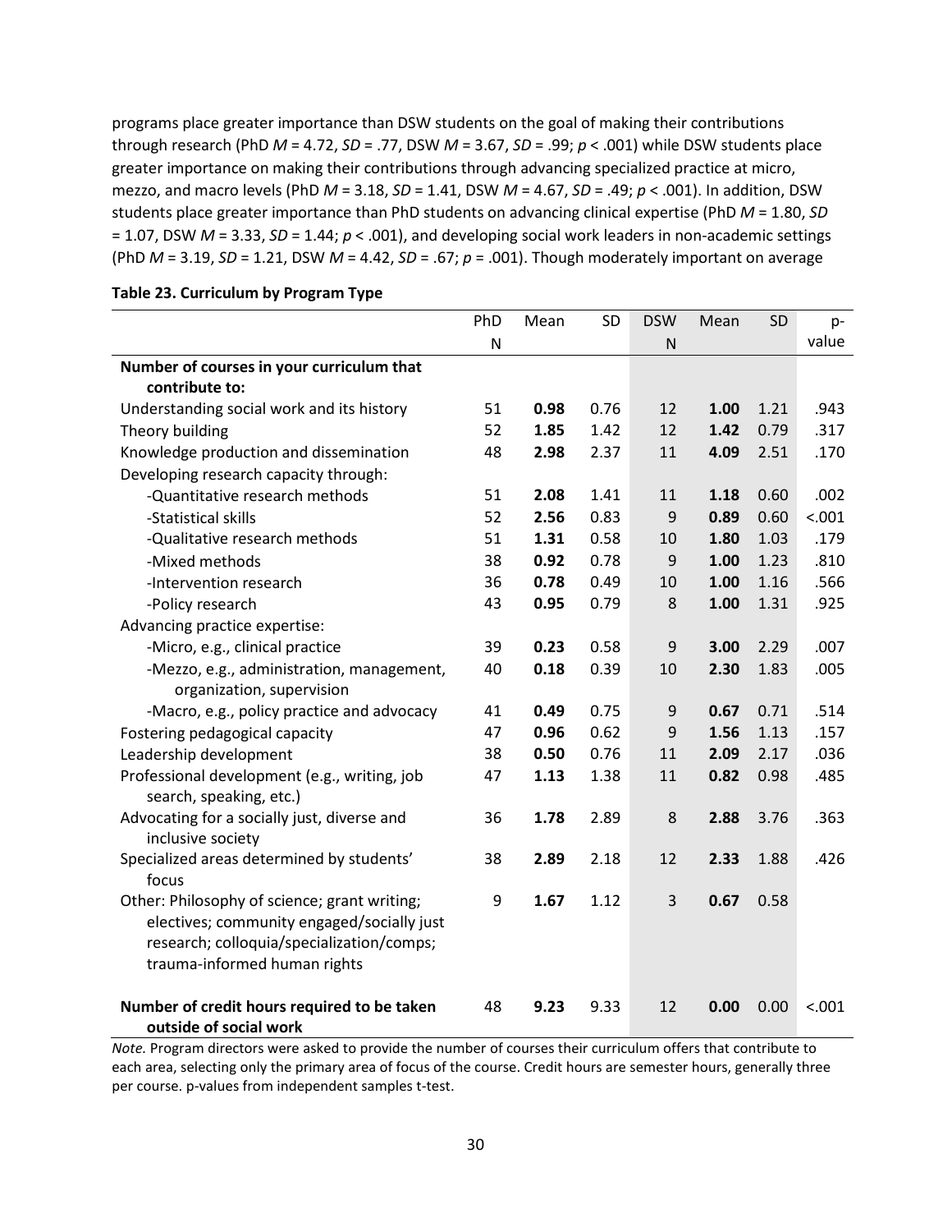programs place greater importance than DSW students on the goal of making their contributions through research (PhD $M$ = 4.72, $SD$ = .77, DSW $M$ = 3.67, $SD$ = .99; $p < .001$) while DSW students place greater importance on making their contributions through advancing specialized practice at micro, mezzo, and macro levels (PhD $M$ = 3.18, $SD$ = 1.41, DSW $M$ = 4.67, $SD$ = .49; $p < .001$). In addition, DSW students place greater importance than PhD students on advancing clinical expertise (PhD $M$ = 1.80, $SD$ = 1.07, DSW $M$ = 3.33, $SD$ = 1.44; $p < .001$), and developing social work leaders in non-academic settings (PhD $M$ = 3.19, $SD$ = 1.21, DSW $M$ = 4.42, $SD$ = .67; $p$ = .001). Though moderately important on average

**Table 23. Curriculum by Program Type**

| | PhD N | Mean | SD | DSW N | Mean | SD | p-value |
|---|---|---|---|---|---|---|---|
| **Number of courses in your curriculum that contribute to:** | | | | | | | |
| Understanding social work and its history | 51 | **0.98** | 0.76 | 12 | **1.00** | 1.21 | .943 |
| Theory building | 52 | **1.85** | 1.42 | 12 | **1.42** | 0.79 | .317 |
| Knowledge production and dissemination | 48 | **2.98** | 2.37 | 11 | **4.09** | 2.51 | .170 |
| Developing research capacity through: | | | | | | | |
| -Quantitative research methods | 51 | **2.08** | 1.41 | 11 | **1.18** | 0.60 | .002 |
| -Statistical skills | 52 | **2.56** | 0.83 | 9 | **0.89** | 0.60 | <.001 |
| -Qualitative research methods | 51 | **1.31** | 0.58 | 10 | **1.80** | 1.03 | .179 |
| -Mixed methods | 38 | **0.92** | 0.78 | 9 | **1.00** | 1.23 | .810 |
| -Intervention research | 36 | **0.78** | 0.49 | 10 | **1.00** | 1.16 | .566 |
| -Policy research | 43 | **0.95** | 0.79 | 8 | **1.00** | 1.31 | .925 |
| Advancing practice expertise: | | | | | | | |
| -Micro, e.g., clinical practice | 39 | **0.23** | 0.58 | 9 | **3.00** | 2.29 | .007 |
| -Mezzo, e.g., administration, management, organization, supervision | 40 | **0.18** | 0.39 | 10 | **2.30** | 1.83 | .005 |
| -Macro, e.g., policy practice and advocacy | 41 | **0.49** | 0.75 | 9 | **0.67** | 0.71 | .514 |
| Fostering pedagogical capacity | 47 | **0.96** | 0.62 | 9 | **1.56** | 1.13 | .157 |
| Leadership development | 38 | **0.50** | 0.76 | 11 | **2.09** | 2.17 | .036 |
| Professional development (e.g., writing, job search, speaking, etc.) | 47 | **1.13** | 1.38 | 11 | **0.82** | 0.98 | .485 |
| Advocating for a socially just, diverse and inclusive society | 36 | **1.78** | 2.89 | 8 | **2.88** | 3.76 | .363 |
| Specialized areas determined by students' focus | 38 | **2.89** | 2.18 | 12 | **2.33** | 1.88 | .426 |
| Other: Philosophy of science; grant writing; electives; community engaged/socially just research; colloquia/specialization/comps; trauma-informed human rights | 9 | **1.67** | 1.12 | 3 | **0.67** | 0.58 | |
| **Number of credit hours required to be taken outside of social work** | 48 | **9.23** | 9.33 | 12 | **0.00** | 0.00 | <.001 |

*Note.* Program directors were asked to provide the number of courses their curriculum offers that contribute to each area, selecting only the primary area of focus of the course. Credit hours are semester hours, generally three per course. p-values from independent samples t-test.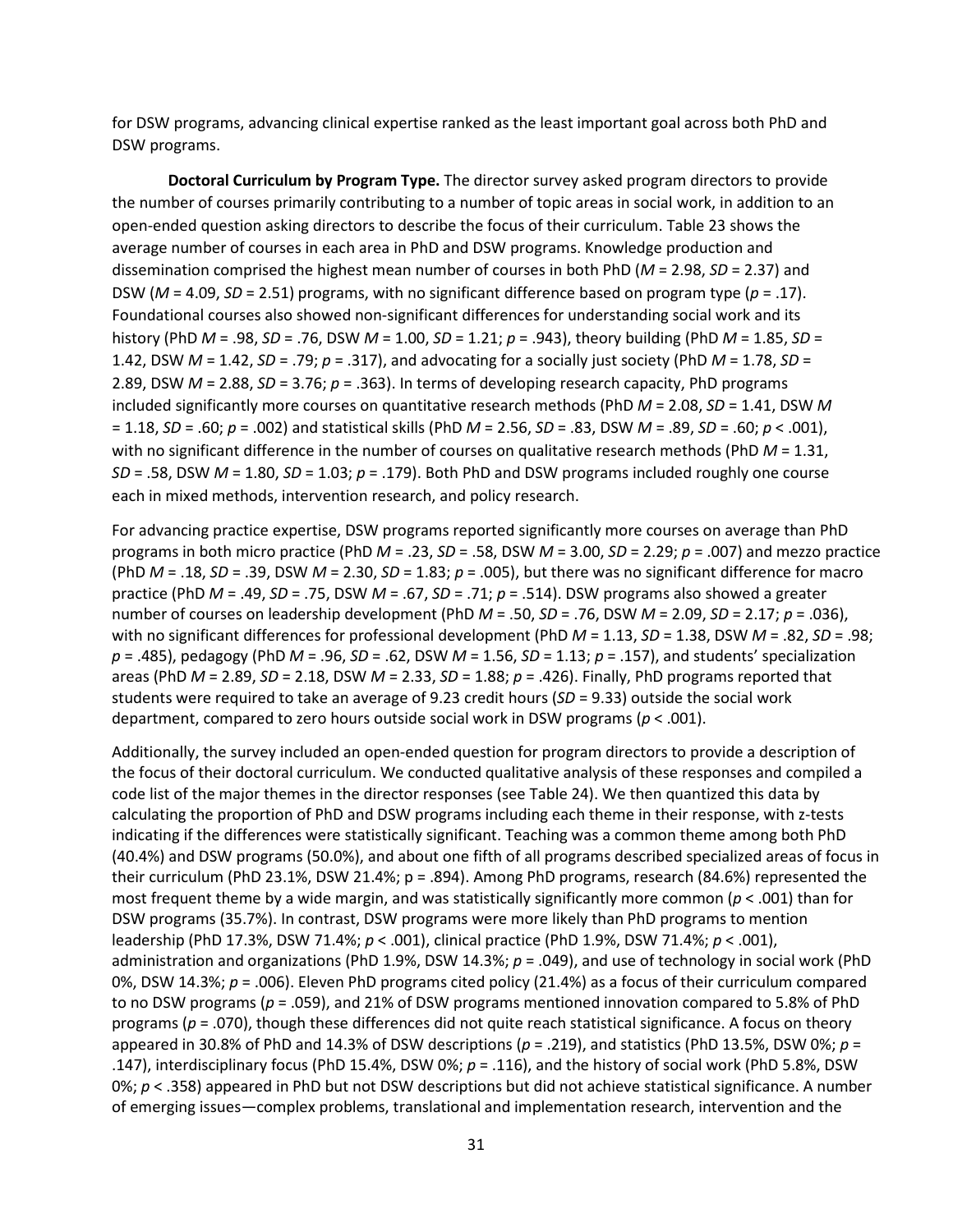for DSW programs, advancing clinical expertise ranked as the least important goal across both PhD and DSW programs.

**Doctoral Curriculum by Program Type.** The director survey asked program directors to provide the number of courses primarily contributing to a number of topic areas in social work, in addition to an open-ended question asking directors to describe the focus of their curriculum. Table 23 shows the average number of courses in each area in PhD and DSW programs. Knowledge production and dissemination comprised the highest mean number of courses in both PhD ($M$ = 2.98, $SD$ = 2.37) and DSW ($M$ = 4.09, $SD$ = 2.51) programs, with no significant difference based on program type ($p$ = .17). Foundational courses also showed non-significant differences for understanding social work and its history (PhD $M$ = .98, $SD$ = .76, DSW $M$ = 1.00, $SD$ = 1.21; $p$ = .943), theory building (PhD $M$ = 1.85, $SD$ = 1.42, DSW $M$ = 1.42, $SD$ = .79; $p$ = .317), and advocating for a socially just society (PhD $M$ = 1.78, $SD$ = 2.89, DSW $M$ = 2.88, $SD$ = 3.76; $p$ = .363). In terms of developing research capacity, PhD programs included significantly more courses on quantitative research methods (PhD $M$ = 2.08, $SD$ = 1.41, DSW $M$ = 1.18, $SD$ = .60; $p$ = .002) and statistical skills (PhD $M$ = 2.56, $SD$ = .83, DSW $M$ = .89, $SD$ = .60; $p$ < .001), with no significant difference in the number of courses on qualitative research methods (PhD $M$ = 1.31, $SD$ = .58, DSW $M$ = 1.80, $SD$ = 1.03; $p$ = .179). Both PhD and DSW programs included roughly one course each in mixed methods, intervention research, and policy research.

For advancing practice expertise, DSW programs reported significantly more courses on average than PhD programs in both micro practice (PhD $M$ = .23, $SD$ = .58, DSW $M$ = 3.00, $SD$ = 2.29; $p$ = .007) and mezzo practice (PhD $M$ = .18, $SD$ = .39, DSW $M$ = 2.30, $SD$ = 1.83; $p$ = .005), but there was no significant difference for macro practice (PhD $M$ = .49, $SD$ = .75, DSW $M$ = .67, $SD$ = .71; $p$ = .514). DSW programs also showed a greater number of courses on leadership development (PhD $M$ = .50, $SD$ = .76, DSW $M$ = 2.09, $SD$ = 2.17; $p$ = .036), with no significant differences for professional development (PhD $M$ = 1.13, $SD$ = 1.38, DSW $M$ = .82, $SD$ = .98; $p$ = .485), pedagogy (PhD $M$ = .96, $SD$ = .62, DSW $M$ = 1.56, $SD$ = 1.13; $p$ = .157), and students' specialization areas (PhD $M$ = 2.89, $SD$ = 2.18, DSW $M$ = 2.33, $SD$ = 1.88; $p$ = .426). Finally, PhD programs reported that students were required to take an average of 9.23 credit hours ($SD$ = 9.33) outside the social work department, compared to zero hours outside social work in DSW programs ($p$ < .001).

Additionally, the survey included an open-ended question for program directors to provide a description of the focus of their doctoral curriculum. We conducted qualitative analysis of these responses and compiled a code list of the major themes in the director responses (see Table 24). We then quantized this data by calculating the proportion of PhD and DSW programs including each theme in their response, with z-tests indicating if the differences were statistically significant. Teaching was a common theme among both PhD (40.4%) and DSW programs (50.0%), and about one fifth of all programs described specialized areas of focus in their curriculum (PhD 23.1%, DSW 21.4%; p = .894). Among PhD programs, research (84.6%) represented the most frequent theme by a wide margin, and was statistically significantly more common ($p$ < .001) than for DSW programs (35.7%). In contrast, DSW programs were more likely than PhD programs to mention leadership (PhD 17.3%, DSW 71.4%; $p$ < .001), clinical practice (PhD 1.9%, DSW 71.4%; $p$ < .001), administration and organizations (PhD 1.9%, DSW 14.3%; $p$ = .049), and use of technology in social work (PhD 0%, DSW 14.3%; $p$ = .006). Eleven PhD programs cited policy (21.4%) as a focus of their curriculum compared to no DSW programs ($p$ = .059), and 21% of DSW programs mentioned innovation compared to 5.8% of PhD programs ($p$ = .070), though these differences did not quite reach statistical significance. A focus on theory appeared in 30.8% of PhD and 14.3% of DSW descriptions ($p$ = .219), and statistics (PhD 13.5%, DSW 0%; $p$ = .147), interdisciplinary focus (PhD 15.4%, DSW 0%; $p$ = .116), and the history of social work (PhD 5.8%, DSW 0%; $p$ < .358) appeared in PhD but not DSW descriptions but did not achieve statistical significance. A number of emerging issues—complex problems, translational and implementation research, intervention and the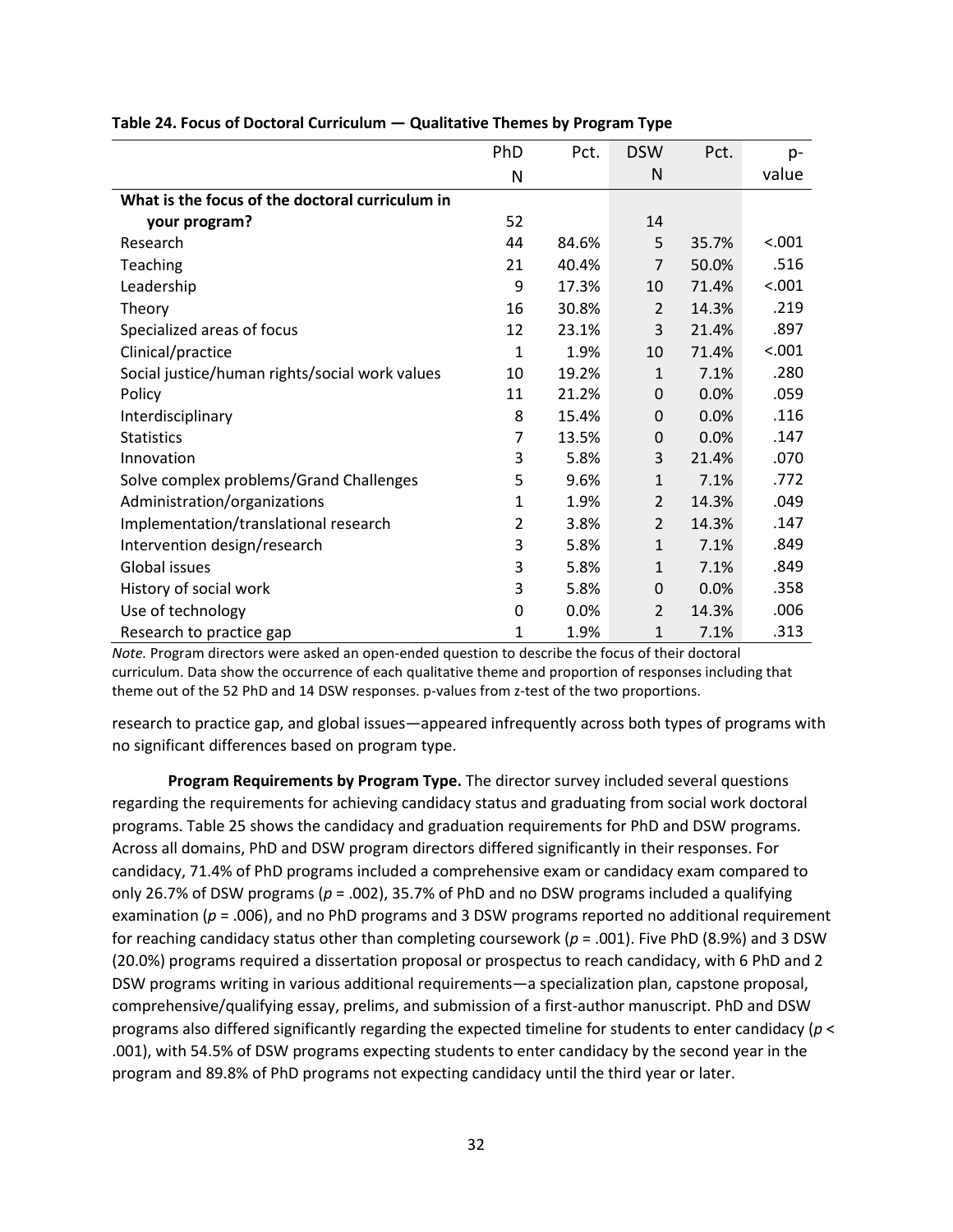**Table 24. Focus of Doctoral Curriculum — Qualitative Themes by Program Type**

| | PhD N | Pct. | DSW N | Pct. | p-value |
|---|---|---|---|---|---|
| **What is the focus of the doctoral curriculum in your program?** | 52 | | 14 | | |
| Research | 44 | 84.6% | 5 | 35.7% | <.001 |
| Teaching | 21 | 40.4% | 7 | 50.0% | .516 |
| Leadership | 9 | 17.3% | 10 | 71.4% | <.001 |
| Theory | 16 | 30.8% | 2 | 14.3% | .219 |
| Specialized areas of focus | 12 | 23.1% | 3 | 21.4% | .897 |
| Clinical/practice | 1 | 1.9% | 10 | 71.4% | <.001 |
| Social justice/human rights/social work values | 10 | 19.2% | 1 | 7.1% | .280 |
| Policy | 11 | 21.2% | 0 | 0.0% | .059 |
| Interdisciplinary | 8 | 15.4% | 0 | 0.0% | .116 |
| Statistics | 7 | 13.5% | 0 | 0.0% | .147 |
| Innovation | 3 | 5.8% | 3 | 21.4% | .070 |
| Solve complex problems/Grand Challenges | 5 | 9.6% | 1 | 7.1% | .772 |
| Administration/organizations | 1 | 1.9% | 2 | 14.3% | .049 |
| Implementation/translational research | 2 | 3.8% | 2 | 14.3% | .147 |
| Intervention design/research | 3 | 5.8% | 1 | 7.1% | .849 |
| Global issues | 3 | 5.8% | 1 | 7.1% | .849 |
| History of social work | 3 | 5.8% | 0 | 0.0% | .358 |
| Use of technology | 0 | 0.0% | 2 | 14.3% | .006 |
| Research to practice gap | 1 | 1.9% | 1 | 7.1% | .313 |

*Note.* Program directors were asked an open-ended question to describe the focus of their doctoral curriculum. Data show the occurrence of each qualitative theme and proportion of responses including that theme out of the 52 PhD and 14 DSW responses. p-values from z-test of the two proportions.

research to practice gap, and global issues—appeared infrequently across both types of programs with no significant differences based on program type.

**Program Requirements by Program Type.** The director survey included several questions regarding the requirements for achieving candidacy status and graduating from social work doctoral programs. Table 25 shows the candidacy and graduation requirements for PhD and DSW programs. Across all domains, PhD and DSW program directors differed significantly in their responses. For candidacy, 71.4% of PhD programs included a comprehensive exam or candidacy exam compared to only 26.7% of DSW programs ($p$ = .002), 35.7% of PhD and no DSW programs included a qualifying examination ($p$ = .006), and no PhD programs and 3 DSW programs reported no additional requirement for reaching candidacy status other than completing coursework ($p$ = .001). Five PhD (8.9%) and 3 DSW (20.0%) programs required a dissertation proposal or prospectus to reach candidacy, with 6 PhD and 2 DSW programs writing in various additional requirements—a specialization plan, capstone proposal, comprehensive/qualifying essay, prelims, and submission of a first-author manuscript. PhD and DSW programs also differed significantly regarding the expected timeline for students to enter candidacy ($p$ < .001), with 54.5% of DSW programs expecting students to enter candidacy by the second year in the program and 89.8% of PhD programs not expecting candidacy until the third year or later.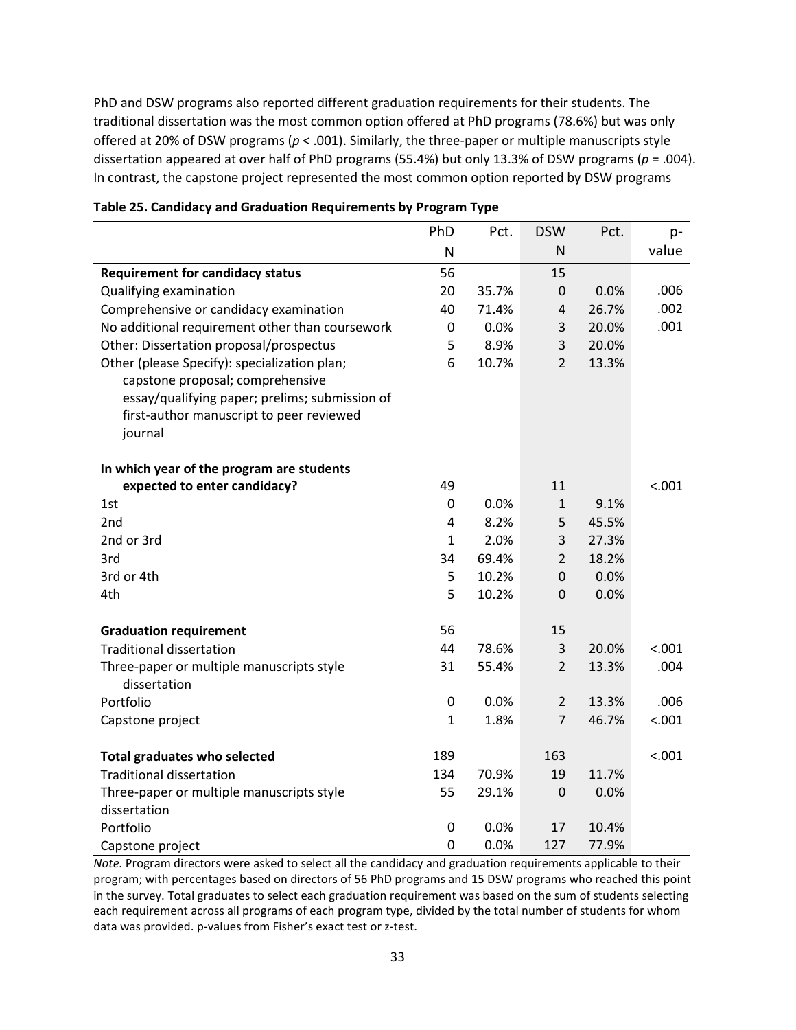PhD and DSW programs also reported different graduation requirements for their students. The traditional dissertation was the most common option offered at PhD programs (78.6%) but was only offered at 20% of DSW programs ($p < .001$). Similarly, the three-paper or multiple manuscripts style dissertation appeared at over half of PhD programs (55.4%) but only 13.3% of DSW programs ($p = .004$). In contrast, the capstone project represented the most common option reported by DSW programs

**Table 25. Candidacy and Graduation Requirements by Program Type**

| | PhD N | Pct. | DSW N | Pct. | p-value |
|---|---|---|---|---|---|
| **Requirement for candidacy status** | 56 | | 15 | | |
| Qualifying examination | 20 | 35.7% | 0 | 0.0% | .006 |
| Comprehensive or candidacy examination | 40 | 71.4% | 4 | 26.7% | .002 |
| No additional requirement other than coursework | 0 | 0.0% | 3 | 20.0% | .001 |
| Other: Dissertation proposal/prospectus | 5 | 8.9% | 3 | 20.0% | |
| Other (please Specify): specialization plan; capstone proposal; comprehensive essay/qualifying paper; prelims; submission of first-author manuscript to peer reviewed journal | 6 | 10.7% | 2 | 13.3% | |
| **In which year of the program are students expected to enter candidacy?** | 49 | | 11 | | <.001 |
| 1st | 0 | 0.0% | 1 | 9.1% | |
| 2nd | 4 | 8.2% | 5 | 45.5% | |
| 2nd or 3rd | 1 | 2.0% | 3 | 27.3% | |
| 3rd | 34 | 69.4% | 2 | 18.2% | |
| 3rd or 4th | 5 | 10.2% | 0 | 0.0% | |
| 4th | 5 | 10.2% | 0 | 0.0% | |
| **Graduation requirement** | 56 | | 15 | | |
| Traditional dissertation | 44 | 78.6% | 3 | 20.0% | <.001 |
| Three-paper or multiple manuscripts style dissertation | 31 | 55.4% | 2 | 13.3% | .004 |
| Portfolio | 0 | 0.0% | 2 | 13.3% | .006 |
| Capstone project | 1 | 1.8% | 7 | 46.7% | <.001 |
| **Total graduates who selected** | 189 | | 163 | | <.001 |
| Traditional dissertation | 134 | 70.9% | 19 | 11.7% | |
| Three-paper or multiple manuscripts style dissertation | 55 | 29.1% | 0 | 0.0% | |
| Portfolio | 0 | 0.0% | 17 | 10.4% | |
| Capstone project | 0 | 0.0% | 127 | 77.9% | |

*Note.* Program directors were asked to select all the candidacy and graduation requirements applicable to their program; with percentages based on directors of 56 PhD programs and 15 DSW programs who reached this point in the survey. Total graduates to select each graduation requirement was based on the sum of students selecting each requirement across all programs of each program type, divided by the total number of students for whom data was provided. p-values from Fisher's exact test or z-test.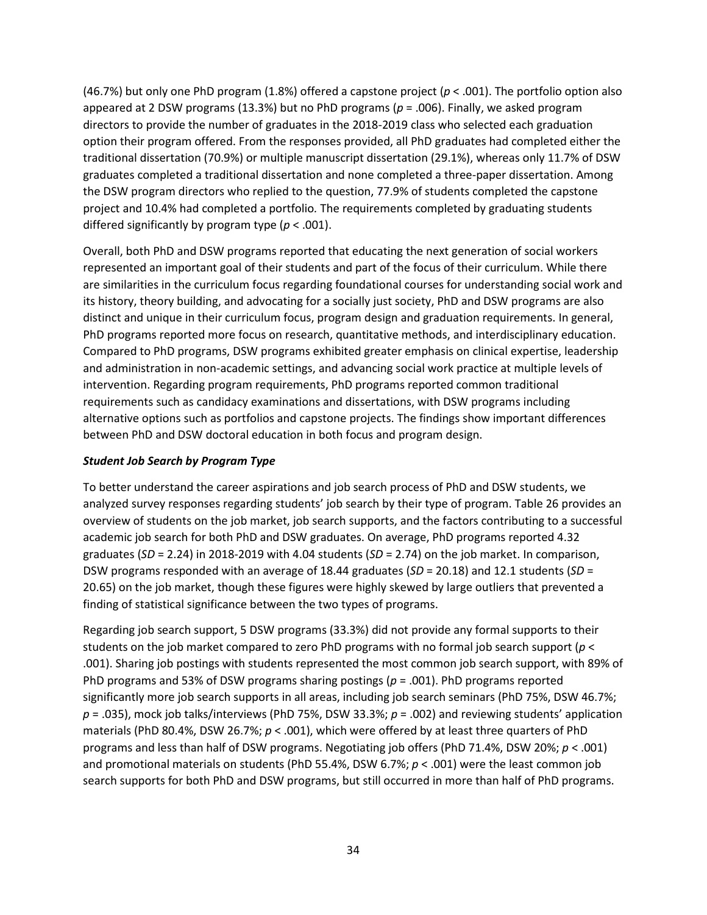(46.7%) but only one PhD program (1.8%) offered a capstone project ($p < .001$). The portfolio option also appeared at 2 DSW programs (13.3%) but no PhD programs ($p = .006$). Finally, we asked program directors to provide the number of graduates in the 2018-2019 class who selected each graduation option their program offered. From the responses provided, all PhD graduates had completed either the traditional dissertation (70.9%) or multiple manuscript dissertation (29.1%), whereas only 11.7% of DSW graduates completed a traditional dissertation and none completed a three-paper dissertation. Among the DSW program directors who replied to the question, 77.9% of students completed the capstone project and 10.4% had completed a portfolio. The requirements completed by graduating students differed significantly by program type ($p < .001$).

Overall, both PhD and DSW programs reported that educating the next generation of social workers represented an important goal of their students and part of the focus of their curriculum. While there are similarities in the curriculum focus regarding foundational courses for understanding social work and its history, theory building, and advocating for a socially just society, PhD and DSW programs are also distinct and unique in their curriculum focus, program design and graduation requirements. In general, PhD programs reported more focus on research, quantitative methods, and interdisciplinary education. Compared to PhD programs, DSW programs exhibited greater emphasis on clinical expertise, leadership and administration in non-academic settings, and advancing social work practice at multiple levels of intervention. Regarding program requirements, PhD programs reported common traditional requirements such as candidacy examinations and dissertations, with DSW programs including alternative options such as portfolios and capstone projects. The findings show important differences between PhD and DSW doctoral education in both focus and program design.

### *Student Job Search by Program Type*

To better understand the career aspirations and job search process of PhD and DSW students, we analyzed survey responses regarding students' job search by their type of program. Table 26 provides an overview of students on the job market, job search supports, and the factors contributing to a successful academic job search for both PhD and DSW graduates. On average, PhD programs reported 4.32 graduates ($SD = 2.24$) in 2018-2019 with 4.04 students ($SD = 2.74$) on the job market. In comparison, DSW programs responded with an average of 18.44 graduates ($SD = 20.18$) and 12.1 students ($SD = 20.65$) on the job market, though these figures were highly skewed by large outliers that prevented a finding of statistical significance between the two types of programs.

Regarding job search support, 5 DSW programs (33.3%) did not provide any formal supports to their students on the job market compared to zero PhD programs with no formal job search support ($p < .001$). Sharing job postings with students represented the most common job search support, with 89% of PhD programs and 53% of DSW programs sharing postings ($p = .001$). PhD programs reported significantly more job search supports in all areas, including job search seminars (PhD 75%, DSW 46.7%; $p = .035$), mock job talks/interviews (PhD 75%, DSW 33.3%; $p = .002$) and reviewing students' application materials (PhD 80.4%, DSW 26.7%; $p < .001$), which were offered by at least three quarters of PhD programs and less than half of DSW programs. Negotiating job offers (PhD 71.4%, DSW 20%; $p < .001$) and promotional materials on students (PhD 55.4%, DSW 6.7%; $p < .001$) were the least common job search supports for both PhD and DSW programs, but still occurred in more than half of PhD programs.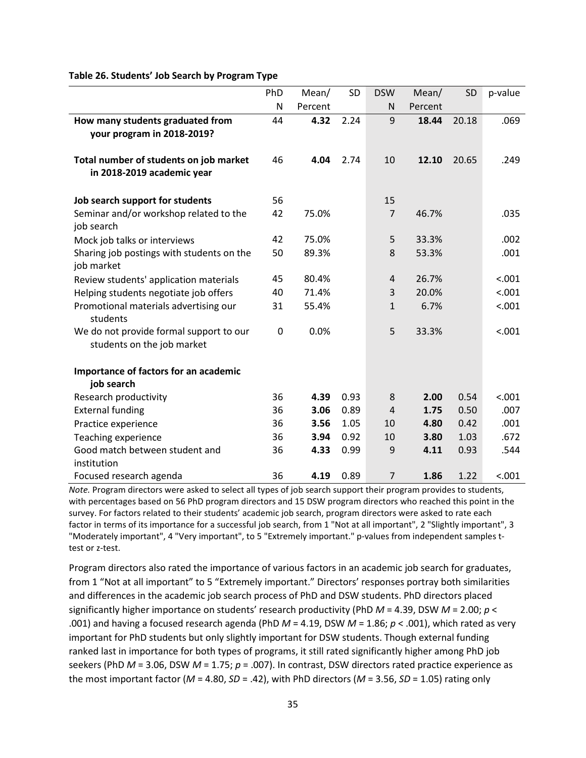**Table 26. Students' Job Search by Program Type**

| | PhD N | Mean/ Percent | SD | DSW N | Mean/ Percent | SD | p-value |
|---|---|---|---|---|---|---|---|
| **How many students graduated from your program in 2018-2019?** | 44 | **4.32** | 2.24 | 9 | **18.44** | 20.18 | .069 |
| **Total number of students on job market in 2018-2019 academic year** | 46 | **4.04** | 2.74 | 10 | **12.10** | 20.65 | .249 |
| **Job search support for students** | 56 | | | 15 | | | |
| Seminar and/or workshop related to the job search | 42 | 75.0% | | 7 | 46.7% | | .035 |
| Mock job talks or interviews | 42 | 75.0% | | 5 | 33.3% | | .002 |
| Sharing job postings with students on the job market | 50 | 89.3% | | 8 | 53.3% | | .001 |
| Review students' application materials | 45 | 80.4% | | 4 | 26.7% | | <.001 |
| Helping students negotiate job offers | 40 | 71.4% | | 3 | 20.0% | | <.001 |
| Promotional materials advertising our students | 31 | 55.4% | | 1 | 6.7% | | <.001 |
| We do not provide formal support to our students on the job market | 0 | 0.0% | | 5 | 33.3% | | <.001 |
| **Importance of factors for an academic job search** | | | | | | | |
| Research productivity | 36 | **4.39** | 0.93 | 8 | **2.00** | 0.54 | <.001 |
| External funding | 36 | **3.06** | 0.89 | 4 | **1.75** | 0.50 | .007 |
| Practice experience | 36 | **3.56** | 1.05 | 10 | **4.80** | 0.42 | .001 |
| Teaching experience | 36 | **3.94** | 0.92 | 10 | **3.80** | 1.03 | .672 |
| Good match between student and institution | 36 | **4.33** | 0.99 | 9 | **4.11** | 0.93 | .544 |
| Focused research agenda | 36 | **4.19** | 0.89 | 7 | **1.86** | 1.22 | <.001 |

*Note.* Program directors were asked to select all types of job search support their program provides to students, with percentages based on 56 PhD program directors and 15 DSW program directors who reached this point in the survey. For factors related to their students' academic job search, program directors were asked to rate each factor in terms of its importance for a successful job search, from 1 "Not at all important", 2 "Slightly important", 3 "Moderately important", 4 "Very important", to 5 "Extremely important." p-values from independent samples t-test or z-test.

Program directors also rated the importance of various factors in an academic job search for graduates, from 1 "Not at all important" to 5 "Extremely important." Directors' responses portray both similarities and differences in the academic job search process of PhD and DSW students. PhD directors placed significantly higher importance on students' research productivity (PhD $M$ = 4.39, DSW $M$ = 2.00; $p$ < .001) and having a focused research agenda (PhD $M$ = 4.19, DSW $M$ = 1.86; $p$ < .001), which rated as very important for PhD students but only slightly important for DSW students. Though external funding ranked last in importance for both types of programs, it still rated significantly higher among PhD job seekers (PhD $M$ = 3.06, DSW $M$ = 1.75; $p$ = .007). In contrast, DSW directors rated practice experience as the most important factor ($M$ = 4.80, $SD$ = .42), with PhD directors ($M$ = 3.56, $SD$ = 1.05) rating only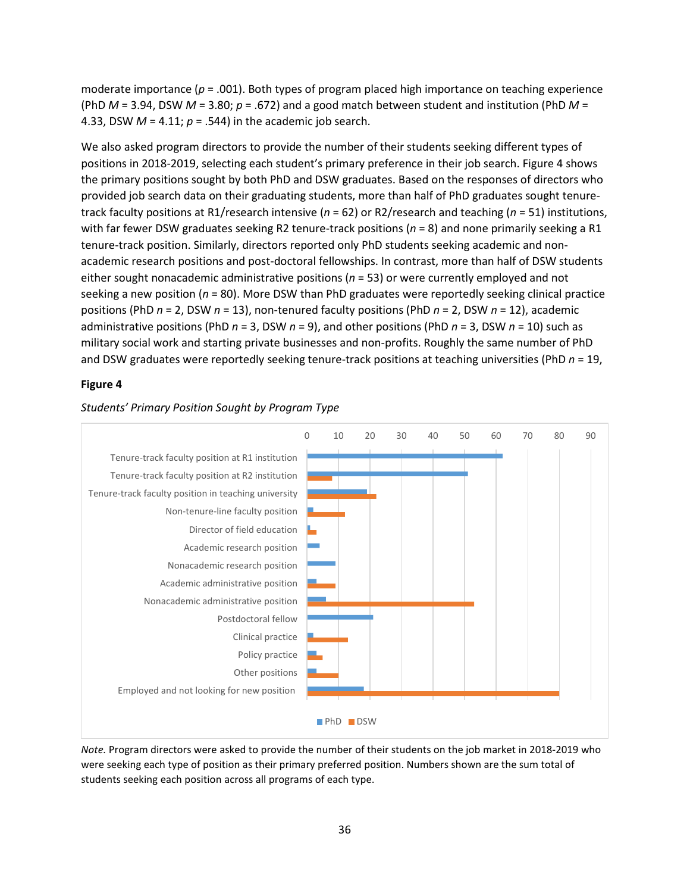moderate importance ($p$ = .001). Both types of program placed high importance on teaching experience (PhD $M$ = 3.94, DSW $M$ = 3.80; $p$ = .672) and a good match between student and institution (PhD $M$ = 4.33, DSW $M$ = 4.11; $p$ = .544) in the academic job search.

We also asked program directors to provide the number of their students seeking different types of positions in 2018-2019, selecting each student's primary preference in their job search. Figure 4 shows the primary positions sought by both PhD and DSW graduates. Based on the responses of directors who provided job search data on their graduating students, more than half of PhD graduates sought tenure-track faculty positions at R1/research intensive ($n$ = 62) or R2/research and teaching ($n$ = 51) institutions, with far fewer DSW graduates seeking R2 tenure-track positions ($n$ = 8) and none primarily seeking a R1 tenure-track position. Similarly, directors reported only PhD students seeking academic and non-academic research positions and post-doctoral fellowships. In contrast, more than half of DSW students either sought nonacademic administrative positions ($n$ = 53) or were currently employed and not seeking a new position ($n$ = 80). More DSW than PhD graduates were reportedly seeking clinical practice positions (PhD $n$ = 2, DSW $n$ = 13), non-tenured faculty positions (PhD $n$ = 2, DSW $n$ = 12), academic administrative positions (PhD $n$ = 3, DSW $n$ = 9), and other positions (PhD $n$ = 3, DSW $n$ = 10) such as military social work and starting private businesses and non-profits. Roughly the same number of PhD and DSW graduates were reportedly seeking tenure-track positions at teaching universities (PhD $n$ = 19,

**Figure 4**

*Students' Primary Position Sought by Program Type*

*Note.* Program directors were asked to provide the number of their students on the job market in 2018-2019 who were seeking each type of position as their primary preferred position. Numbers shown are the sum total of students seeking each position across all programs of each type.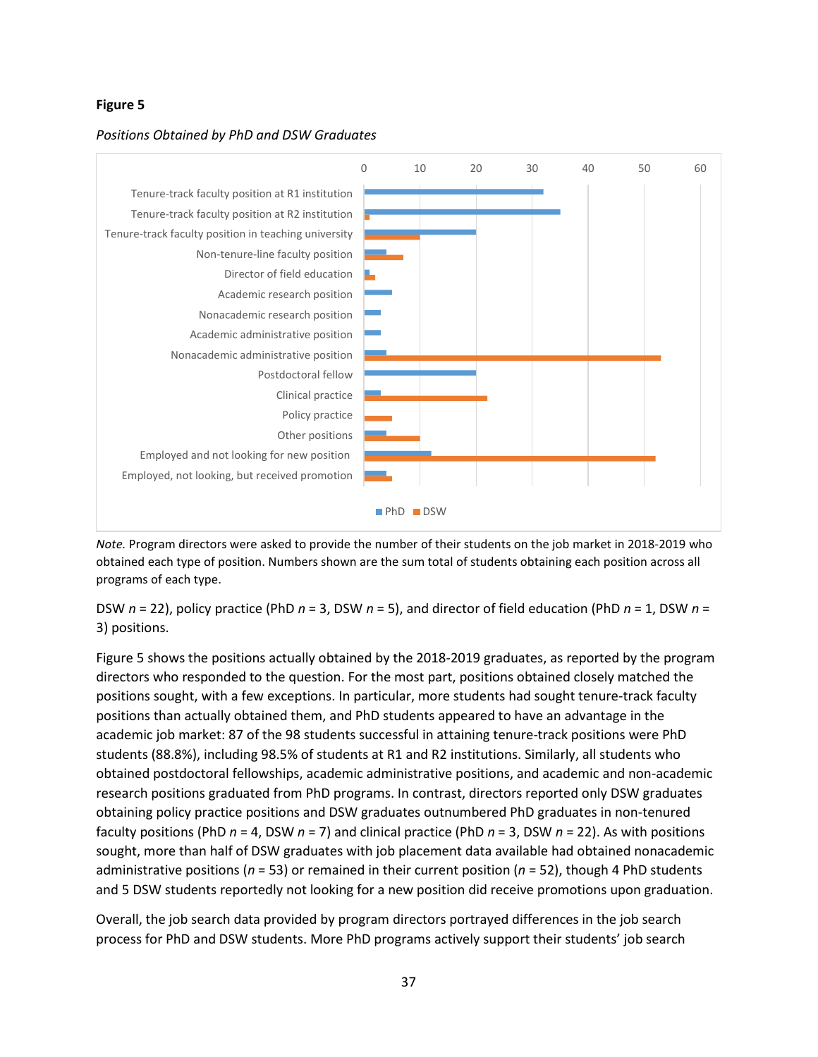**Figure 5**

*Positions Obtained by PhD and DSW Graduates*

*Note.* Program directors were asked to provide the number of their students on the job market in 2018-2019 who obtained each type of position. Numbers shown are the sum total of students obtaining each position across all programs of each type.

DSW $n$ = 22), policy practice (PhD $n$ = 3, DSW $n$ = 5), and director of field education (PhD $n$ = 1, DSW $n$ = 3) positions.

Figure 5 shows the positions actually obtained by the 2018-2019 graduates, as reported by the program directors who responded to the question. For the most part, positions obtained closely matched the positions sought, with a few exceptions. In particular, more students had sought tenure-track faculty positions than actually obtained them, and PhD students appeared to have an advantage in the academic job market: 87 of the 98 students successful in attaining tenure-track positions were PhD students (88.8%), including 98.5% of students at R1 and R2 institutions. Similarly, all students who obtained postdoctoral fellowships, academic administrative positions, and academic and non-academic research positions graduated from PhD programs. In contrast, directors reported only DSW graduates obtaining policy practice positions and DSW graduates outnumbered PhD graduates in non-tenured faculty positions (PhD $n$ = 4, DSW $n$ = 7) and clinical practice (PhD $n$ = 3, DSW $n$ = 22). As with positions sought, more than half of DSW graduates with job placement data available had obtained nonacademic administrative positions ($n$ = 53) or remained in their current position ($n$ = 52), though 4 PhD students and 5 DSW students reportedly not looking for a new position did receive promotions upon graduation.

Overall, the job search data provided by program directors portrayed differences in the job search process for PhD and DSW students. More PhD programs actively support their students' job search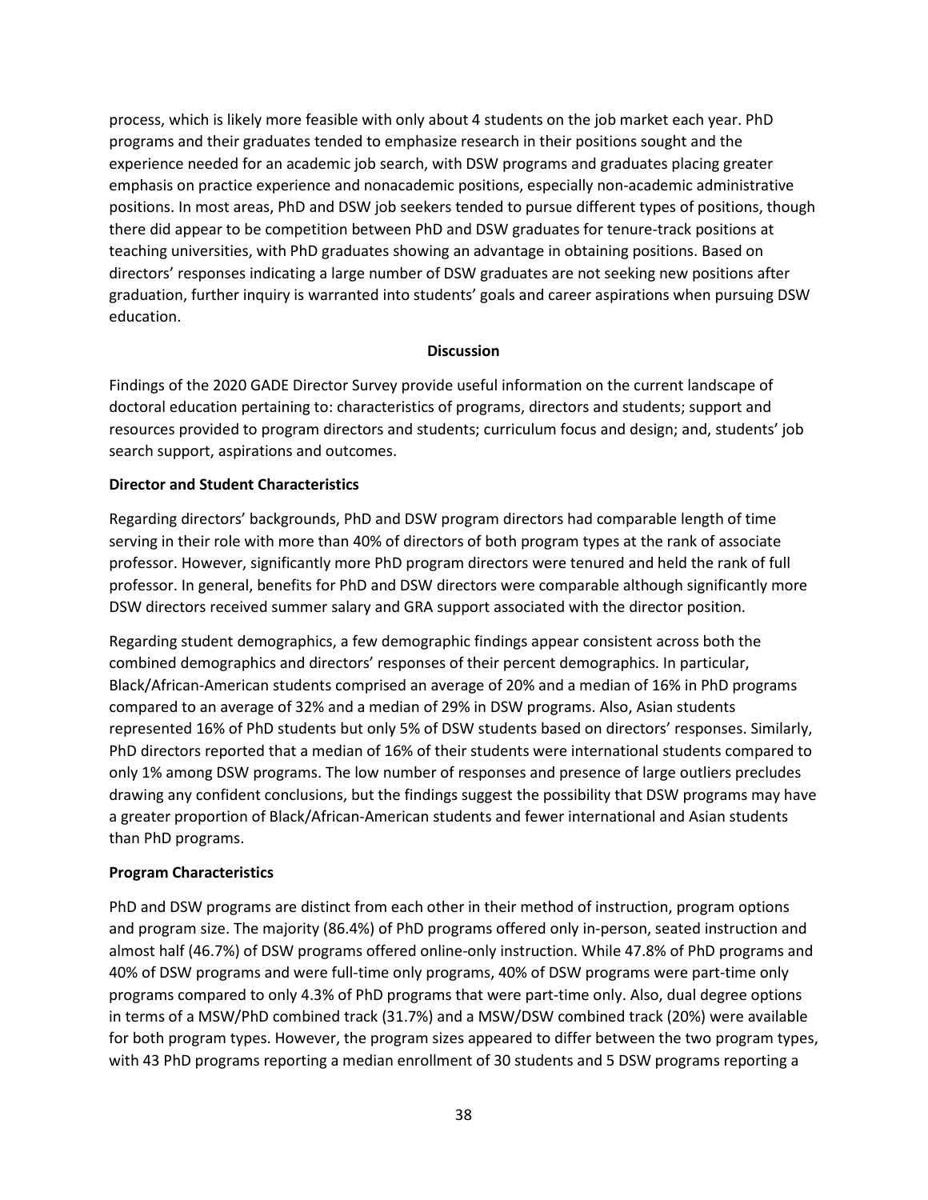process, which is likely more feasible with only about 4 students on the job market each year. PhD programs and their graduates tended to emphasize research in their positions sought and the experience needed for an academic job search, with DSW programs and graduates placing greater emphasis on practice experience and nonacademic positions, especially non-academic administrative positions. In most areas, PhD and DSW job seekers tended to pursue different types of positions, though there did appear to be competition between PhD and DSW graduates for tenure-track positions at teaching universities, with PhD graduates showing an advantage in obtaining positions. Based on directors' responses indicating a large number of DSW graduates are not seeking new positions after graduation, further inquiry is warranted into students' goals and career aspirations when pursuing DSW education.

## Discussion

Findings of the 2020 GADE Director Survey provide useful information on the current landscape of doctoral education pertaining to: characteristics of programs, directors and students; support and resources provided to program directors and students; curriculum focus and design; and, students' job search support, aspirations and outcomes.

### Director and Student Characteristics

Regarding directors' backgrounds, PhD and DSW program directors had comparable length of time serving in their role with more than 40% of directors of both program types at the rank of associate professor. However, significantly more PhD program directors were tenured and held the rank of full professor. In general, benefits for PhD and DSW directors were comparable although significantly more DSW directors received summer salary and GRA support associated with the director position.

Regarding student demographics, a few demographic findings appear consistent across both the combined demographics and directors' responses of their percent demographics. In particular, Black/African-American students comprised an average of 20% and a median of 16% in PhD programs compared to an average of 32% and a median of 29% in DSW programs. Also, Asian students represented 16% of PhD students but only 5% of DSW students based on directors' responses. Similarly, PhD directors reported that a median of 16% of their students were international students compared to only 1% among DSW programs. The low number of responses and presence of large outliers precludes drawing any confident conclusions, but the findings suggest the possibility that DSW programs may have a greater proportion of Black/African-American students and fewer international and Asian students than PhD programs.

### Program Characteristics

PhD and DSW programs are distinct from each other in their method of instruction, program options and program size. The majority (86.4%) of PhD programs offered only in-person, seated instruction and almost half (46.7%) of DSW programs offered online-only instruction. While 47.8% of PhD programs and 40% of DSW programs and were full-time only programs, 40% of DSW programs were part-time only programs compared to only 4.3% of PhD programs that were part-time only. Also, dual degree options in terms of a MSW/PhD combined track (31.7%) and a MSW/DSW combined track (20%) were available for both program types. However, the program sizes appeared to differ between the two program types, with 43 PhD programs reporting a median enrollment of 30 students and 5 DSW programs reporting a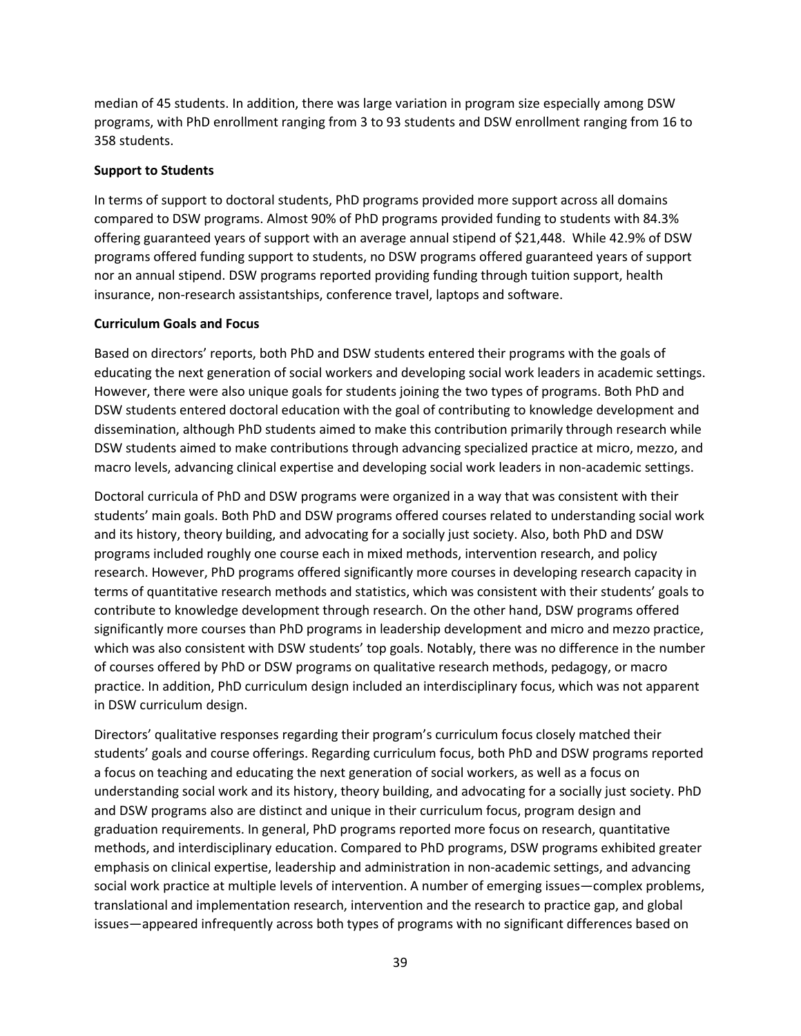median of 45 students. In addition, there was large variation in program size especially among DSW programs, with PhD enrollment ranging from 3 to 93 students and DSW enrollment ranging from 16 to 358 students.

**Support to Students**

In terms of support to doctoral students, PhD programs provided more support across all domains compared to DSW programs. Almost 90% of PhD programs provided funding to students with 84.3% offering guaranteed years of support with an average annual stipend of $21,448. While 42.9% of DSW programs offered funding support to students, no DSW programs offered guaranteed years of support nor an annual stipend. DSW programs reported providing funding through tuition support, health insurance, non-research assistantships, conference travel, laptops and software.

**Curriculum Goals and Focus**

Based on directors' reports, both PhD and DSW students entered their programs with the goals of educating the next generation of social workers and developing social work leaders in academic settings. However, there were also unique goals for students joining the two types of programs. Both PhD and DSW students entered doctoral education with the goal of contributing to knowledge development and dissemination, although PhD students aimed to make this contribution primarily through research while DSW students aimed to make contributions through advancing specialized practice at micro, mezzo, and macro levels, advancing clinical expertise and developing social work leaders in non-academic settings.

Doctoral curricula of PhD and DSW programs were organized in a way that was consistent with their students' main goals. Both PhD and DSW programs offered courses related to understanding social work and its history, theory building, and advocating for a socially just society. Also, both PhD and DSW programs included roughly one course each in mixed methods, intervention research, and policy research. However, PhD programs offered significantly more courses in developing research capacity in terms of quantitative research methods and statistics, which was consistent with their students' goals to contribute to knowledge development through research. On the other hand, DSW programs offered significantly more courses than PhD programs in leadership development and micro and mezzo practice, which was also consistent with DSW students' top goals. Notably, there was no difference in the number of courses offered by PhD or DSW programs on qualitative research methods, pedagogy, or macro practice. In addition, PhD curriculum design included an interdisciplinary focus, which was not apparent in DSW curriculum design.

Directors' qualitative responses regarding their program's curriculum focus closely matched their students' goals and course offerings. Regarding curriculum focus, both PhD and DSW programs reported a focus on teaching and educating the next generation of social workers, as well as a focus on understanding social work and its history, theory building, and advocating for a socially just society. PhD and DSW programs also are distinct and unique in their curriculum focus, program design and graduation requirements. In general, PhD programs reported more focus on research, quantitative methods, and interdisciplinary education. Compared to PhD programs, DSW programs exhibited greater emphasis on clinical expertise, leadership and administration in non-academic settings, and advancing social work practice at multiple levels of intervention. A number of emerging issues—complex problems, translational and implementation research, intervention and the research to practice gap, and global issues—appeared infrequently across both types of programs with no significant differences based on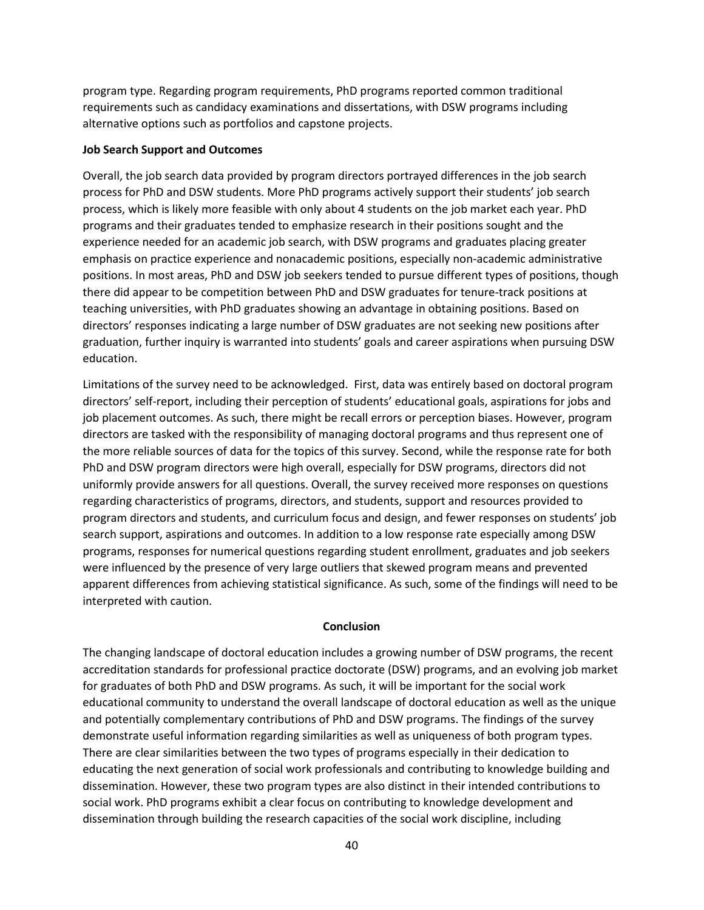program type. Regarding program requirements, PhD programs reported common traditional requirements such as candidacy examinations and dissertations, with DSW programs including alternative options such as portfolios and capstone projects.

**Job Search Support and Outcomes**

Overall, the job search data provided by program directors portrayed differences in the job search process for PhD and DSW students. More PhD programs actively support their students' job search process, which is likely more feasible with only about 4 students on the job market each year. PhD programs and their graduates tended to emphasize research in their positions sought and the experience needed for an academic job search, with DSW programs and graduates placing greater emphasis on practice experience and nonacademic positions, especially non-academic administrative positions. In most areas, PhD and DSW job seekers tended to pursue different types of positions, though there did appear to be competition between PhD and DSW graduates for tenure-track positions at teaching universities, with PhD graduates showing an advantage in obtaining positions. Based on directors' responses indicating a large number of DSW graduates are not seeking new positions after graduation, further inquiry is warranted into students' goals and career aspirations when pursuing DSW education.

Limitations of the survey need to be acknowledged. First, data was entirely based on doctoral program directors' self-report, including their perception of students' educational goals, aspirations for jobs and job placement outcomes. As such, there might be recall errors or perception biases. However, program directors are tasked with the responsibility of managing doctoral programs and thus represent one of the more reliable sources of data for the topics of this survey. Second, while the response rate for both PhD and DSW program directors were high overall, especially for DSW programs, directors did not uniformly provide answers for all questions. Overall, the survey received more responses on questions regarding characteristics of programs, directors, and students, support and resources provided to program directors and students, and curriculum focus and design, and fewer responses on students' job search support, aspirations and outcomes. In addition to a low response rate especially among DSW programs, responses for numerical questions regarding student enrollment, graduates and job seekers were influenced by the presence of very large outliers that skewed program means and prevented apparent differences from achieving statistical significance. As such, some of the findings will need to be interpreted with caution.

## Conclusion

The changing landscape of doctoral education includes a growing number of DSW programs, the recent accreditation standards for professional practice doctorate (DSW) programs, and an evolving job market for graduates of both PhD and DSW programs. As such, it will be important for the social work educational community to understand the overall landscape of doctoral education as well as the unique and potentially complementary contributions of PhD and DSW programs. The findings of the survey demonstrate useful information regarding similarities as well as uniqueness of both program types. There are clear similarities between the two types of programs especially in their dedication to educating the next generation of social work professionals and contributing to knowledge building and dissemination. However, these two program types are also distinct in their intended contributions to social work. PhD programs exhibit a clear focus on contributing to knowledge development and dissemination through building the research capacities of the social work discipline, including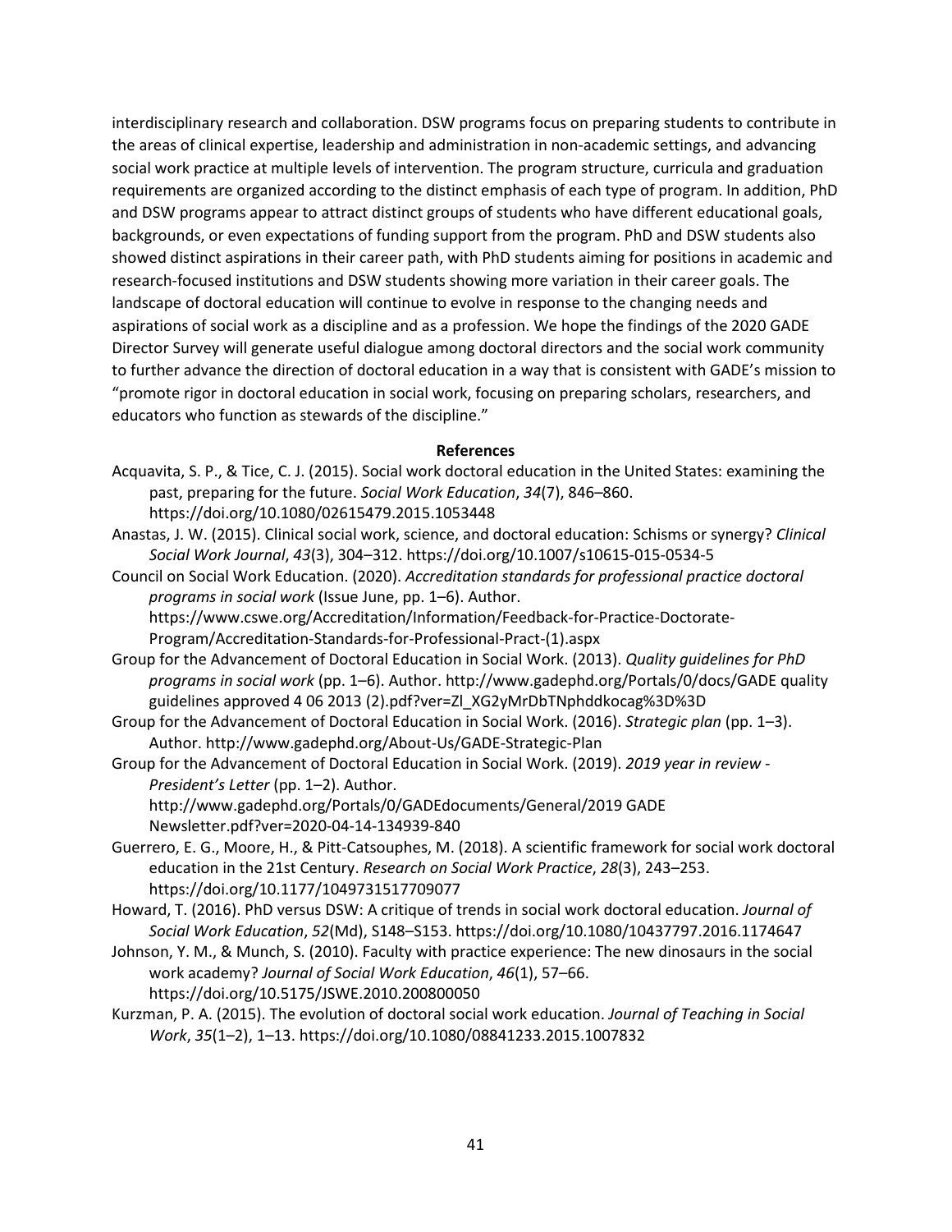interdisciplinary research and collaboration. DSW programs focus on preparing students to contribute in the areas of clinical expertise, leadership and administration in non-academic settings, and advancing social work practice at multiple levels of intervention. The program structure, curricula and graduation requirements are organized according to the distinct emphasis of each type of program. In addition, PhD and DSW programs appear to attract distinct groups of students who have different educational goals, backgrounds, or even expectations of funding support from the program. PhD and DSW students also showed distinct aspirations in their career path, with PhD students aiming for positions in academic and research-focused institutions and DSW students showing more variation in their career goals. The landscape of doctoral education will continue to evolve in response to the changing needs and aspirations of social work as a discipline and as a profession. We hope the findings of the 2020 GADE Director Survey will generate useful dialogue among doctoral directors and the social work community to further advance the direction of doctoral education in a way that is consistent with GADE's mission to "promote rigor in doctoral education in social work, focusing on preparing scholars, researchers, and educators who function as stewards of the discipline."

## References

Acquavita, S. P., & Tice, C. J. (2015). Social work doctoral education in the United States: examining the past, preparing for the future. *Social Work Education*, *34*(7), 846–860. https://doi.org/10.1080/02615479.2015.1053448

Anastas, J. W. (2015). Clinical social work, science, and doctoral education: Schisms or synergy? *Clinical Social Work Journal*, *43*(3), 304–312. https://doi.org/10.1007/s10615-015-0534-5

Council on Social Work Education. (2020). *Accreditation standards for professional practice doctoral programs in social work* (Issue June, pp. 1–6). Author. https://www.cswe.org/Accreditation/Information/Feedback-for-Practice-Doctorate-Program/Accreditation-Standards-for-Professional-Pract-(1).aspx

Group for the Advancement of Doctoral Education in Social Work. (2013). *Quality guidelines for PhD programs in social work* (pp. 1–6). Author. http://www.gadephd.org/Portals/0/docs/GADE quality guidelines approved 4 06 2013 (2).pdf?ver=Zl_XG2yMrDbTNphddkocag%3D%3D

Group for the Advancement of Doctoral Education in Social Work. (2016). *Strategic plan* (pp. 1–3). Author. http://www.gadephd.org/About-Us/GADE-Strategic-Plan

Group for the Advancement of Doctoral Education in Social Work. (2019). *2019 year in review - President's Letter* (pp. 1–2). Author. http://www.gadephd.org/Portals/0/GADEdocuments/General/2019 GADE Newsletter.pdf?ver=2020-04-14-134939-840

Guerrero, E. G., Moore, H., & Pitt-Catsouphes, M. (2018). A scientific framework for social work doctoral education in the 21st Century. *Research on Social Work Practice*, *28*(3), 243–253. https://doi.org/10.1177/1049731517709077

Howard, T. (2016). PhD versus DSW: A critique of trends in social work doctoral education. *Journal of Social Work Education*, *52*(Md), S148–S153. https://doi.org/10.1080/10437797.2016.1174647

Johnson, Y. M., & Munch, S. (2010). Faculty with practice experience: The new dinosaurs in the social work academy? *Journal of Social Work Education*, *46*(1), 57–66. https://doi.org/10.5175/JSWE.2010.200800050

Kurzman, P. A. (2015). The evolution of doctoral social work education. *Journal of Teaching in Social Work*, *35*(1–2), 1–13. https://doi.org/10.1080/08841233.2015.1007832